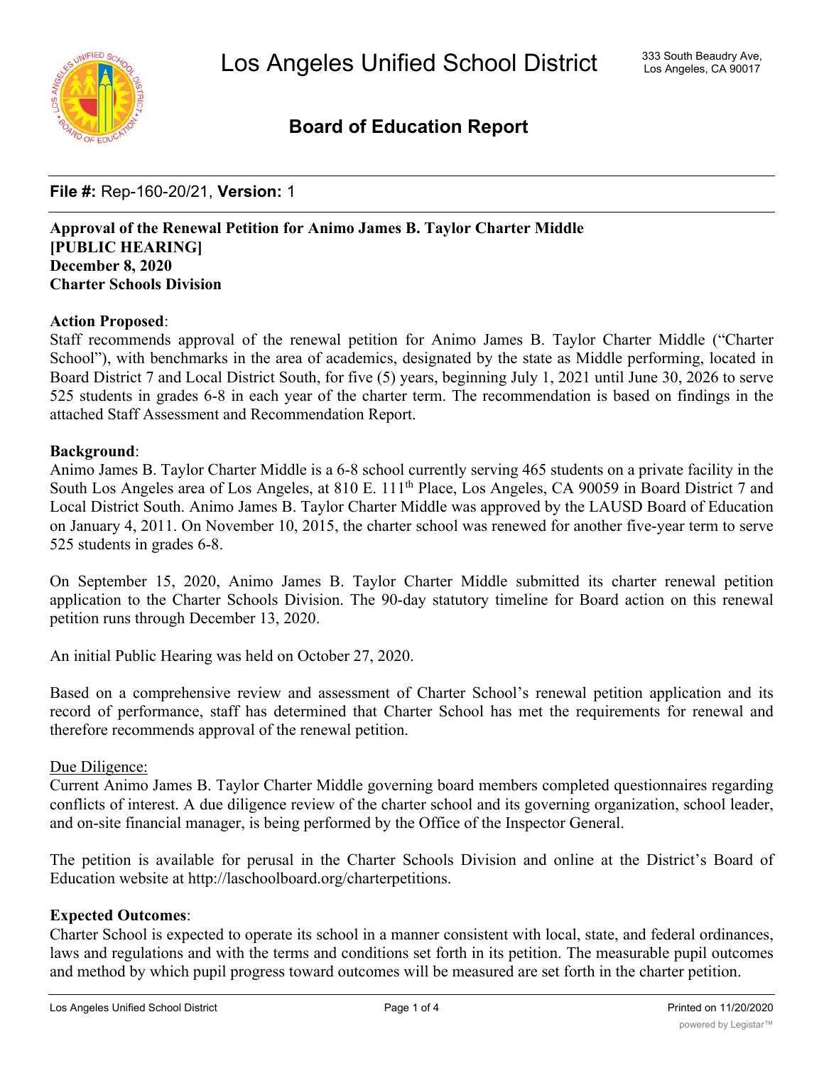# Los Angeles Unified School District

333 South Beaudry Ave, Los Angeles, CA 90017

## Board of Education Report

**File #:** Rep-160-20/21, **Version:** 1

**Approval of the Renewal Petition for Animo James B. Taylor Charter Middle**
**[PUBLIC HEARING]**
**December 8, 2020**
**Charter Schools Division**

**Action Proposed**:
Staff recommends approval of the renewal petition for Animo James B. Taylor Charter Middle ("Charter School"), with benchmarks in the area of academics, designated by the state as Middle performing, located in Board District 7 and Local District South, for five (5) years, beginning July 1, 2021 until June 30, 2026 to serve 525 students in grades 6-8 in each year of the charter term. The recommendation is based on findings in the attached Staff Assessment and Recommendation Report.

**Background**:
Animo James B. Taylor Charter Middle is a 6-8 school currently serving 465 students on a private facility in the South Los Angeles area of Los Angeles, at 810 E. 111th Place, Los Angeles, CA 90059 in Board District 7 and Local District South. Animo James B. Taylor Charter Middle was approved by the LAUSD Board of Education on January 4, 2011. On November 10, 2015, the charter school was renewed for another five-year term to serve 525 students in grades 6-8.

On September 15, 2020, Animo James B. Taylor Charter Middle submitted its charter renewal petition application to the Charter Schools Division. The 90-day statutory timeline for Board action on this renewal petition runs through December 13, 2020.

An initial Public Hearing was held on October 27, 2020.

Based on a comprehensive review and assessment of Charter School's renewal petition application and its record of performance, staff has determined that Charter School has met the requirements for renewal and therefore recommends approval of the renewal petition.

Due Diligence:
Current Animo James B. Taylor Charter Middle governing board members completed questionnaires regarding conflicts of interest. A due diligence review of the charter school and its governing organization, school leader, and on-site financial manager, is being performed by the Office of the Inspector General.

The petition is available for perusal in the Charter Schools Division and online at the District's Board of Education website at http://laschoolboard.org/charterpetitions.

**Expected Outcomes**:
Charter School is expected to operate its school in a manner consistent with local, state, and federal ordinances, laws and regulations and with the terms and conditions set forth in its petition. The measurable pupil outcomes and method by which pupil progress toward outcomes will be measured are set forth in the charter petition.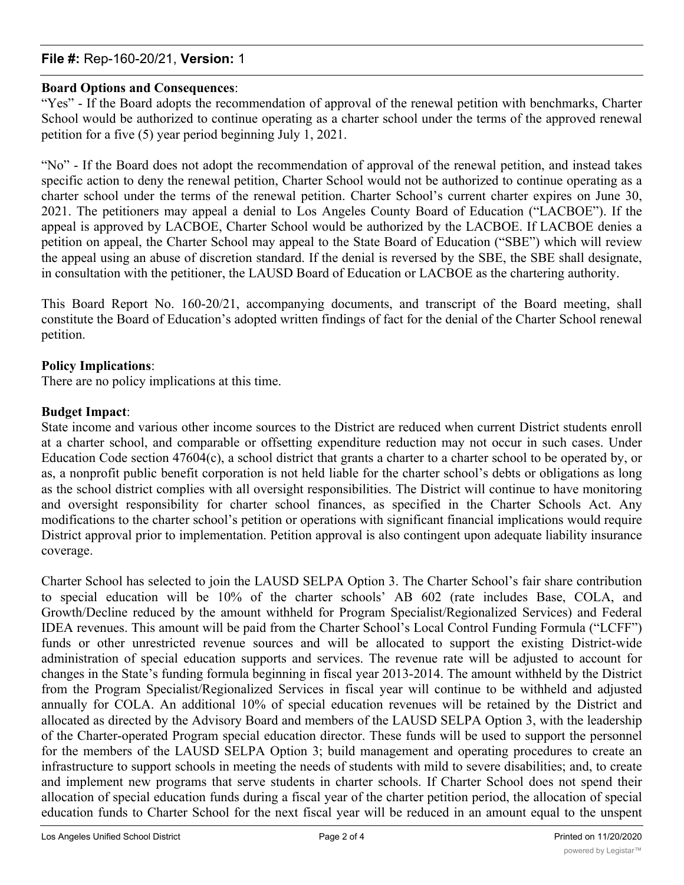**Board Options and Consequences**:

"Yes" - If the Board adopts the recommendation of approval of the renewal petition with benchmarks, Charter School would be authorized to continue operating as a charter school under the terms of the approved renewal petition for a five (5) year period beginning July 1, 2021.

"No" - If the Board does not adopt the recommendation of approval of the renewal petition, and instead takes specific action to deny the renewal petition, Charter School would not be authorized to continue operating as a charter school under the terms of the renewal petition. Charter School's current charter expires on June 30, 2021. The petitioners may appeal a denial to Los Angeles County Board of Education ("LACBOE"). If the appeal is approved by LACBOE, Charter School would be authorized by the LACBOE. If LACBOE denies a petition on appeal, the Charter School may appeal to the State Board of Education ("SBE") which will review the appeal using an abuse of discretion standard. If the denial is reversed by the SBE, the SBE shall designate, in consultation with the petitioner, the LAUSD Board of Education or LACBOE as the chartering authority.

This Board Report No. 160-20/21, accompanying documents, and transcript of the Board meeting, shall constitute the Board of Education's adopted written findings of fact for the denial of the Charter School renewal petition.

**Policy Implications**:

There are no policy implications at this time.

**Budget Impact**:

State income and various other income sources to the District are reduced when current District students enroll at a charter school, and comparable or offsetting expenditure reduction may not occur in such cases. Under Education Code section 47604(c), a school district that grants a charter to a charter school to be operated by, or as, a nonprofit public benefit corporation is not held liable for the charter school's debts or obligations as long as the school district complies with all oversight responsibilities. The District will continue to have monitoring and oversight responsibility for charter school finances, as specified in the Charter Schools Act. Any modifications to the charter school's petition or operations with significant financial implications would require District approval prior to implementation. Petition approval is also contingent upon adequate liability insurance coverage.

Charter School has selected to join the LAUSD SELPA Option 3. The Charter School's fair share contribution to special education will be 10% of the charter schools' AB 602 (rate includes Base, COLA, and Growth/Decline reduced by the amount withheld for Program Specialist/Regionalized Services) and Federal IDEA revenues. This amount will be paid from the Charter School's Local Control Funding Formula ("LCFF") funds or other unrestricted revenue sources and will be allocated to support the existing District-wide administration of special education supports and services. The revenue rate will be adjusted to account for changes in the State's funding formula beginning in fiscal year 2013-2014. The amount withheld by the District from the Program Specialist/Regionalized Services in fiscal year will continue to be withheld and adjusted annually for COLA. An additional 10% of special education revenues will be retained by the District and allocated as directed by the Advisory Board and members of the LAUSD SELPA Option 3, with the leadership of the Charter-operated Program special education director. These funds will be used to support the personnel for the members of the LAUSD SELPA Option 3; build management and operating procedures to create an infrastructure to support schools in meeting the needs of students with mild to severe disabilities; and, to create and implement new programs that serve students in charter schools. If Charter School does not spend their allocation of special education funds during a fiscal year of the charter petition period, the allocation of special education funds to Charter School for the next fiscal year will be reduced in an amount equal to the unspent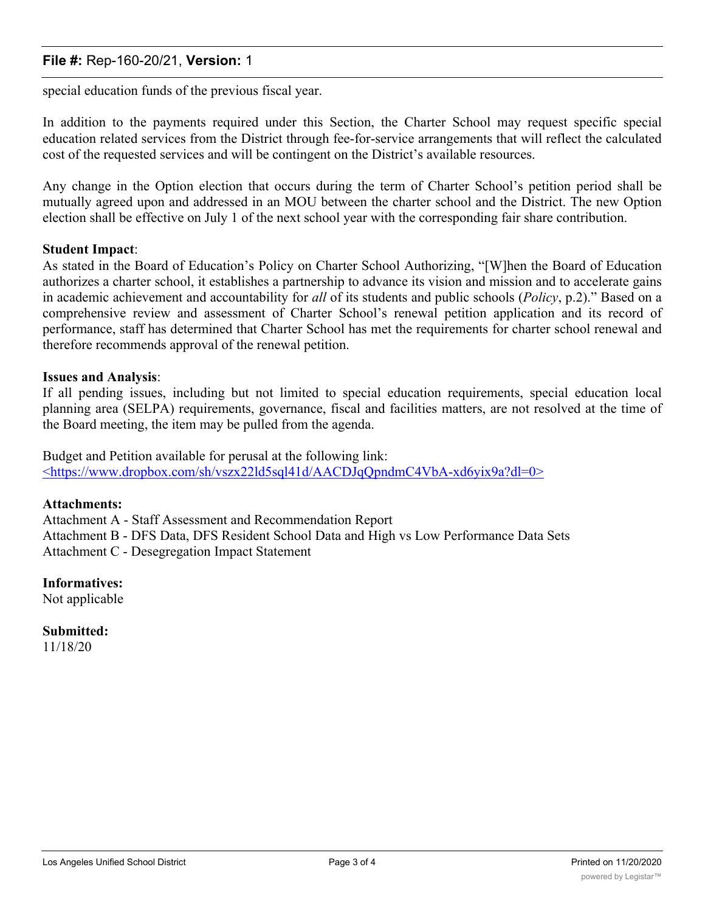special education funds of the previous fiscal year.

In addition to the payments required under this Section, the Charter School may request specific special education related services from the District through fee-for-service arrangements that will reflect the calculated cost of the requested services and will be contingent on the District's available resources.

Any change in the Option election that occurs during the term of Charter School's petition period shall be mutually agreed upon and addressed in an MOU between the charter school and the District. The new Option election shall be effective on July 1 of the next school year with the corresponding fair share contribution.

**Student Impact**:
As stated in the Board of Education's Policy on Charter School Authorizing, "[W]hen the Board of Education authorizes a charter school, it establishes a partnership to advance its vision and mission and to accelerate gains in academic achievement and accountability for *all* of its students and public schools (*Policy*, p.2)." Based on a comprehensive review and assessment of Charter School's renewal petition application and its record of performance, staff has determined that Charter School has met the requirements for charter school renewal and therefore recommends approval of the renewal petition.

**Issues and Analysis**:
If all pending issues, including but not limited to special education requirements, special education local planning area (SELPA) requirements, governance, fiscal and facilities matters, are not resolved at the time of the Board meeting, the item may be pulled from the agenda.

Budget and Petition available for perusal at the following link:
<https://www.dropbox.com/sh/vszx22ld5sql41d/AACDJqQpndmC4VbA-xd6yix9a?dl=0>

**Attachments:**
Attachment A - Staff Assessment and Recommendation Report
Attachment B - DFS Data, DFS Resident School Data and High vs Low Performance Data Sets
Attachment C - Desegregation Impact Statement

**Informatives:**
Not applicable

**Submitted:**
11/18/20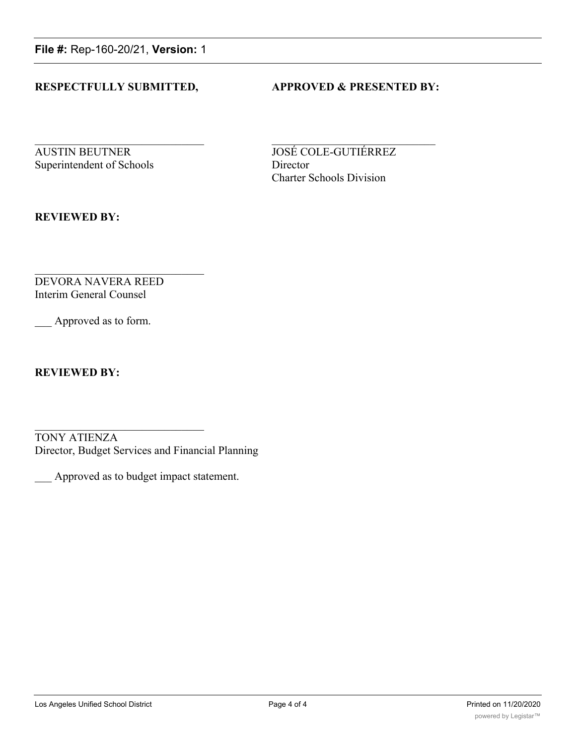**File #:** Rep-160-20/21, **Version:** 1

**RESPECTFULLY SUBMITTED,**

AUSTIN BEUTNER
Superintendent of Schools

**APPROVED & PRESENTED BY:**

JOSÉ COLE-GUTIÉRREZ
Director
Charter Schools Division

**REVIEWED BY:**

DEVORA NAVERA REED
Interim General Counsel

___ Approved as to form.

**REVIEWED BY:**

TONY ATIENZA
Director, Budget Services and Financial Planning

___ Approved as to budget impact statement.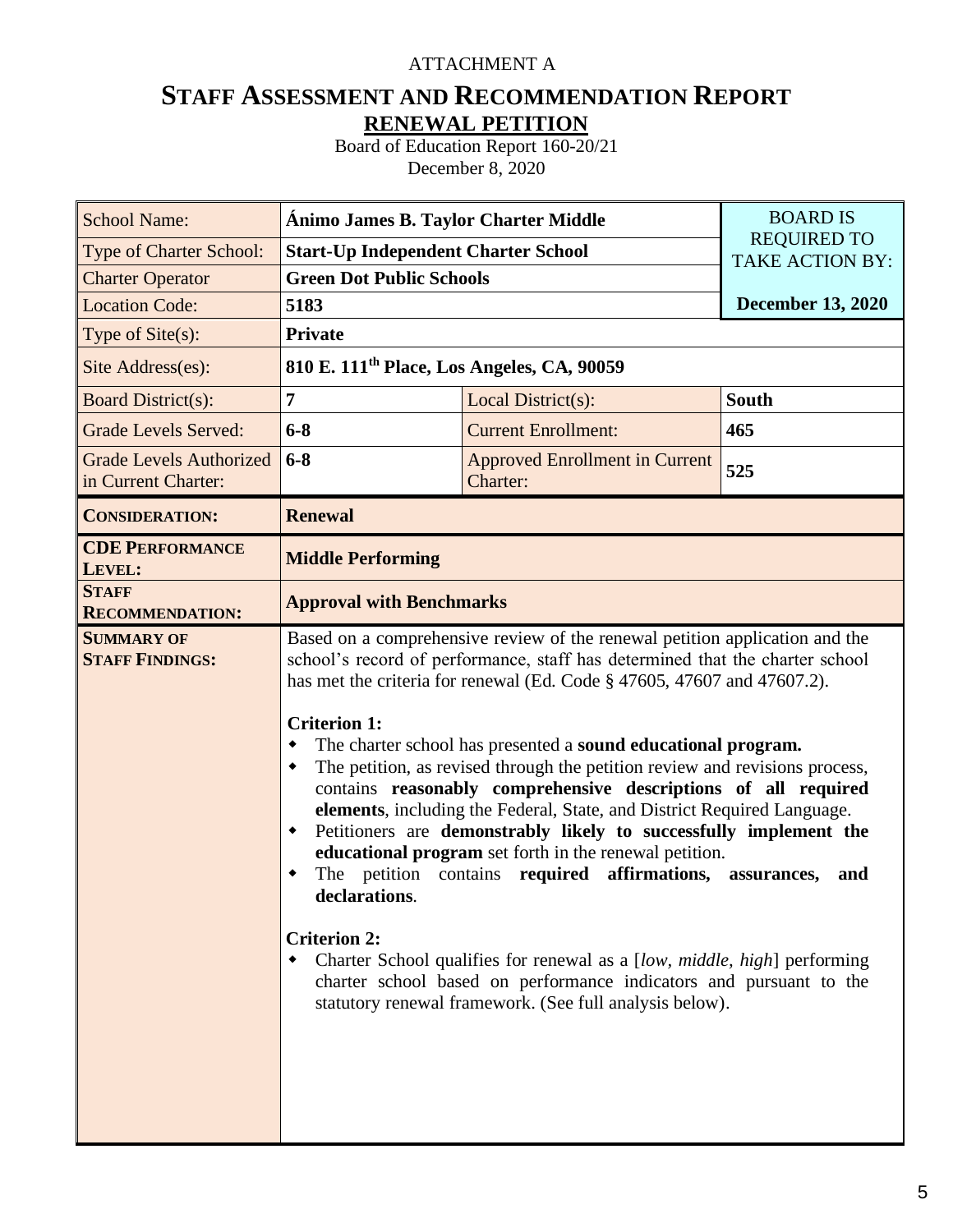ATTACHMENT A

# STAFF ASSESSMENT AND RECOMMENDATION REPORT

## RENEWAL PETITION

Board of Education Report 160-20/21
December 8, 2020

| | | | |
|---|---|---|---|
| School Name: | **Ánimo James B. Taylor Charter Middle** | | BOARD IS REQUIRED TO TAKE ACTION BY: **December 13, 2020** |
| Type of Charter School: | **Start-Up Independent Charter School** | | |
| Charter Operator | **Green Dot Public Schools** | | |
| Location Code: | **5183** | | |
| Type of Site(s): | **Private** | | |
| Site Address(es): | **810 E. 111th Place, Los Angeles, CA, 90059** | | |
| Board District(s): | **7** | Local District(s): | **South** |
| Grade Levels Served: | **6-8** | Current Enrollment: | **465** |
| Grade Levels Authorized in Current Charter: | **6-8** | Approved Enrollment in Current Charter: | **525** |
| **CONSIDERATION:** | **Renewal** | | |
| **CDE PERFORMANCE LEVEL:** | **Middle Performing** | | |
| **STAFF RECOMMENDATION:** | **Approval with Benchmarks** | | |
| **SUMMARY OF STAFF FINDINGS:** | Based on a comprehensive review of the renewal petition application and the school's record of performance, staff has determined that the charter school has met the criteria for renewal (Ed. Code § 47605, 47607 and 47607.2).<br><br>**Criterion 1:**<br>• The charter school has presented a **sound educational program.**<br>• The petition, as revised through the petition review and revisions process, contains **reasonably comprehensive descriptions of all required elements**, including the Federal, State, and District Required Language.<br>• Petitioners are **demonstrably likely to successfully implement the educational program** set forth in the renewal petition.<br>• The petition contains **required affirmations, assurances, and declarations**.<br><br>**Criterion 2:**<br>• Charter School qualifies for renewal as a [*low, middle, high*] performing charter school based on performance indicators and pursuant to the statutory renewal framework. (See full analysis below). | | |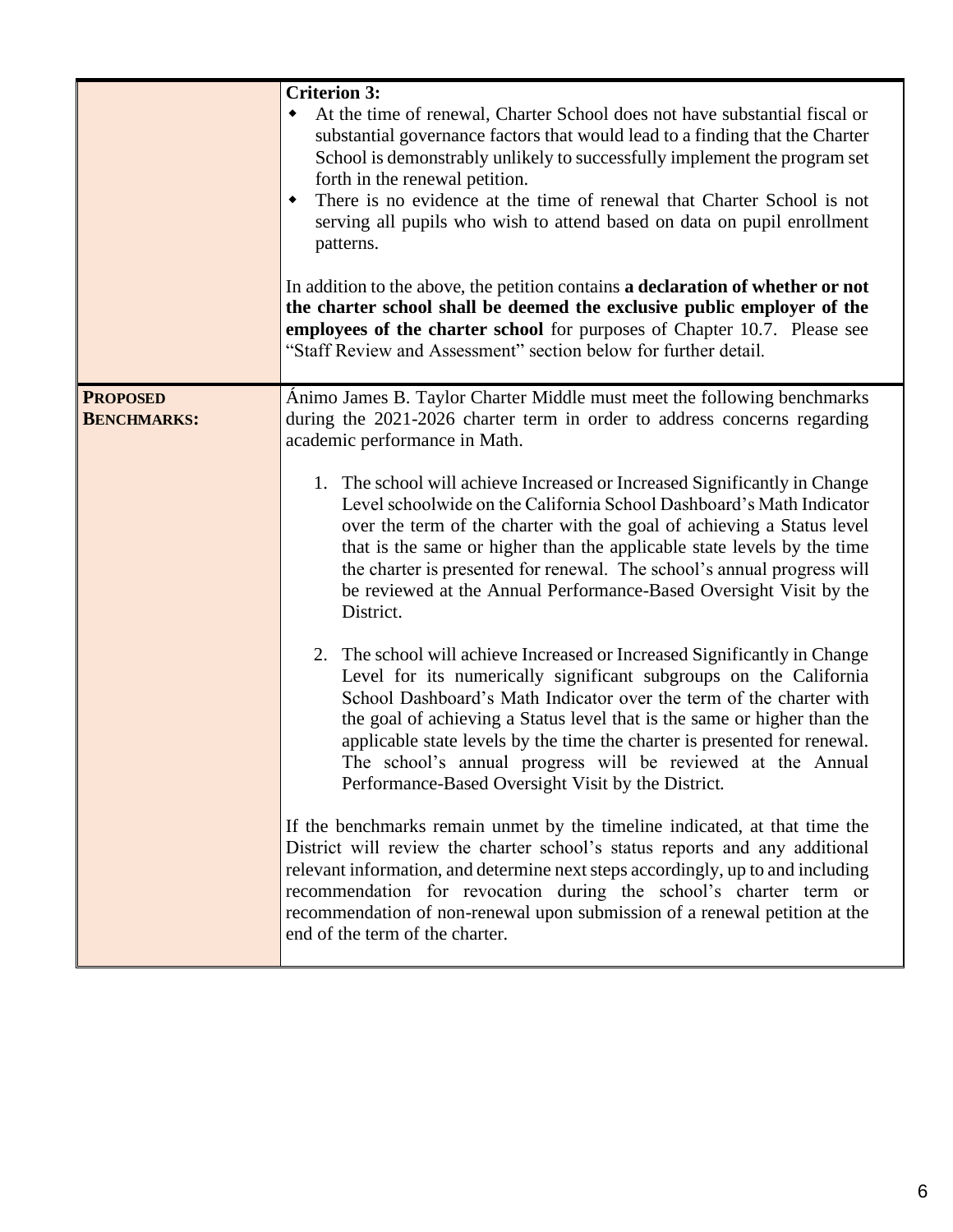| | |
|---|---|
| | **Criterion 3:**<br>◆ At the time of renewal, Charter School does not have substantial fiscal or substantial governance factors that would lead to a finding that the Charter School is demonstrably unlikely to successfully implement the program set forth in the renewal petition.<br>◆ There is no evidence at the time of renewal that Charter School is not serving all pupils who wish to attend based on data on pupil enrollment patterns.<br><br>In addition to the above, the petition contains **a declaration of whether or not the charter school shall be deemed the exclusive public employer of the employees of the charter school** for purposes of Chapter 10.7. Please see "Staff Review and Assessment" section below for further detail. |
| **PROPOSED BENCHMARKS:** | Ánimo James B. Taylor Charter Middle must meet the following benchmarks during the 2021-2026 charter term in order to address concerns regarding academic performance in Math.<br><br>1. The school will achieve Increased or Increased Significantly in Change Level schoolwide on the California School Dashboard's Math Indicator over the term of the charter with the goal of achieving a Status level that is the same or higher than the applicable state levels by the time the charter is presented for renewal. The school's annual progress will be reviewed at the Annual Performance-Based Oversight Visit by the District.<br><br>2. The school will achieve Increased or Increased Significantly in Change Level for its numerically significant subgroups on the California School Dashboard's Math Indicator over the term of the charter with the goal of achieving a Status level that is the same or higher than the applicable state levels by the time the charter is presented for renewal. The school's annual progress will be reviewed at the Annual Performance-Based Oversight Visit by the District.<br><br>If the benchmarks remain unmet by the timeline indicated, at that time the District will review the charter school's status reports and any additional relevant information, and determine next steps accordingly, up to and including recommendation for revocation during the school's charter term or recommendation of non-renewal upon submission of a renewal petition at the end of the term of the charter. |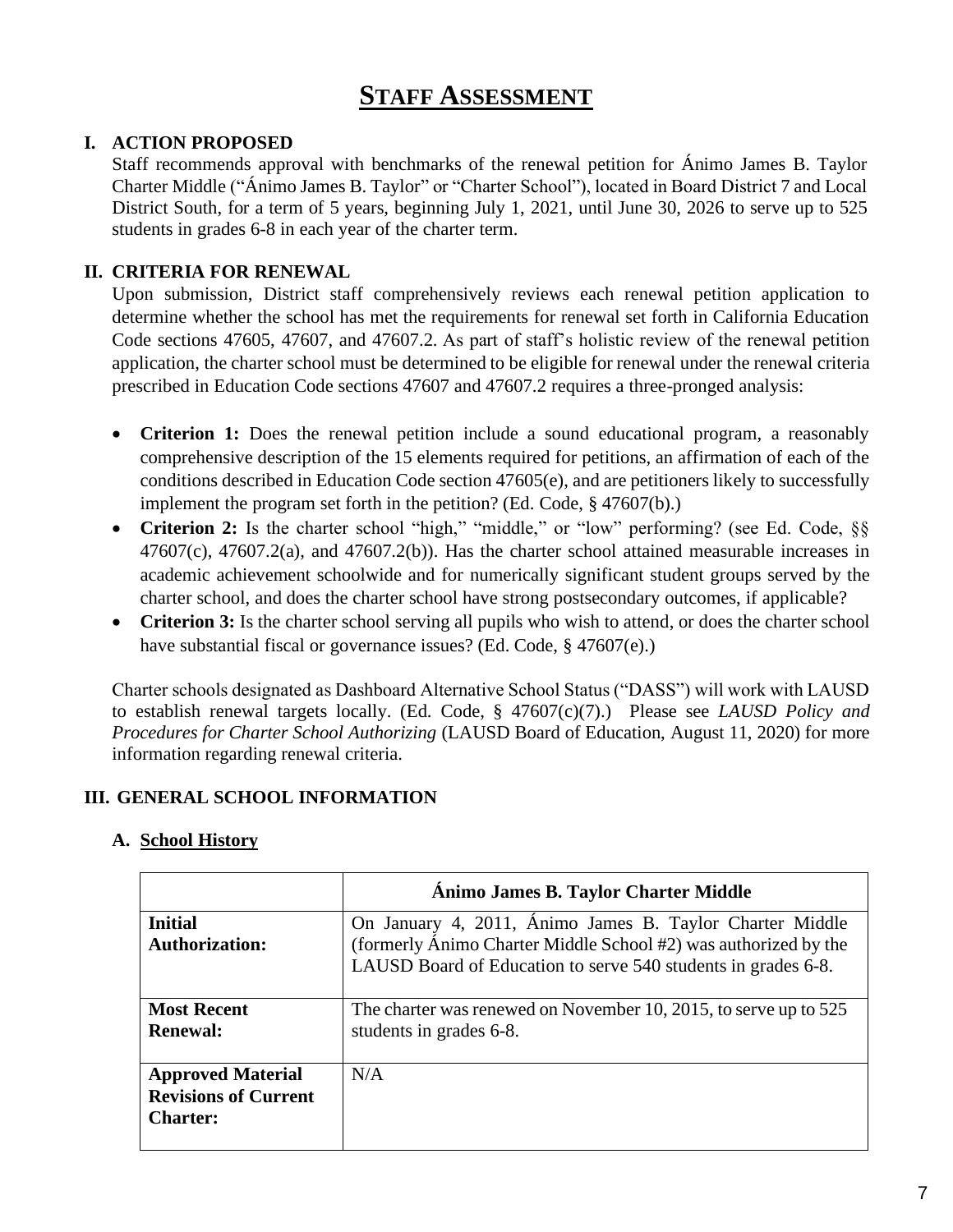# STAFF ASSESSMENT

## I. ACTION PROPOSED

Staff recommends approval with benchmarks of the renewal petition for Ánimo James B. Taylor Charter Middle ("Ánimo James B. Taylor" or "Charter School"), located in Board District 7 and Local District South, for a term of 5 years, beginning July 1, 2021, until June 30, 2026 to serve up to 525 students in grades 6-8 in each year of the charter term.

## II. CRITERIA FOR RENEWAL

Upon submission, District staff comprehensively reviews each renewal petition application to determine whether the school has met the requirements for renewal set forth in California Education Code sections 47605, 47607, and 47607.2. As part of staff's holistic review of the renewal petition application, the charter school must be determined to be eligible for renewal under the renewal criteria prescribed in Education Code sections 47607 and 47607.2 requires a three-pronged analysis:

- **Criterion 1:** Does the renewal petition include a sound educational program, a reasonably comprehensive description of the 15 elements required for petitions, an affirmation of each of the conditions described in Education Code section 47605(e), and are petitioners likely to successfully implement the program set forth in the petition? (Ed. Code, § 47607(b).)
- **Criterion 2:** Is the charter school "high," "middle," or "low" performing? (see Ed. Code, §§ 47607(c), 47607.2(a), and 47607.2(b)). Has the charter school attained measurable increases in academic achievement schoolwide and for numerically significant student groups served by the charter school, and does the charter school have strong postsecondary outcomes, if applicable?
- **Criterion 3:** Is the charter school serving all pupils who wish to attend, or does the charter school have substantial fiscal or governance issues? (Ed. Code, § 47607(e).)

Charter schools designated as Dashboard Alternative School Status ("DASS") will work with LAUSD to establish renewal targets locally. (Ed. Code, § 47607(c)(7).) Please see *LAUSD Policy and Procedures for Charter School Authorizing* (LAUSD Board of Education, August 11, 2020) for more information regarding renewal criteria.

## III. GENERAL SCHOOL INFORMATION

### A. School History

| | Ánimo James B. Taylor Charter Middle |
|---|---|
| **Initial Authorization:** | On January 4, 2011, Ánimo James B. Taylor Charter Middle (formerly Ánimo Charter Middle School #2) was authorized by the LAUSD Board of Education to serve 540 students in grades 6-8. |
| **Most Recent Renewal:** | The charter was renewed on November 10, 2015, to serve up to 525 students in grades 6-8. |
| **Approved Material Revisions of Current Charter:** | N/A |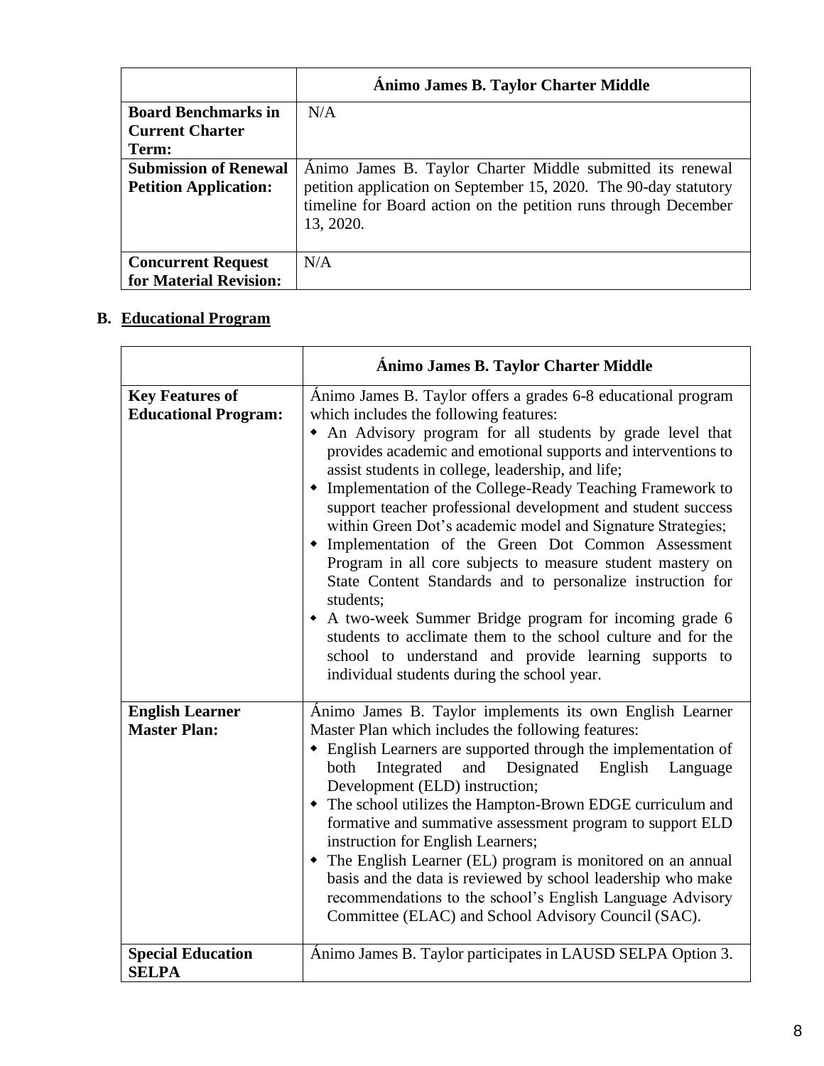| | Ánimo James B. Taylor Charter Middle |
|---|---|
| **Board Benchmarks in Current Charter Term:** | N/A |
| **Submission of Renewal Petition Application:** | Ánimo James B. Taylor Charter Middle submitted its renewal petition application on September 15, 2020. The 90-day statutory timeline for Board action on the petition runs through December 13, 2020. |
| **Concurrent Request for Material Revision:** | N/A |

**B. Educational Program**

| | Ánimo James B. Taylor Charter Middle |
|---|---|
| **Key Features of Educational Program:** | Ánimo James B. Taylor offers a grades 6-8 educational program which includes the following features:<br>• An Advisory program for all students by grade level that provides academic and emotional supports and interventions to assist students in college, leadership, and life;<br>• Implementation of the College-Ready Teaching Framework to support teacher professional development and student success within Green Dot's academic model and Signature Strategies;<br>• Implementation of the Green Dot Common Assessment Program in all core subjects to measure student mastery on State Content Standards and to personalize instruction for students;<br>• A two-week Summer Bridge program for incoming grade 6 students to acclimate them to the school culture and for the school to understand and provide learning supports to individual students during the school year. |
| **English Learner Master Plan:** | Ánimo James B. Taylor implements its own English Learner Master Plan which includes the following features:<br>• English Learners are supported through the implementation of both Integrated and Designated English Language Development (ELD) instruction;<br>• The school utilizes the Hampton-Brown EDGE curriculum and formative and summative assessment program to support ELD instruction for English Learners;<br>• The English Learner (EL) program is monitored on an annual basis and the data is reviewed by school leadership who make recommendations to the school's English Language Advisory Committee (ELAC) and School Advisory Council (SAC). |
| **Special Education SELPA** | Ánimo James B. Taylor participates in LAUSD SELPA Option 3. |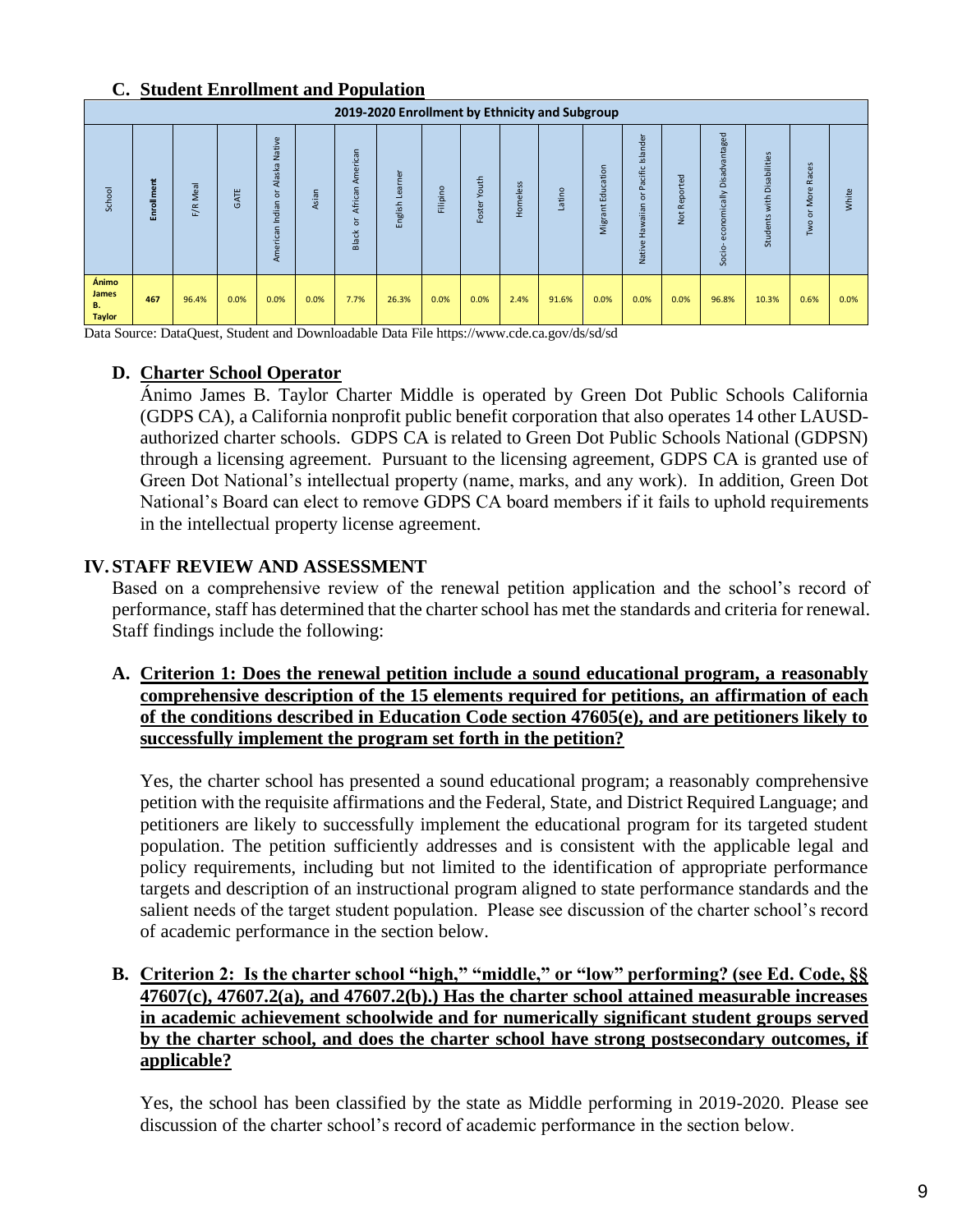## C. Student Enrollment and Population

| 2019-2020 Enrollment by Ethnicity and Subgroup | | | | | | | | | | | | | | | | | | |
|---|---|---|---|---|---|---|---|---|---|---|---|---|---|---|---|---|---|---|
| School | Enrollment | F/R Meal | GATE | American Indian or Alaska Native | Asian | Black or African American | English Learner | Filipino | Foster Youth | Homeless | Latino | Migrant Education | Native Hawaiian or Pacific Islander | Not Reported | Socio-economically Disadvantaged | Students with Disabilities | Two or More Races | White |
| Ánimo James B. Taylor | 467 | 96.4% | 0.0% | 0.0% | 0.0% | 7.7% | 26.3% | 0.0% | 0.0% | 2.4% | 91.6% | 0.0% | 0.0% | 0.0% | 96.8% | 10.3% | 0.6% | 0.0% |

Data Source: DataQuest, Student and Downloadable Data File https://www.cde.ca.gov/ds/sd/sd

### D. Charter School Operator

Ánimo James B. Taylor Charter Middle is operated by Green Dot Public Schools California (GDPS CA), a California nonprofit public benefit corporation that also operates 14 other LAUSD-authorized charter schools. GDPS CA is related to Green Dot Public Schools National (GDPSN) through a licensing agreement. Pursuant to the licensing agreement, GDPS CA is granted use of Green Dot National's intellectual property (name, marks, and any work). In addition, Green Dot National's Board can elect to remove GDPS CA board members if it fails to uphold requirements in the intellectual property license agreement.

## IV. STAFF REVIEW AND ASSESSMENT

Based on a comprehensive review of the renewal petition application and the school's record of performance, staff has determined that the charter school has met the standards and criteria for renewal. Staff findings include the following:

### A. Criterion 1: Does the renewal petition include a sound educational program, a reasonably comprehensive description of the 15 elements required for petitions, an affirmation of each of the conditions described in Education Code section 47605(e), and are petitioners likely to successfully implement the program set forth in the petition?

Yes, the charter school has presented a sound educational program; a reasonably comprehensive petition with the requisite affirmations and the Federal, State, and District Required Language; and petitioners are likely to successfully implement the educational program for its targeted student population. The petition sufficiently addresses and is consistent with the applicable legal and policy requirements, including but not limited to the identification of appropriate performance targets and description of an instructional program aligned to state performance standards and the salient needs of the target student population. Please see discussion of the charter school's record of academic performance in the section below.

### B. Criterion 2: Is the charter school "high," "middle," or "low" performing? (see Ed. Code, §§ 47607(c), 47607.2(a), and 47607.2(b).) Has the charter school attained measurable increases in academic achievement schoolwide and for numerically significant student groups served by the charter school, and does the charter school have strong postsecondary outcomes, if applicable?

Yes, the school has been classified by the state as Middle performing in 2019-2020. Please see discussion of the charter school's record of academic performance in the section below.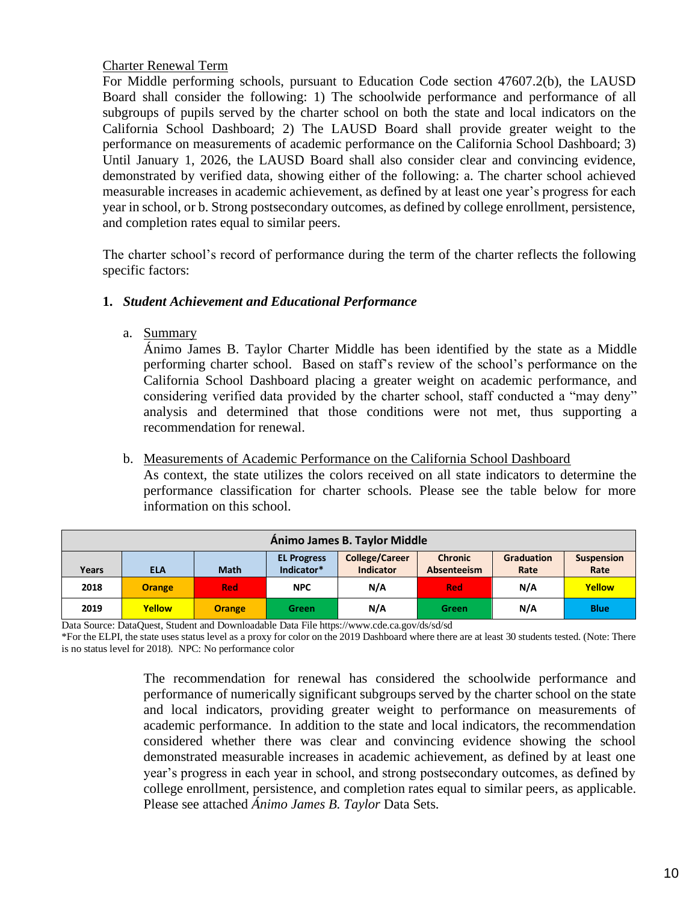Charter Renewal Term

For Middle performing schools, pursuant to Education Code section 47607.2(b), the LAUSD Board shall consider the following: 1) The schoolwide performance and performance of all subgroups of pupils served by the charter school on both the state and local indicators on the California School Dashboard; 2) The LAUSD Board shall provide greater weight to the performance on measurements of academic performance on the California School Dashboard; 3) Until January 1, 2026, the LAUSD Board shall also consider clear and convincing evidence, demonstrated by verified data, showing either of the following: a. The charter school achieved measurable increases in academic achievement, as defined by at least one year's progress for each year in school, or b. Strong postsecondary outcomes, as defined by college enrollment, persistence, and completion rates equal to similar peers.

The charter school's record of performance during the term of the charter reflects the following specific factors:

1. ***Student Achievement and Educational Performance***

   a. Summary
   Ánimo James B. Taylor Charter Middle has been identified by the state as a Middle performing charter school. Based on staff's review of the school's performance on the California School Dashboard placing a greater weight on academic performance, and considering verified data provided by the charter school, staff conducted a "may deny" analysis and determined that those conditions were not met, thus supporting a recommendation for renewal.

   b. Measurements of Academic Performance on the California School Dashboard
   As context, the state utilizes the colors received on all state indicators to determine the performance classification for charter schools. Please see the table below for more information on this school.

| Ánimo James B. Taylor Middle | | | | | | | |
|---|---|---|---|---|---|---|---|
| Years | ELA | Math | EL Progress Indicator* | College/Career Indicator | Chronic Absenteeism | Graduation Rate | Suspension Rate |
| 2018 | Orange | Red | NPC | N/A | Red | N/A | Yellow |
| 2019 | Yellow | Orange | Green | N/A | Green | N/A | Blue |

Data Source: DataQuest, Student and Downloadable Data File https://www.cde.ca.gov/ds/sd/sd
*For the ELPI, the state uses status level as a proxy for color on the 2019 Dashboard where there are at least 30 students tested. (Note: There is no status level for 2018). NPC: No performance color

The recommendation for renewal has considered the schoolwide performance and performance of numerically significant subgroups served by the charter school on the state and local indicators, providing greater weight to performance on measurements of academic performance. In addition to the state and local indicators, the recommendation considered whether there was clear and convincing evidence showing the school demonstrated measurable increases in academic achievement, as defined by at least one year's progress in each year in school, and strong postsecondary outcomes, as defined by college enrollment, persistence, and completion rates equal to similar peers, as applicable. Please see attached *Ánimo James B. Taylor* Data Sets.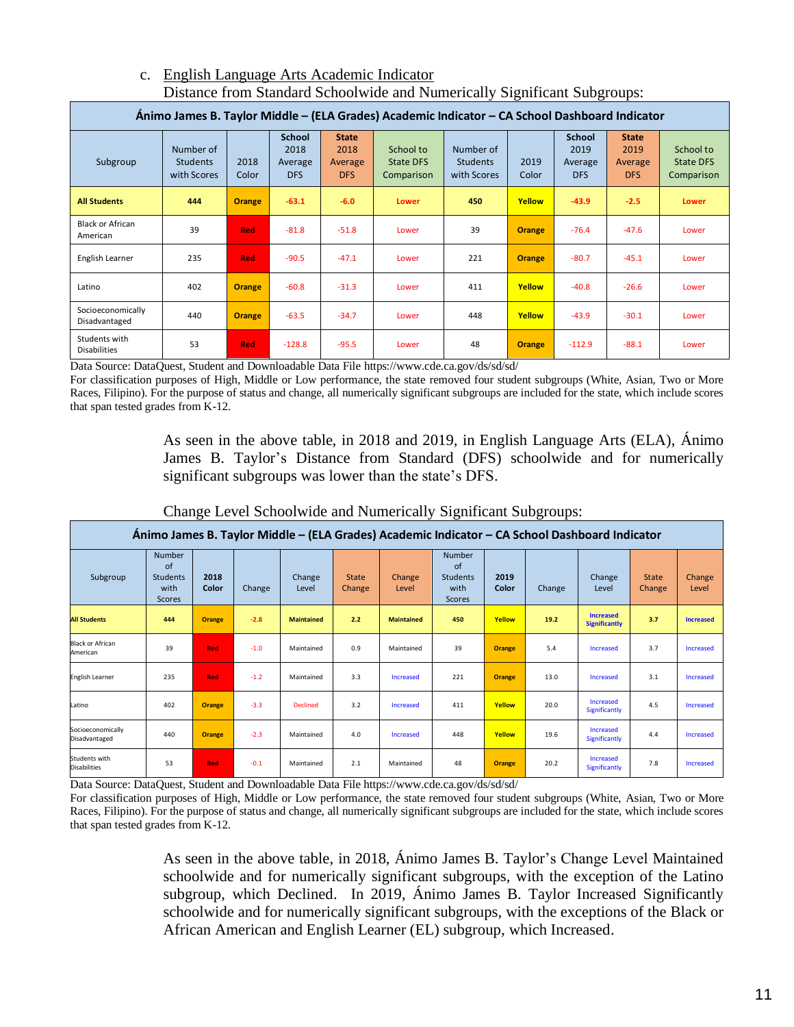c. English Language Arts Academic Indicator

Distance from Standard Schoolwide and Numerically Significant Subgroups:

| Ánimo James B. Taylor Middle – (ELA Grades) Academic Indicator – CA School Dashboard Indicator | | | | | | | | | | |
|---|---|---|---|---|---|---|---|---|---|---|
| Subgroup | Number of Students with Scores | 2018 Color | School 2018 Average DFS | State 2018 Average DFS | School to State DFS Comparison | Number of Students with Scores | 2019 Color | School 2019 Average DFS | State 2019 Average DFS | School to State DFS Comparison |
| **All Students** | **444** | **Orange** | **-63.1** | **-6.0** | **Lower** | **450** | **Yellow** | **-43.9** | **-2.5** | **Lower** |
| Black or African American | 39 | Red | -81.8 | -51.8 | Lower | 39 | Orange | -76.4 | -47.6 | Lower |
| English Learner | 235 | Red | -90.5 | -47.1 | Lower | 221 | Orange | -80.7 | -45.1 | Lower |
| Latino | 402 | Orange | -60.8 | -31.3 | Lower | 411 | Yellow | -40.8 | -26.6 | Lower |
| Socioeconomically Disadvantaged | 440 | Orange | -63.5 | -34.7 | Lower | 448 | Yellow | -43.9 | -30.1 | Lower |
| Students with Disabilities | 53 | Red | -128.8 | -95.5 | Lower | 48 | Orange | -112.9 | -88.1 | Lower |

Data Source: DataQuest, Student and Downloadable Data File https://www.cde.ca.gov/ds/sd/sd/

For classification purposes of High, Middle or Low performance, the state removed four student subgroups (White, Asian, Two or More Races, Filipino). For the purpose of status and change, all numerically significant subgroups are included for the state, which include scores that span tested grades from K-12.

As seen in the above table, in 2018 and 2019, in English Language Arts (ELA), Ánimo James B. Taylor's Distance from Standard (DFS) schoolwide and for numerically significant subgroups was lower than the state's DFS.

Change Level Schoolwide and Numerically Significant Subgroups:

| Ánimo James B. Taylor Middle – (ELA Grades) Academic Indicator – CA School Dashboard Indicator | | | | | | | | | | | |
|---|---|---|---|---|---|---|---|---|---|---|---|
| Subgroup | Number of Students with Scores | 2018 Color | Change | Change Level | State Change | Change Level | Number of Students with Scores | 2019 Color | Change | Change Level | State Change | Change Level |
| **All Students** | **444** | **Orange** | **-2.8** | **Maintained** | **2.2** | **Maintained** | **450** | **Yellow** | **19.2** | **Increased Significantly** | **3.7** | **Increased** |
| Black or African American | 39 | Red | -1.0 | Maintained | 0.9 | Maintained | 39 | Orange | 5.4 | Increased | 3.7 | Increased |
| English Learner | 235 | Red | -1.2 | Maintained | 3.3 | Increased | 221 | Orange | 13.0 | Increased | 3.1 | Increased |
| Latino | 402 | Orange | -3.3 | Declined | 3.2 | Increased | 411 | Yellow | 20.0 | Increased Significantly | 4.5 | Increased |
| Socioeconomically Disadvantaged | 440 | Orange | -2.3 | Maintained | 4.0 | Increased | 448 | Yellow | 19.6 | Increased Significantly | 4.4 | Increased |
| Students with Disabilities | 53 | Red | -0.1 | Maintained | 2.1 | Maintained | 48 | Orange | 20.2 | Increased Significantly | 7.8 | Increased |

Data Source: DataQuest, Student and Downloadable Data File https://www.cde.ca.gov/ds/sd/sd/

For classification purposes of High, Middle or Low performance, the state removed four student subgroups (White, Asian, Two or More Races, Filipino). For the purpose of status and change, all numerically significant subgroups are included for the state, which include scores that span tested grades from K-12.

As seen in the above table, in 2018, Ánimo James B. Taylor's Change Level Maintained schoolwide and for numerically significant subgroups, with the exception of the Latino subgroup, which Declined. In 2019, Ánimo James B. Taylor Increased Significantly schoolwide and for numerically significant subgroups, with the exceptions of the Black or African American and English Learner (EL) subgroup, which Increased.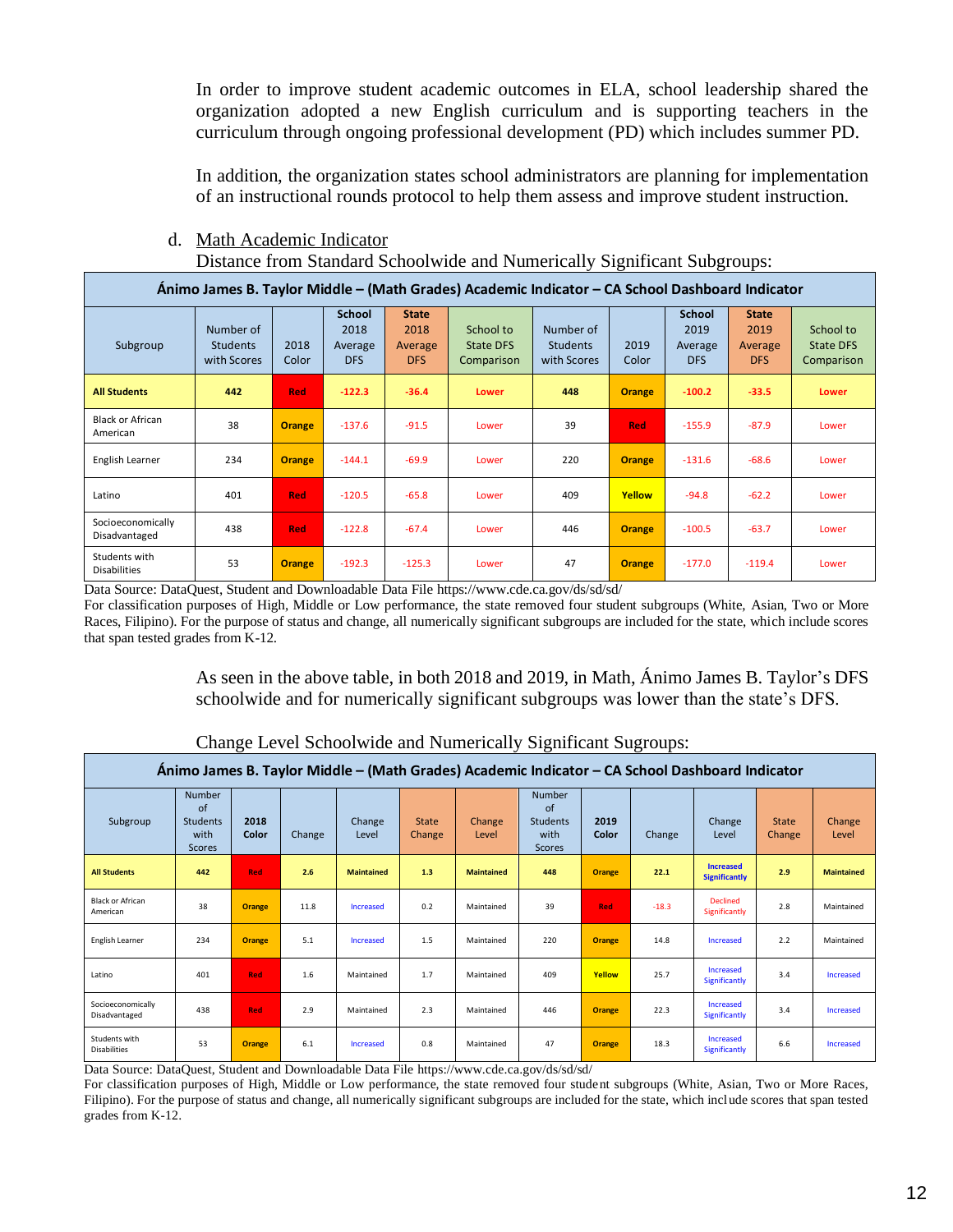In order to improve student academic outcomes in ELA, school leadership shared the organization adopted a new English curriculum and is supporting teachers in the curriculum through ongoing professional development (PD) which includes summer PD.

In addition, the organization states school administrators are planning for implementation of an instructional rounds protocol to help them assess and improve student instruction.

d. Math Academic Indicator

Distance from Standard Schoolwide and Numerically Significant Subgroups:

| Ánimo James B. Taylor Middle – (Math Grades) Academic Indicator – CA School Dashboard Indicator | | | | | | | | | | |
|---|---|---|---|---|---|---|---|---|---|---|
| Subgroup | Number of Students with Scores | 2018 Color | School 2018 Average DFS | State 2018 Average DFS | School to State DFS Comparison | Number of Students with Scores | 2019 Color | School 2019 Average DFS | State 2019 Average DFS | School to State DFS Comparison |
| **All Students** | **442** | **Red** | **-122.3** | **-36.4** | **Lower** | **448** | **Orange** | **-100.2** | **-33.5** | **Lower** |
| Black or African American | 38 | Orange | -137.6 | -91.5 | Lower | 39 | Red | -155.9 | -87.9 | Lower |
| English Learner | 234 | Orange | -144.1 | -69.9 | Lower | 220 | Orange | -131.6 | -68.6 | Lower |
| Latino | 401 | Red | -120.5 | -65.8 | Lower | 409 | Yellow | -94.8 | -62.2 | Lower |
| Socioeconomically Disadvantaged | 438 | Red | -122.8 | -67.4 | Lower | 446 | Orange | -100.5 | -63.7 | Lower |
| Students with Disabilities | 53 | Orange | -192.3 | -125.3 | Lower | 47 | Orange | -177.0 | -119.4 | Lower |

Data Source: DataQuest, Student and Downloadable Data File https://www.cde.ca.gov/ds/sd/sd/

For classification purposes of High, Middle or Low performance, the state removed four student subgroups (White, Asian, Two or More Races, Filipino). For the purpose of status and change, all numerically significant subgroups are included for the state, which include scores that span tested grades from K-12.

As seen in the above table, in both 2018 and 2019, in Math, Ánimo James B. Taylor's DFS schoolwide and for numerically significant subgroups was lower than the state's DFS.

Change Level Schoolwide and Numerically Significant Sugroups:

| Ánimo James B. Taylor Middle – (Math Grades) Academic Indicator – CA School Dashboard Indicator | | | | | | | | | | | |
|---|---|---|---|---|---|---|---|---|---|---|---|
| Subgroup | Number of Students with Scores | 2018 Color | Change | Change Level | State Change | Change Level | Number of Students with Scores | 2019 Color | Change | Change Level | State Change | Change Level |
| **All Students** | **442** | **Red** | **2.6** | **Maintained** | **1.3** | **Maintained** | **448** | **Orange** | **22.1** | **Increased Significantly** | **2.9** | **Maintained** |
| Black or African American | 38 | Orange | 11.8 | Increased | 0.2 | Maintained | 39 | Red | -18.3 | Declined Significantly | 2.8 | Maintained |
| English Learner | 234 | Orange | 5.1 | Increased | 1.5 | Maintained | 220 | Orange | 14.8 | Increased | 2.2 | Maintained |
| Latino | 401 | Red | 1.6 | Maintained | 1.7 | Maintained | 409 | Yellow | 25.7 | Increased Significantly | 3.4 | Increased |
| Socioeconomically Disadvantaged | 438 | Red | 2.9 | Maintained | 2.3 | Maintained | 446 | Orange | 22.3 | Increased Significantly | 3.4 | Increased |
| Students with Disabilities | 53 | Orange | 6.1 | Increased | 0.8 | Maintained | 47 | Orange | 18.3 | Increased Significantly | 6.6 | Increased |

Data Source: DataQuest, Student and Downloadable Data File https://www.cde.ca.gov/ds/sd/sd/

For classification purposes of High, Middle or Low performance, the state removed four student subgroups (White, Asian, Two or More Races, Filipino). For the purpose of status and change, all numerically significant subgroups are included for the state, which include scores that span tested grades from K-12.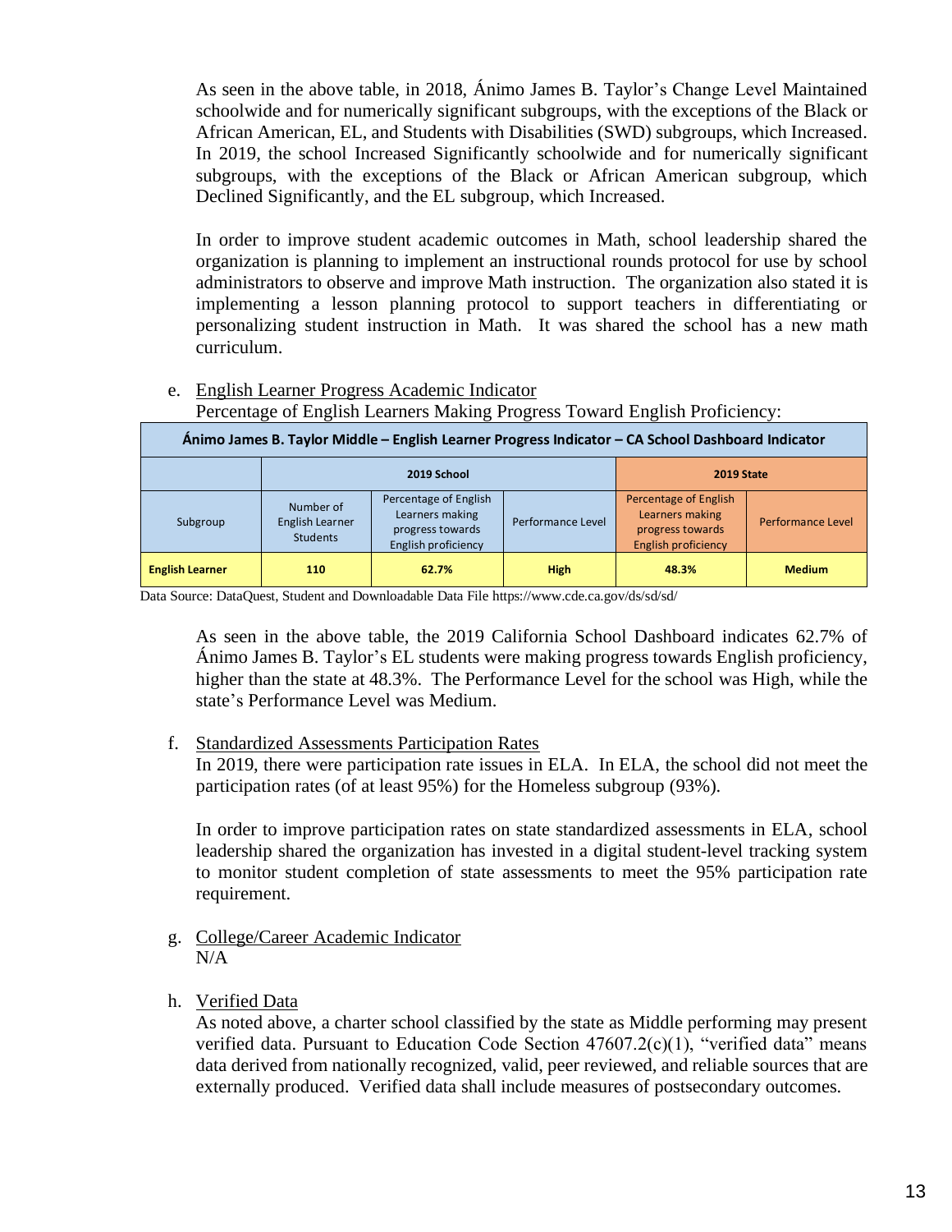As seen in the above table, in 2018, Ánimo James B. Taylor's Change Level Maintained schoolwide and for numerically significant subgroups, with the exceptions of the Black or African American, EL, and Students with Disabilities (SWD) subgroups, which Increased. In 2019, the school Increased Significantly schoolwide and for numerically significant subgroups, with the exceptions of the Black or African American subgroup, which Declined Significantly, and the EL subgroup, which Increased.

In order to improve student academic outcomes in Math, school leadership shared the organization is planning to implement an instructional rounds protocol for use by school administrators to observe and improve Math instruction. The organization also stated it is implementing a lesson planning protocol to support teachers in differentiating or personalizing student instruction in Math. It was shared the school has a new math curriculum.

e. English Learner Progress Academic Indicator

Percentage of English Learners Making Progress Toward English Proficiency:

| Ánimo James B. Taylor Middle – English Learner Progress Indicator – CA School Dashboard Indicator | | | | | |
|---|---|---|---|---|---|
| | 2019 School | | | 2019 State | |
| Subgroup | Number of English Learner Students | Percentage of English Learners making progress towards English proficiency | Performance Level | Percentage of English Learners making progress towards English proficiency | Performance Level |
| **English Learner** | **110** | **62.7%** | **High** | **48.3%** | **Medium** |

Data Source: DataQuest, Student and Downloadable Data File https://www.cde.ca.gov/ds/sd/sd/

As seen in the above table, the 2019 California School Dashboard indicates 62.7% of Ánimo James B. Taylor's EL students were making progress towards English proficiency, higher than the state at 48.3%. The Performance Level for the school was High, while the state's Performance Level was Medium.

f. Standardized Assessments Participation Rates

In 2019, there were participation rate issues in ELA. In ELA, the school did not meet the participation rates (of at least 95%) for the Homeless subgroup (93%).

In order to improve participation rates on state standardized assessments in ELA, school leadership shared the organization has invested in a digital student-level tracking system to monitor student completion of state assessments to meet the 95% participation rate requirement.

g. College/Career Academic Indicator

N/A

h. Verified Data

As noted above, a charter school classified by the state as Middle performing may present verified data. Pursuant to Education Code Section 47607.2(c)(1), "verified data" means data derived from nationally recognized, valid, peer reviewed, and reliable sources that are externally produced. Verified data shall include measures of postsecondary outcomes.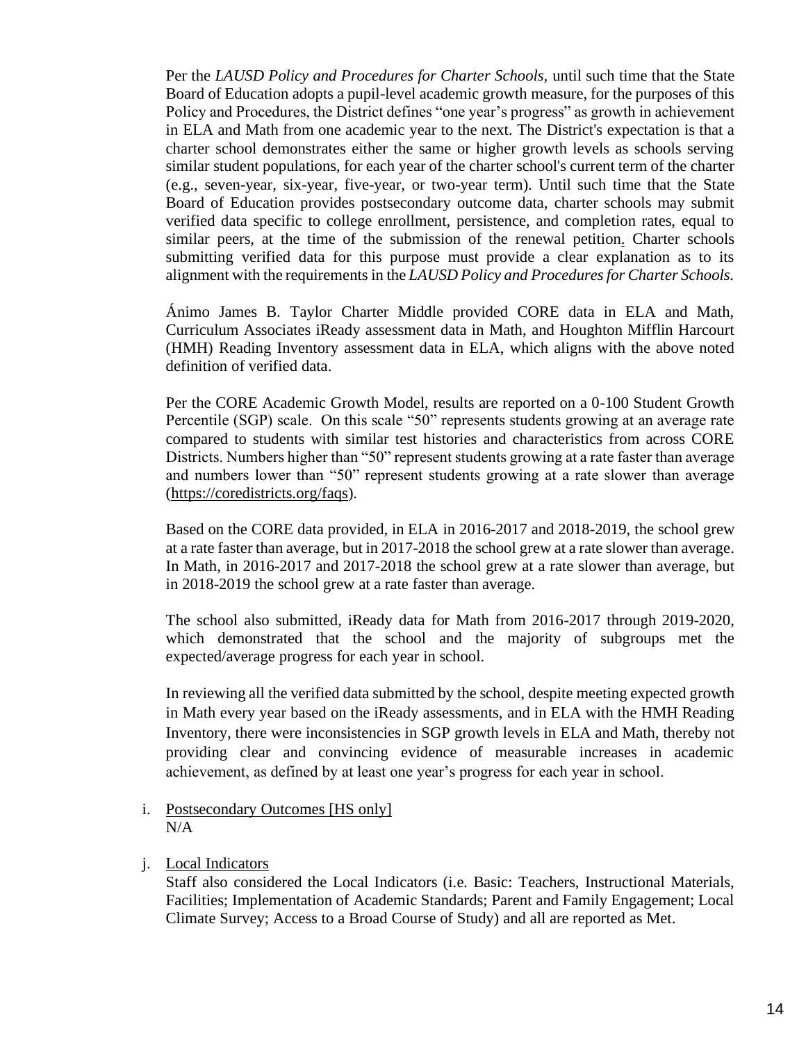Per the *LAUSD Policy and Procedures for Charter Schools,* until such time that the State Board of Education adopts a pupil-level academic growth measure, for the purposes of this Policy and Procedures, the District defines "one year's progress" as growth in achievement in ELA and Math from one academic year to the next. The District's expectation is that a charter school demonstrates either the same or higher growth levels as schools serving similar student populations, for each year of the charter school's current term of the charter (e.g., seven-year, six-year, five-year, or two-year term). Until such time that the State Board of Education provides postsecondary outcome data, charter schools may submit verified data specific to college enrollment, persistence, and completion rates, equal to similar peers, at the time of the submission of the renewal petition. Charter schools submitting verified data for this purpose must provide a clear explanation as to its alignment with the requirements in the *LAUSD Policy and Procedures for Charter Schools.*

Ánimo James B. Taylor Charter Middle provided CORE data in ELA and Math, Curriculum Associates iReady assessment data in Math, and Houghton Mifflin Harcourt (HMH) Reading Inventory assessment data in ELA, which aligns with the above noted definition of verified data.

Per the CORE Academic Growth Model, results are reported on a 0-100 Student Growth Percentile (SGP) scale. On this scale "50" represents students growing at an average rate compared to students with similar test histories and characteristics from across CORE Districts. Numbers higher than "50" represent students growing at a rate faster than average and numbers lower than "50" represent students growing at a rate slower than average (https://coredistricts.org/faqs).

Based on the CORE data provided, in ELA in 2016-2017 and 2018-2019, the school grew at a rate faster than average, but in 2017-2018 the school grew at a rate slower than average. In Math, in 2016-2017 and 2017-2018 the school grew at a rate slower than average, but in 2018-2019 the school grew at a rate faster than average.

The school also submitted, iReady data for Math from 2016-2017 through 2019-2020, which demonstrated that the school and the majority of subgroups met the expected/average progress for each year in school.

In reviewing all the verified data submitted by the school, despite meeting expected growth in Math every year based on the iReady assessments, and in ELA with the HMH Reading Inventory, there were inconsistencies in SGP growth levels in ELA and Math, thereby not providing clear and convincing evidence of measurable increases in academic achievement, as defined by at least one year's progress for each year in school.

i. Postsecondary Outcomes [HS only]
   N/A

j. Local Indicators
   Staff also considered the Local Indicators (i.e. Basic: Teachers, Instructional Materials, Facilities; Implementation of Academic Standards; Parent and Family Engagement; Local Climate Survey; Access to a Broad Course of Study) and all are reported as Met.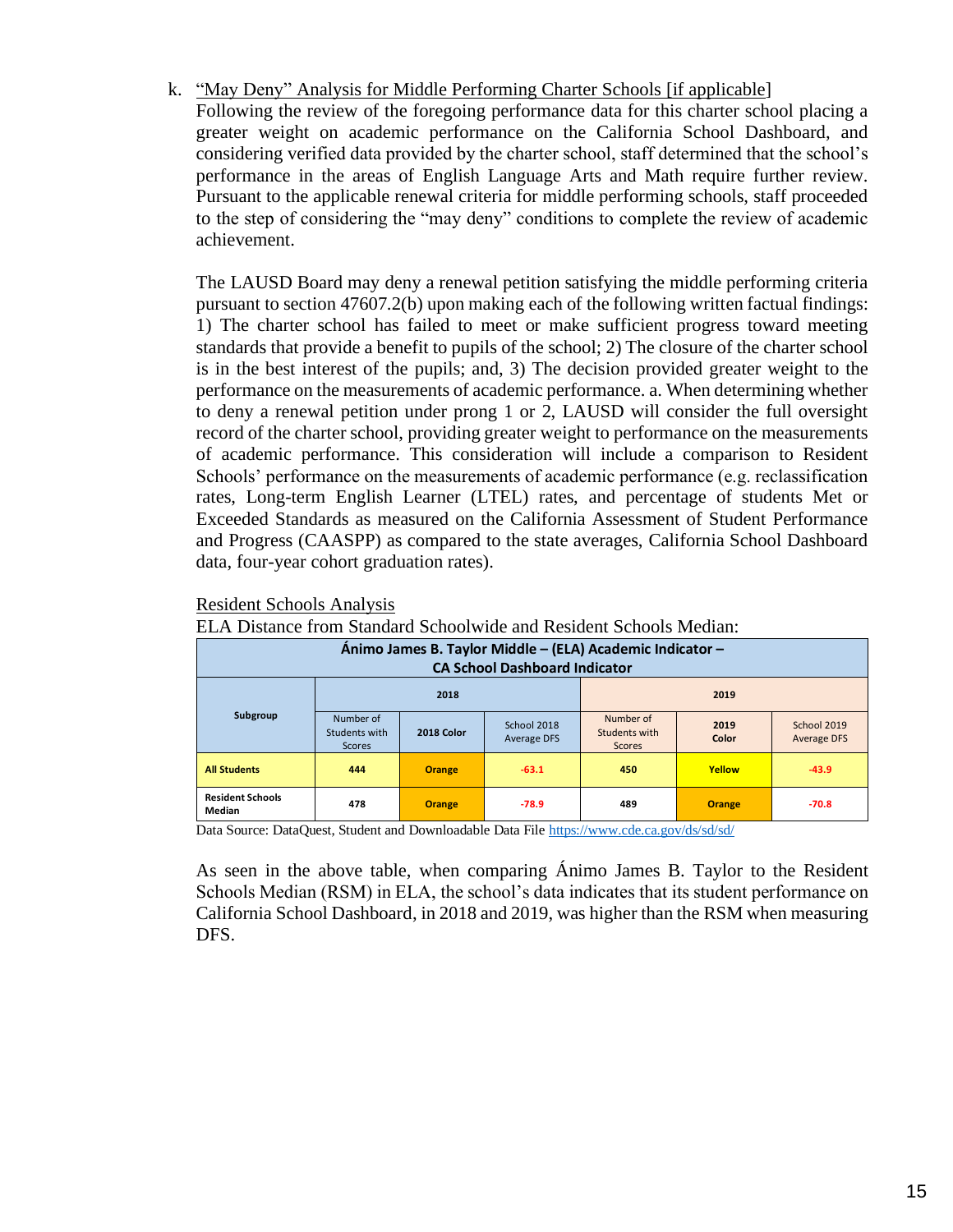k. "May Deny" Analysis for Middle Performing Charter Schools [if applicable]

Following the review of the foregoing performance data for this charter school placing a greater weight on academic performance on the California School Dashboard, and considering verified data provided by the charter school, staff determined that the school's performance in the areas of English Language Arts and Math require further review. Pursuant to the applicable renewal criteria for middle performing schools, staff proceeded to the step of considering the "may deny" conditions to complete the review of academic achievement.

The LAUSD Board may deny a renewal petition satisfying the middle performing criteria pursuant to section 47607.2(b) upon making each of the following written factual findings: 1) The charter school has failed to meet or make sufficient progress toward meeting standards that provide a benefit to pupils of the school; 2) The closure of the charter school is in the best interest of the pupils; and, 3) The decision provided greater weight to the performance on the measurements of academic performance. a. When determining whether to deny a renewal petition under prong 1 or 2, LAUSD will consider the full oversight record of the charter school, providing greater weight to performance on the measurements of academic performance. This consideration will include a comparison to Resident Schools' performance on the measurements of academic performance (e.g. reclassification rates, Long-term English Learner (LTEL) rates, and percentage of students Met or Exceeded Standards as measured on the California Assessment of Student Performance and Progress (CAASPP) as compared to the state averages, California School Dashboard data, four-year cohort graduation rates).

Resident Schools Analysis

ELA Distance from Standard Schoolwide and Resident Schools Median:

**Ánimo James B. Taylor Middle – (ELA) Academic Indicator – CA School Dashboard Indicator**

| Subgroup | 2018 | | | 2019 | | |
|---|---|---|---|---|---|---|
| | Number of Students with Scores | 2018 Color | School 2018 Average DFS | Number of Students with Scores | 2019 Color | School 2019 Average DFS |
| **All Students** | 444 | Orange | -63.1 | 450 | Yellow | -43.9 |
| **Resident Schools Median** | 478 | Orange | -78.9 | 489 | Orange | -70.8 |

Data Source: DataQuest, Student and Downloadable Data File https://www.cde.ca.gov/ds/sd/sd/

As seen in the above table, when comparing Ánimo James B. Taylor to the Resident Schools Median (RSM) in ELA, the school's data indicates that its student performance on California School Dashboard, in 2018 and 2019, was higher than the RSM when measuring DFS.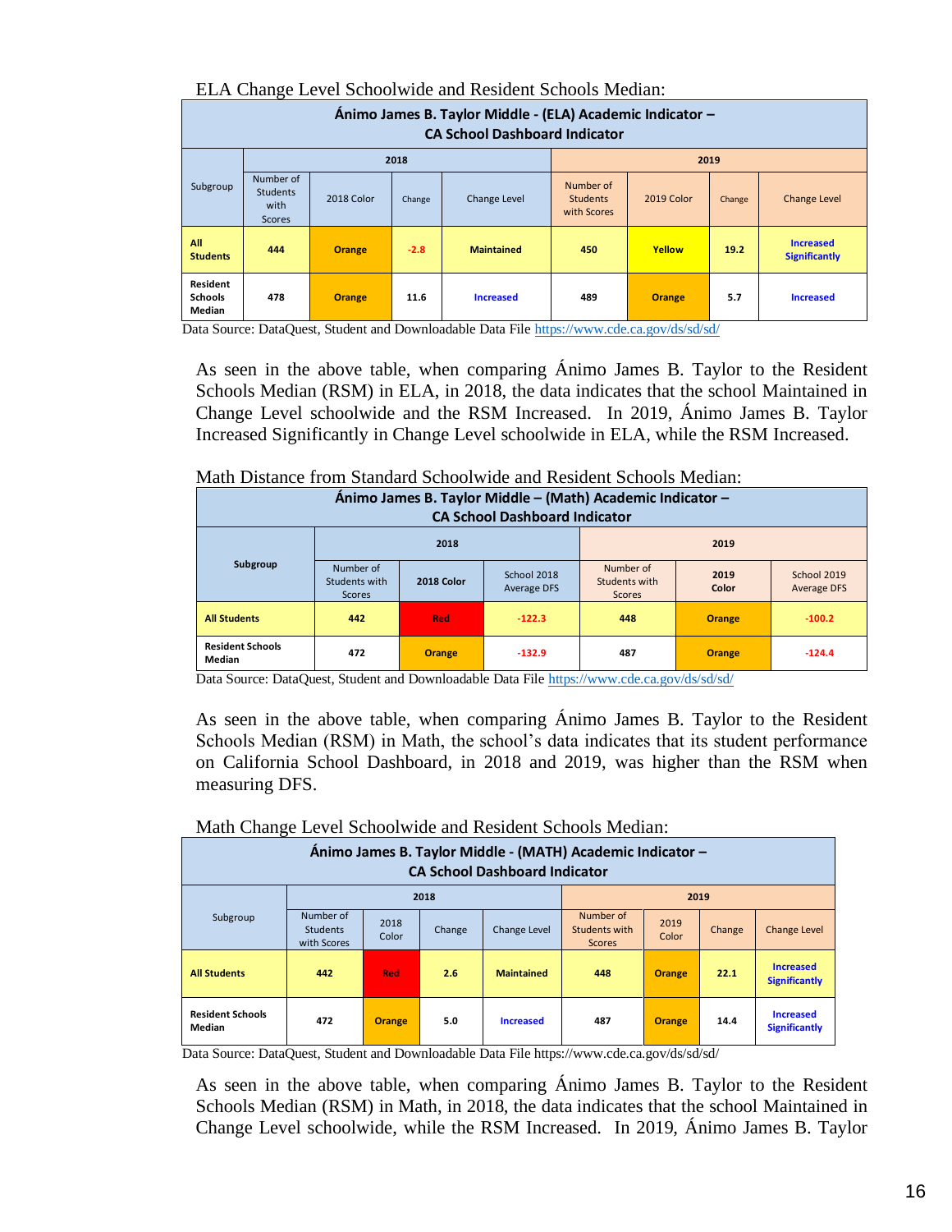ELA Change Level Schoolwide and Resident Schools Median:

| Ánimo James B. Taylor Middle - (ELA) Academic Indicator – CA School Dashboard Indicator | | | | | | | | |
|---|---|---|---|---|---|---|---|---|
| Subgroup | 2018 | | | | 2019 | | | |
| | Number of Students with Scores | 2018 Color | Change | Change Level | Number of Students with Scores | 2019 Color | Change | Change Level |
| **All Students** | **444** | **Orange** | **-2.8** | **Maintained** | **450** | **Yellow** | **19.2** | **Increased Significantly** |
| **Resident Schools Median** | **478** | **Orange** | **11.6** | **Increased** | **489** | **Orange** | **5.7** | **Increased** |

Data Source: DataQuest, Student and Downloadable Data File https://www.cde.ca.gov/ds/sd/sd/

As seen in the above table, when comparing Ánimo James B. Taylor to the Resident Schools Median (RSM) in ELA, in 2018, the data indicates that the school Maintained in Change Level schoolwide and the RSM Increased. In 2019, Ánimo James B. Taylor Increased Significantly in Change Level schoolwide in ELA, while the RSM Increased.

Math Distance from Standard Schoolwide and Resident Schools Median:

| Ánimo James B. Taylor Middle – (Math) Academic Indicator – CA School Dashboard Indicator | | | | | | |
|---|---|---|---|---|---|---|
| **Subgroup** | 2018 | | | 2019 | | |
| | Number of Students with Scores | **2018 Color** | School 2018 Average DFS | Number of Students with Scores | **2019 Color** | School 2019 Average DFS |
| **All Students** | **442** | **Red** | **-122.3** | **448** | **Orange** | **-100.2** |
| **Resident Schools Median** | **472** | **Orange** | **-132.9** | **487** | **Orange** | **-124.4** |

Data Source: DataQuest, Student and Downloadable Data File https://www.cde.ca.gov/ds/sd/sd/

As seen in the above table, when comparing Ánimo James B. Taylor to the Resident Schools Median (RSM) in Math, the school's data indicates that its student performance on California School Dashboard, in 2018 and 2019, was higher than the RSM when measuring DFS.

Math Change Level Schoolwide and Resident Schools Median:

| Ánimo James B. Taylor Middle - (MATH) Academic Indicator – CA School Dashboard Indicator | | | | | | | | |
|---|---|---|---|---|---|---|---|---|
| Subgroup | 2018 | | | | 2019 | | | |
| | Number of Students with Scores | 2018 Color | Change | Change Level | Number of Students with Scores | 2019 Color | Change | Change Level |
| **All Students** | **442** | **Red** | **2.6** | **Maintained** | **448** | **Orange** | **22.1** | **Increased Significantly** |
| **Resident Schools Median** | **472** | **Orange** | **5.0** | **Increased** | **487** | **Orange** | **14.4** | **Increased Significantly** |

Data Source: DataQuest, Student and Downloadable Data File https://www.cde.ca.gov/ds/sd/sd/

As seen in the above table, when comparing Ánimo James B. Taylor to the Resident Schools Median (RSM) in Math, in 2018, the data indicates that the school Maintained in Change Level schoolwide, while the RSM Increased. In 2019, Ánimo James B. Taylor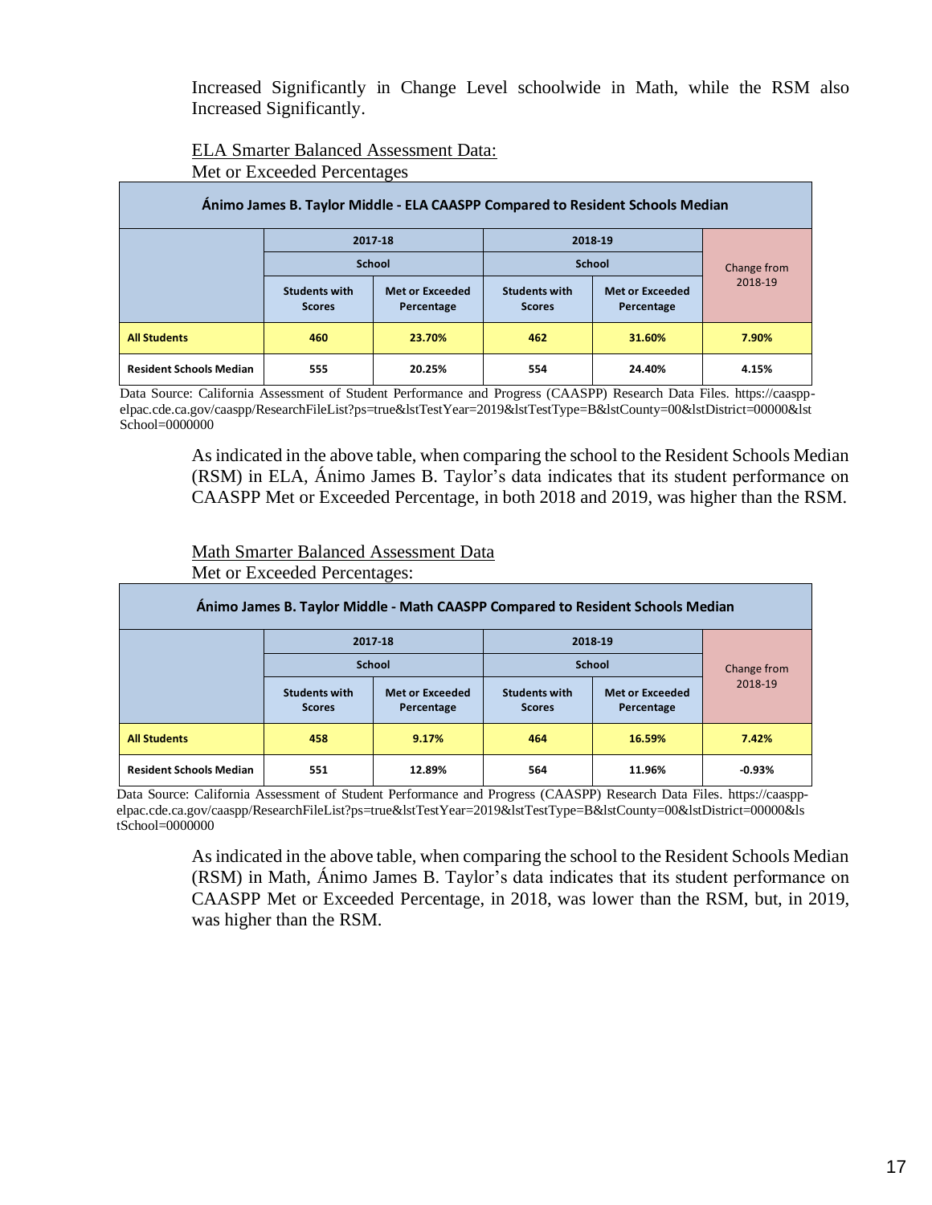Increased Significantly in Change Level schoolwide in Math, while the RSM also Increased Significantly.

ELA Smarter Balanced Assessment Data:
Met or Exceeded Percentages

| Ánimo James B. Taylor Middle - ELA CAASPP Compared to Resident Schools Median | | | | | |
|---|---|---|---|---|---|
| | 2017-18 | | 2018-19 | | Change from 2018-19 |
| | School | | School | | |
| | Students with Scores | Met or Exceeded Percentage | Students with Scores | Met or Exceeded Percentage | |
| **All Students** | **460** | **23.70%** | **462** | **31.60%** | **7.90%** |
| **Resident Schools Median** | **555** | **20.25%** | **554** | **24.40%** | **4.15%** |

Data Source: California Assessment of Student Performance and Progress (CAASPP) Research Data Files. https://caaspp-elpac.cde.ca.gov/caaspp/ResearchFileList?ps=true&lstTestYear=2019&lstTestType=B&lstCounty=00&lstDistrict=00000&lstSchool=0000000

As indicated in the above table, when comparing the school to the Resident Schools Median (RSM) in ELA, Ánimo James B. Taylor's data indicates that its student performance on CAASPP Met or Exceeded Percentage, in both 2018 and 2019, was higher than the RSM.

Math Smarter Balanced Assessment Data
Met or Exceeded Percentages:

| Ánimo James B. Taylor Middle - Math CAASPP Compared to Resident Schools Median | | | | | |
|---|---|---|---|---|---|
| | 2017-18 | | 2018-19 | | Change from 2018-19 |
| | School | | School | | |
| | Students with Scores | Met or Exceeded Percentage | Students with Scores | Met or Exceeded Percentage | |
| **All Students** | **458** | **9.17%** | **464** | **16.59%** | **7.42%** |
| **Resident Schools Median** | **551** | **12.89%** | **564** | **11.96%** | **-0.93%** |

Data Source: California Assessment of Student Performance and Progress (CAASPP) Research Data Files. https://caaspp-elpac.cde.ca.gov/caaspp/ResearchFileList?ps=true&lstTestYear=2019&lstTestType=B&lstCounty=00&lstDistrict=00000&lstSchool=0000000

As indicated in the above table, when comparing the school to the Resident Schools Median (RSM) in Math, Ánimo James B. Taylor's data indicates that its student performance on CAASPP Met or Exceeded Percentage, in 2018, was lower than the RSM, but, in 2019, was higher than the RSM.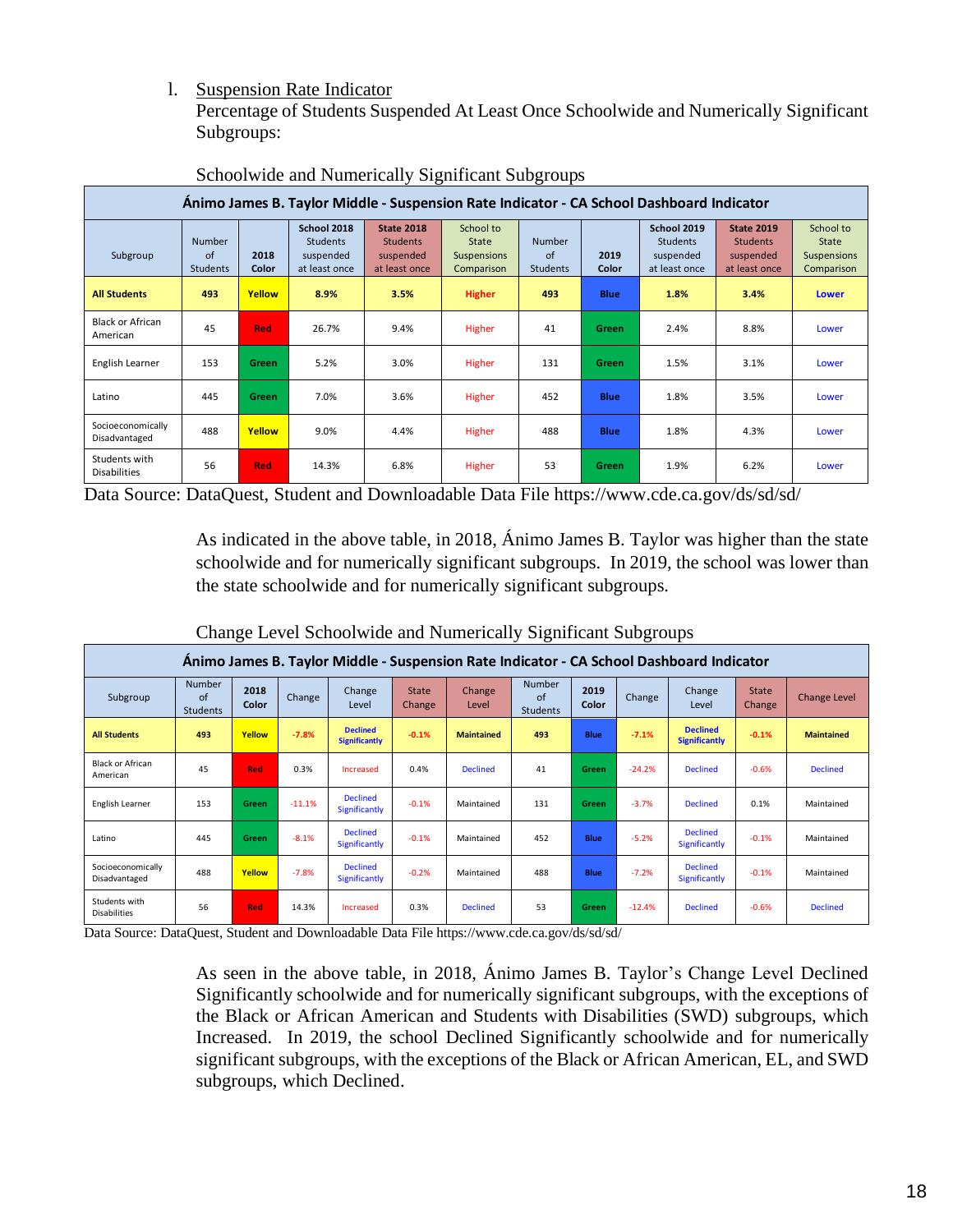l. <u>Suspension Rate Indicator</u>

Percentage of Students Suspended At Least Once Schoolwide and Numerically Significant Subgroups:

Schoolwide and Numerically Significant Subgroups

| Ánimo James B. Taylor Middle - Suspension Rate Indicator - CA School Dashboard Indicator | | | | | | | | | | |
|---|---|---|---|---|---|---|---|---|---|---|
| Subgroup | Number of Students | 2018 Color | School 2018 Students suspended at least once | State 2018 Students suspended at least once | School to State Suspensions Comparison | Number of Students | 2019 Color | School 2019 Students suspended at least once | State 2019 Students suspended at least once | School to State Suspensions Comparison |
| **All Students** | **493** | **Yellow** | **8.9%** | **3.5%** | **Higher** | **493** | **Blue** | **1.8%** | **3.4%** | **Lower** |
| Black or African American | 45 | Red | 26.7% | 9.4% | Higher | 41 | Green | 2.4% | 8.8% | Lower |
| English Learner | 153 | Green | 5.2% | 3.0% | Higher | 131 | Green | 1.5% | 3.1% | Lower |
| Latino | 445 | Green | 7.0% | 3.6% | Higher | 452 | Blue | 1.8% | 3.5% | Lower |
| Socioeconomically Disadvantaged | 488 | Yellow | 9.0% | 4.4% | Higher | 488 | Blue | 1.8% | 4.3% | Lower |
| Students with Disabilities | 56 | Red | 14.3% | 6.8% | Higher | 53 | Green | 1.9% | 6.2% | Lower |

Data Source: DataQuest, Student and Downloadable Data File https://www.cde.ca.gov/ds/sd/sd/

As indicated in the above table, in 2018, Ánimo James B. Taylor was higher than the state schoolwide and for numerically significant subgroups. In 2019, the school was lower than the state schoolwide and for numerically significant subgroups.

Change Level Schoolwide and Numerically Significant Subgroups

| Ánimo James B. Taylor Middle - Suspension Rate Indicator - CA School Dashboard Indicator | | | | | | | | | | | | |
|---|---|---|---|---|---|---|---|---|---|---|---|---|
| Subgroup | Number of Students | 2018 Color | Change | Change Level | State Change | Change Level | Number of Students | 2019 Color | Change | Change Level | State Change | Change Level |
| **All Students** | **493** | **Yellow** | **-7.8%** | **Declined Significantly** | **-0.1%** | **Maintained** | **493** | **Blue** | **-7.1%** | **Declined Significantly** | **-0.1%** | **Maintained** |
| Black or African American | 45 | Red | 0.3% | Increased | 0.4% | Declined | 41 | Green | -24.2% | Declined | -0.6% | Declined |
| English Learner | 153 | Green | -11.1% | Declined Significantly | -0.1% | Maintained | 131 | Green | -3.7% | Declined | 0.1% | Maintained |
| Latino | 445 | Green | -8.1% | Declined Significantly | -0.1% | Maintained | 452 | Blue | -5.2% | Declined Significantly | -0.1% | Maintained |
| Socioeconomically Disadvantaged | 488 | Yellow | -7.8% | Declined Significantly | -0.2% | Maintained | 488 | Blue | -7.2% | Declined Significantly | -0.1% | Maintained |
| Students with Disabilities | 56 | Red | 14.3% | Increased | 0.3% | Declined | 53 | Green | -12.4% | Declined | -0.6% | Declined |

Data Source: DataQuest, Student and Downloadable Data File https://www.cde.ca.gov/ds/sd/sd/

As seen in the above table, in 2018, Ánimo James B. Taylor's Change Level Declined Significantly schoolwide and for numerically significant subgroups, with the exceptions of the Black or African American and Students with Disabilities (SWD) subgroups, which Increased. In 2019, the school Declined Significantly schoolwide and for numerically significant subgroups, with the exceptions of the Black or African American, EL, and SWD subgroups, which Declined.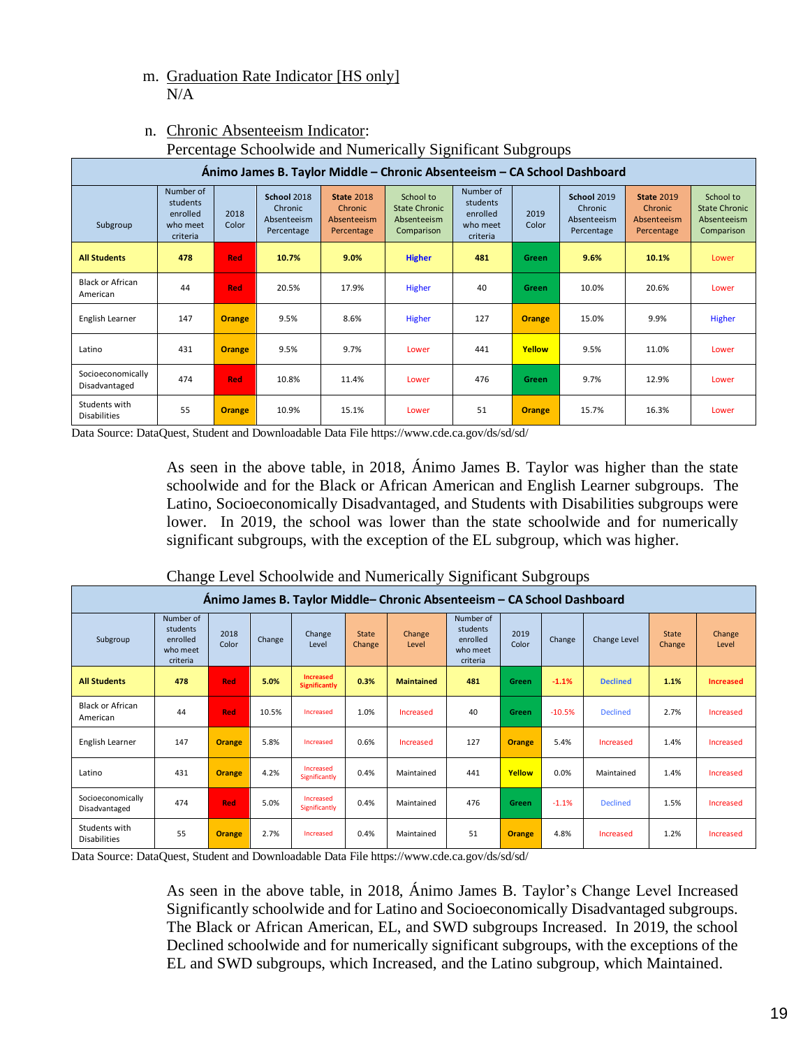m. Graduation Rate Indicator [HS only]
N/A

n. Chronic Absenteeism Indicator:
Percentage Schoolwide and Numerically Significant Subgroups

| Ánimo James B. Taylor Middle – Chronic Absenteeism – CA School Dashboard | | | | | | | | | | |
|---|---|---|---|---|---|---|---|---|---|---|
| Subgroup | Number of students enrolled who meet criteria | 2018 Color | School 2018 Chronic Absenteeism Percentage | State 2018 Chronic Absenteeism Percentage | School to State Chronic Absenteeism Comparison | Number of students enrolled who meet criteria | 2019 Color | School 2019 Chronic Absenteeism Percentage | State 2019 Chronic Absenteeism Percentage | School to State Chronic Absenteeism Comparison |
| **All Students** | **478** | **Red** | **10.7%** | **9.0%** | **Higher** | **481** | **Green** | **9.6%** | **10.1%** | Lower |
| Black or African American | 44 | **Red** | 20.5% | 17.9% | Higher | 40 | **Green** | 10.0% | 20.6% | Lower |
| English Learner | 147 | **Orange** | 9.5% | 8.6% | Higher | 127 | **Orange** | 15.0% | 9.9% | Higher |
| Latino | 431 | **Orange** | 9.5% | 9.7% | Lower | 441 | **Yellow** | 9.5% | 11.0% | Lower |
| Socioeconomically Disadvantaged | 474 | **Red** | 10.8% | 11.4% | Lower | 476 | **Green** | 9.7% | 12.9% | Lower |
| Students with Disabilities | 55 | **Orange** | 10.9% | 15.1% | Lower | 51 | **Orange** | 15.7% | 16.3% | Lower |

Data Source: DataQuest, Student and Downloadable Data File https://www.cde.ca.gov/ds/sd/sd/

As seen in the above table, in 2018, Ánimo James B. Taylor was higher than the state schoolwide and for the Black or African American and English Learner subgroups. The Latino, Socioeconomically Disadvantaged, and Students with Disabilities subgroups were lower. In 2019, the school was lower than the state schoolwide and for numerically significant subgroups, with the exception of the EL subgroup, which was higher.

Change Level Schoolwide and Numerically Significant Subgroups

| Ánimo James B. Taylor Middle– Chronic Absenteeism – CA School Dashboard | | | | | | | | | | | | |
|---|---|---|---|---|---|---|---|---|---|---|---|---|
| Subgroup | Number of students enrolled who meet criteria | 2018 Color | Change | Change Level | State Change | Change Level | Number of students enrolled who meet criteria | 2019 Color | Change | Change Level | State Change | Change Level |
| **All Students** | **478** | **Red** | **5.0%** | **Increased Significantly** | **0.3%** | **Maintained** | **481** | **Green** | **-1.1%** | **Declined** | **1.1%** | **Increased** |
| Black or African American | 44 | **Red** | 10.5% | Increased | 1.0% | Increased | 40 | **Green** | -10.5% | Declined | 2.7% | Increased |
| English Learner | 147 | **Orange** | 5.8% | Increased | 0.6% | Increased | 127 | **Orange** | 5.4% | Increased | 1.4% | Increased |
| Latino | 431 | **Orange** | 4.2% | Increased Significantly | 0.4% | Maintained | 441 | **Yellow** | 0.0% | Maintained | 1.4% | Increased |
| Socioeconomically Disadvantaged | 474 | **Red** | 5.0% | Increased Significantly | 0.4% | Maintained | 476 | **Green** | -1.1% | Declined | 1.5% | Increased |
| Students with Disabilities | 55 | **Orange** | 2.7% | Increased | 0.4% | Maintained | 51 | **Orange** | 4.8% | Increased | 1.2% | Increased |

Data Source: DataQuest, Student and Downloadable Data File https://www.cde.ca.gov/ds/sd/sd/

As seen in the above table, in 2018, Ánimo James B. Taylor's Change Level Increased Significantly schoolwide and for Latino and Socioeconomically Disadvantaged subgroups. The Black or African American, EL, and SWD subgroups Increased. In 2019, the school Declined schoolwide and for numerically significant subgroups, with the exceptions of the EL and SWD subgroups, which Increased, and the Latino subgroup, which Maintained.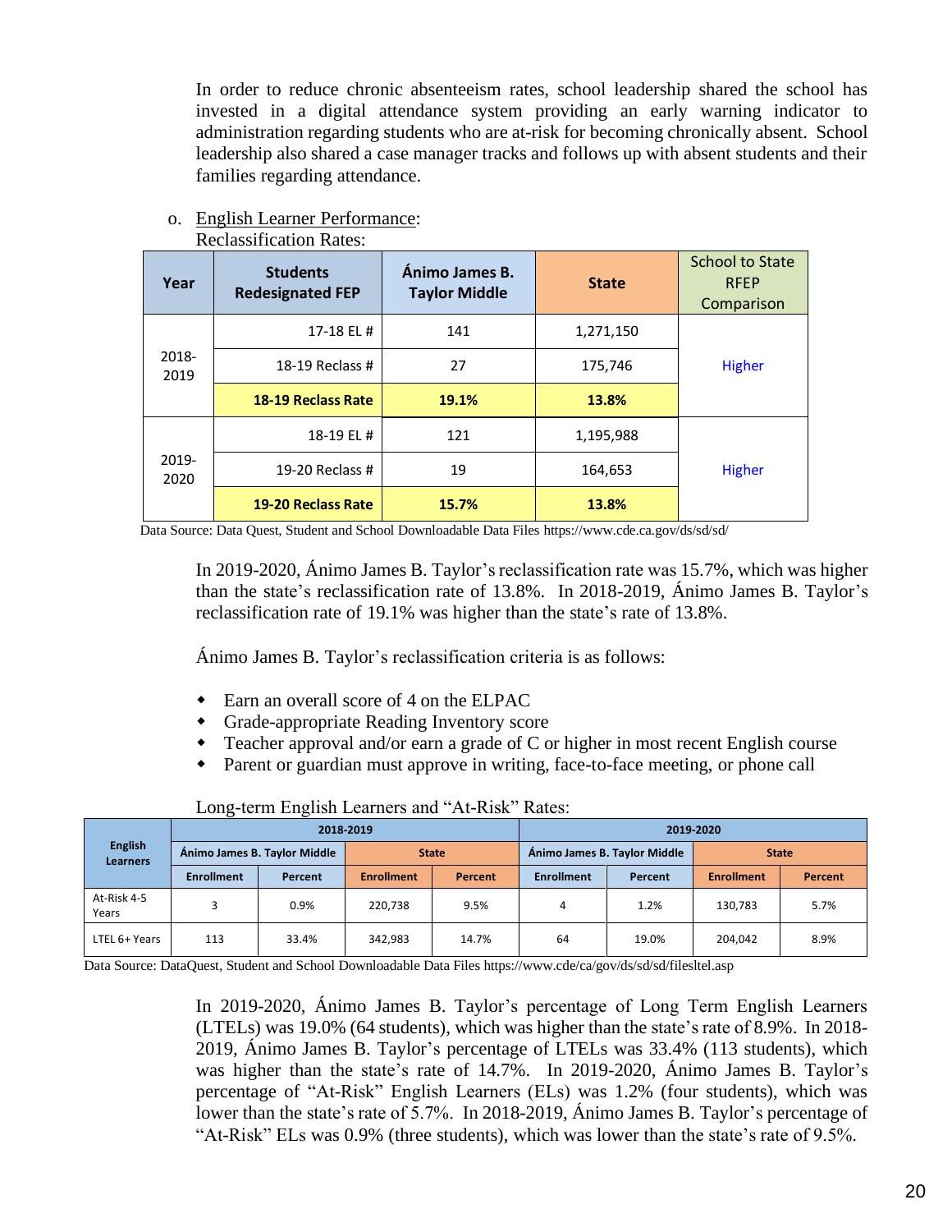In order to reduce chronic absenteeism rates, school leadership shared the school has invested in a digital attendance system providing an early warning indicator to administration regarding students who are at-risk for becoming chronically absent. School leadership also shared a case manager tracks and follows up with absent students and their families regarding attendance.

o. English Learner Performance:
Reclassification Rates:

| Year | Students Redesignated FEP | Ánimo James B. Taylor Middle | State | School to State RFEP Comparison |
|---|---|---|---|---|
| 2018-2019 | 17-18 EL # | 141 | 1,271,150 | Higher |
| | 18-19 Reclass # | 27 | 175,746 | |
| | **18-19 Reclass Rate** | **19.1%** | **13.8%** | |
| 2019-2020 | 18-19 EL # | 121 | 1,195,988 | Higher |
| | 19-20 Reclass # | 19 | 164,653 | |
| | **19-20 Reclass Rate** | **15.7%** | **13.8%** | |

Data Source: Data Quest, Student and School Downloadable Data Files https://www.cde.ca.gov/ds/sd/sd/

In 2019-2020, Ánimo James B. Taylor's reclassification rate was 15.7%, which was higher than the state's reclassification rate of 13.8%. In 2018-2019, Ánimo James B. Taylor's reclassification rate of 19.1% was higher than the state's rate of 13.8%.

Ánimo James B. Taylor's reclassification criteria is as follows:

- Earn an overall score of 4 on the ELPAC
- Grade-appropriate Reading Inventory score
- Teacher approval and/or earn a grade of C or higher in most recent English course
- Parent or guardian must approve in writing, face-to-face meeting, or phone call

Long-term English Learners and "At-Risk" Rates:

| English Learners | 2018-2019 | | | | 2019-2020 | | | |
|---|---|---|---|---|---|---|---|---|
| | Ánimo James B. Taylor Middle | | State | | Ánimo James B. Taylor Middle | | State | |
| | Enrollment | Percent | Enrollment | Percent | Enrollment | Percent | Enrollment | Percent |
| At-Risk 4-5 Years | 3 | 0.9% | 220,738 | 9.5% | 4 | 1.2% | 130,783 | 5.7% |
| LTEL 6+ Years | 113 | 33.4% | 342,983 | 14.7% | 64 | 19.0% | 204,042 | 8.9% |

Data Source: DataQuest, Student and School Downloadable Data Files https://www.cde/ca/gov/ds/sd/sd/filesltel.asp

In 2019-2020, Ánimo James B. Taylor's percentage of Long Term English Learners (LTELs) was 19.0% (64 students), which was higher than the state's rate of 8.9%. In 2018-2019, Ánimo James B. Taylor's percentage of LTELs was 33.4% (113 students), which was higher than the state's rate of 14.7%. In 2019-2020, Ánimo James B. Taylor's percentage of "At-Risk" English Learners (ELs) was 1.2% (four students), which was lower than the state's rate of 5.7%. In 2018-2019, Ánimo James B. Taylor's percentage of "At-Risk" ELs was 0.9% (three students), which was lower than the state's rate of 9.5%.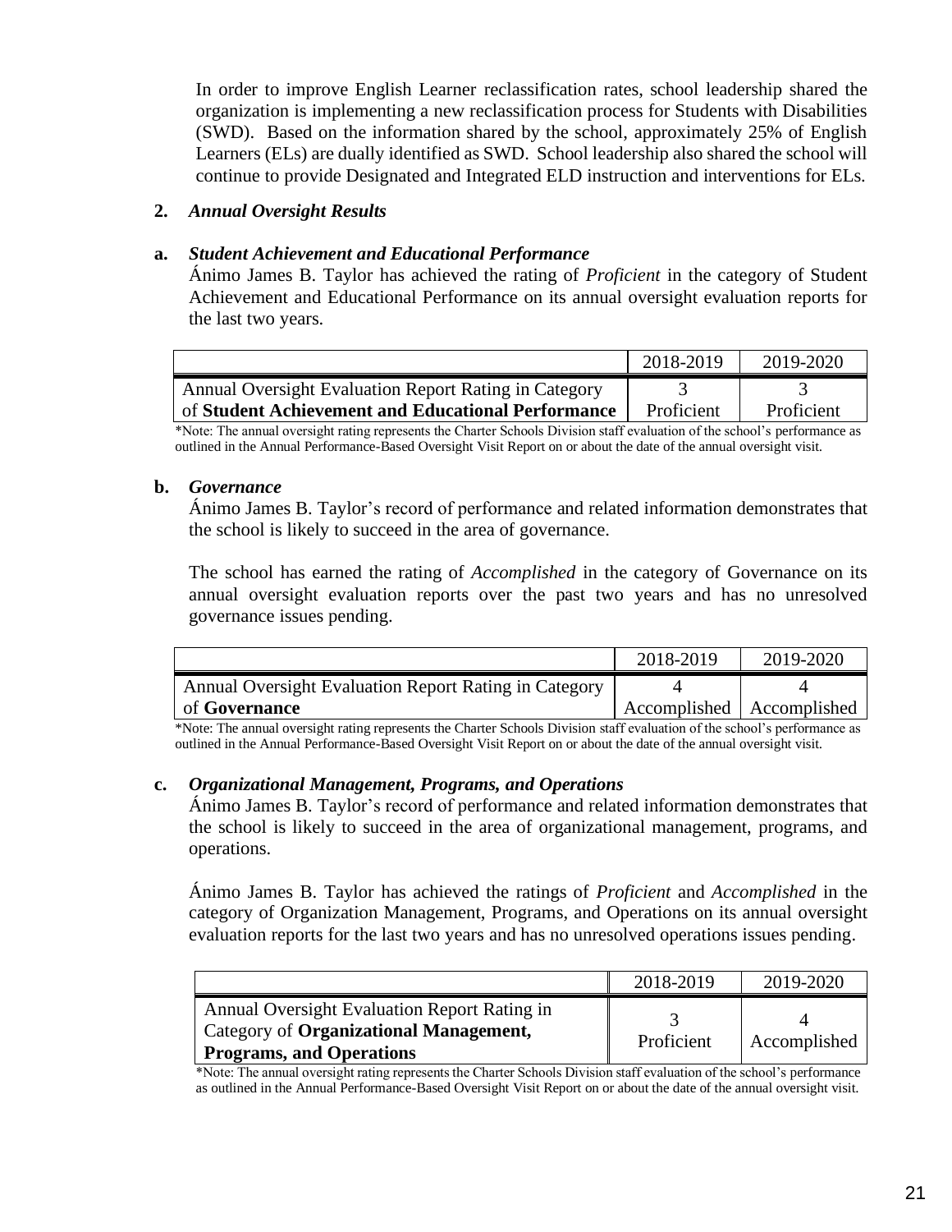In order to improve English Learner reclassification rates, school leadership shared the organization is implementing a new reclassification process for Students with Disabilities (SWD). Based on the information shared by the school, approximately 25% of English Learners (ELs) are dually identified as SWD. School leadership also shared the school will continue to provide Designated and Integrated ELD instruction and interventions for ELs.

**2. *Annual Oversight Results***

**a. *Student Achievement and Educational Performance***

Ánimo James B. Taylor has achieved the rating of *Proficient* in the category of Student Achievement and Educational Performance on its annual oversight evaluation reports for the last two years.

| | 2018-2019 | 2019-2020 |
|---|---|---|
| Annual Oversight Evaluation Report Rating in Category of **Student Achievement and Educational Performance** | 3 Proficient | 3 Proficient |

*Note: The annual oversight rating represents the Charter Schools Division staff evaluation of the school's performance as outlined in the Annual Performance-Based Oversight Visit Report on or about the date of the annual oversight visit.

**b. *Governance***

Ánimo James B. Taylor's record of performance and related information demonstrates that the school is likely to succeed in the area of governance.

The school has earned the rating of *Accomplished* in the category of Governance on its annual oversight evaluation reports over the past two years and has no unresolved governance issues pending.

| | 2018-2019 | 2019-2020 |
|---|---|---|
| Annual Oversight Evaluation Report Rating in Category of **Governance** | 4 Accomplished | 4 Accomplished |

*Note: The annual oversight rating represents the Charter Schools Division staff evaluation of the school's performance as outlined in the Annual Performance-Based Oversight Visit Report on or about the date of the annual oversight visit.

**c. *Organizational Management, Programs, and Operations***

Ánimo James B. Taylor's record of performance and related information demonstrates that the school is likely to succeed in the area of organizational management, programs, and operations.

Ánimo James B. Taylor has achieved the ratings of *Proficient* and *Accomplished* in the category of Organization Management, Programs, and Operations on its annual oversight evaluation reports for the last two years and has no unresolved operations issues pending.

| | 2018-2019 | 2019-2020 |
|---|---|---|
| Annual Oversight Evaluation Report Rating in Category of **Organizational Management, Programs, and Operations** | 3 Proficient | 4 Accomplished |

*Note: The annual oversight rating represents the Charter Schools Division staff evaluation of the school's performance as outlined in the Annual Performance-Based Oversight Visit Report on or about the date of the annual oversight visit.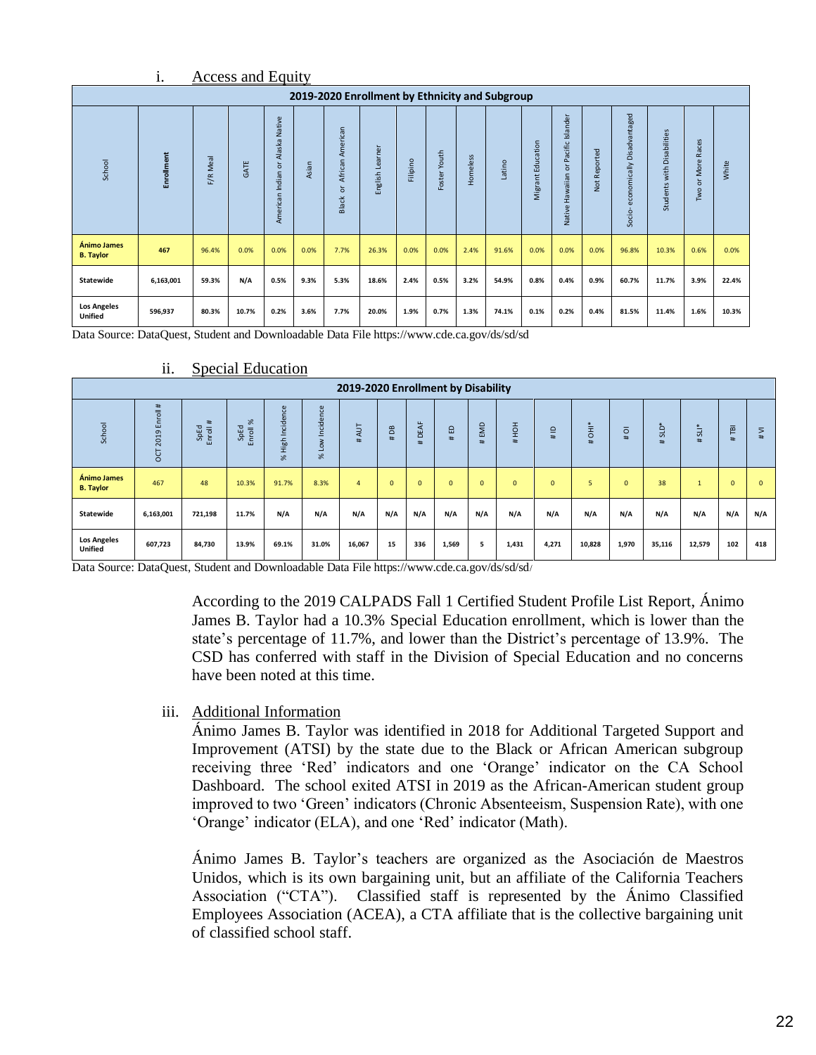i. Access and Equity

| 2019-2020 Enrollment by Ethnicity and Subgroup | | | | | | | | | | | | | | | | | | | |
|---|---|---|---|---|---|---|---|---|---|---|---|---|---|---|---|---|---|---|---|
| School | Enrollment | F/R Meal | GATE | American Indian or Alaska Native | Asian | Black or African American | English Learner | Filipino | Foster Youth | Homeless | Latino | Migrant Education | Native Hawaiian or Pacific Islander | Not Reported | Socio- economically Disadvantaged | Students with Disabilities | Two or More Races | White |
| **Ánimo James B. Taylor** | 467 | 96.4% | 0.0% | 0.0% | 0.0% | 7.7% | 26.3% | 0.0% | 0.0% | 2.4% | 91.6% | 0.0% | 0.0% | 0.0% | 96.8% | 10.3% | 0.6% | 0.0% |
| **Statewide** | 6,163,001 | 59.3% | N/A | 0.5% | 9.3% | 5.3% | 18.6% | 2.4% | 0.5% | 3.2% | 54.9% | 0.8% | 0.4% | 0.9% | 60.7% | 11.7% | 3.9% | 22.4% |
| **Los Angeles Unified** | 596,937 | 80.3% | 10.7% | 0.2% | 3.6% | 7.7% | 20.0% | 1.9% | 0.7% | 1.3% | 74.1% | 0.1% | 0.2% | 0.4% | 81.5% | 11.4% | 1.6% | 10.3% |

Data Source: DataQuest, Student and Downloadable Data File https://www.cde.ca.gov/ds/sd/sd

ii. Special Education

| 2019-2020 Enrollment by Disability | | | | | | | | | | | | | | | | | | |
|---|---|---|---|---|---|---|---|---|---|---|---|---|---|---|---|---|---|---|
| School | OCT 2019 Enroll # | SpEd Enroll # | SpEd Enroll % | % High Incidence | % Low Incidence | # AUT | # DB | # DEAF | # ED | # EMD | # HOH | # ID | # OHI* | # OI | # SLD* | # SLI* | # TBI | # VI |
| **Ánimo James B. Taylor** | 467 | 48 | 10.3% | 91.7% | 8.3% | 4 | 0 | 0 | 0 | 0 | 0 | 0 | 5 | 0 | 38 | 1 | 0 | 0 |
| **Statewide** | 6,163,001 | 721,198 | 11.7% | N/A | N/A | N/A | N/A | N/A | N/A | N/A | N/A | N/A | N/A | N/A | N/A | N/A | N/A | N/A |
| **Los Angeles Unified** | 607,723 | 84,730 | 13.9% | 69.1% | 31.0% | 16,067 | 15 | 336 | 1,569 | 5 | 1,431 | 4,271 | 10,828 | 1,970 | 35,116 | 12,579 | 102 | 418 |

Data Source: DataQuest, Student and Downloadable Data File https://www.cde.ca.gov/ds/sd/sd/

According to the 2019 CALPADS Fall 1 Certified Student Profile List Report, Ánimo James B. Taylor had a 10.3% Special Education enrollment, which is lower than the state's percentage of 11.7%, and lower than the District's percentage of 13.9%. The CSD has conferred with staff in the Division of Special Education and no concerns have been noted at this time.

iii. Additional Information

Ánimo James B. Taylor was identified in 2018 for Additional Targeted Support and Improvement (ATSI) by the state due to the Black or African American subgroup receiving three 'Red' indicators and one 'Orange' indicator on the CA School Dashboard. The school exited ATSI in 2019 as the African-American student group improved to two 'Green' indicators (Chronic Absenteeism, Suspension Rate), with one 'Orange' indicator (ELA), and one 'Red' indicator (Math).

Ánimo James B. Taylor's teachers are organized as the Asociación de Maestros Unidos, which is its own bargaining unit, but an affiliate of the California Teachers Association ("CTA"). Classified staff is represented by the Ánimo Classified Employees Association (ACEA), a CTA affiliate that is the collective bargaining unit of classified school staff.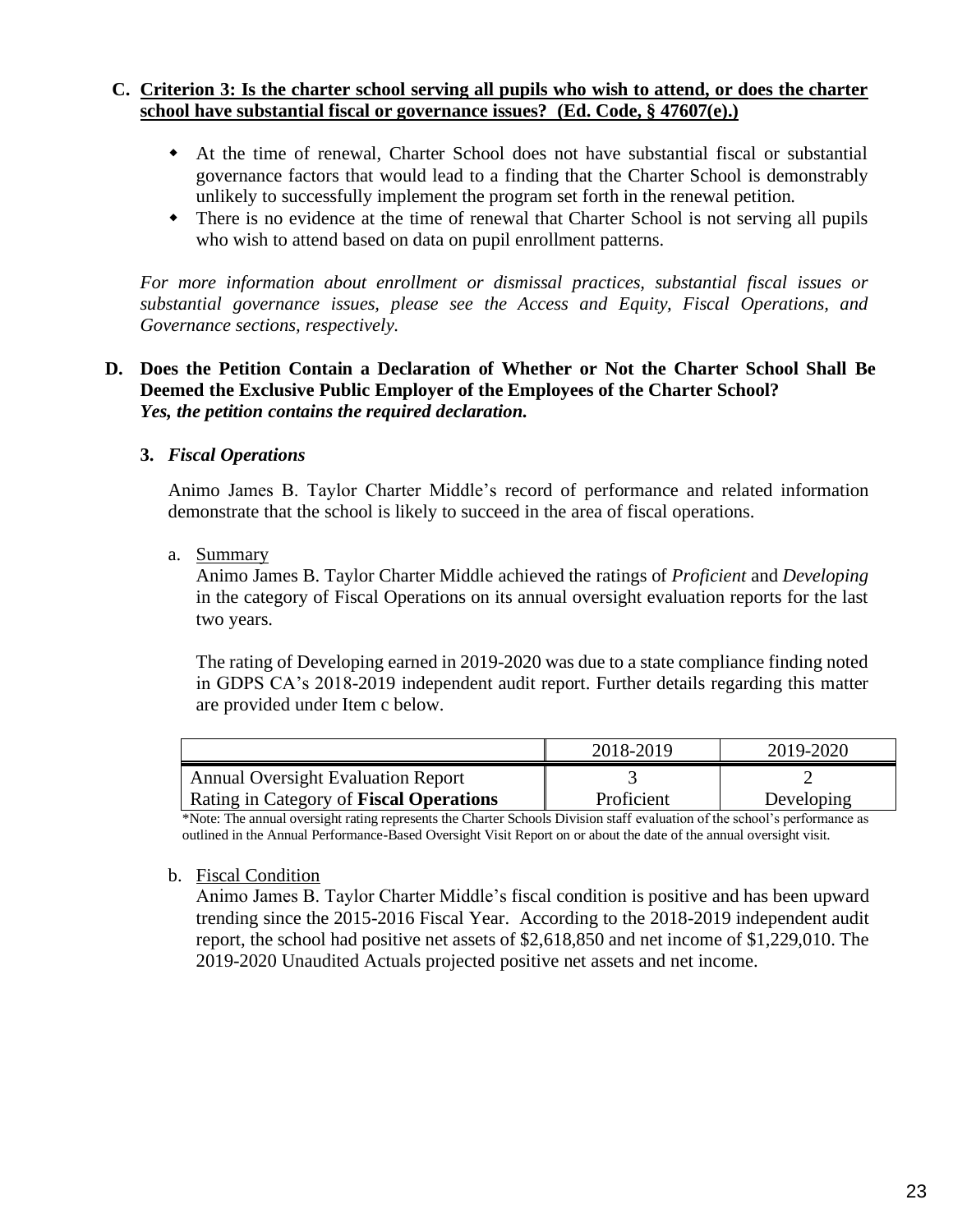**C. Criterion 3: Is the charter school serving all pupils who wish to attend, or does the charter school have substantial fiscal or governance issues? (Ed. Code, § 47607(e).)**

- At the time of renewal, Charter School does not have substantial fiscal or substantial governance factors that would lead to a finding that the Charter School is demonstrably unlikely to successfully implement the program set forth in the renewal petition.
- There is no evidence at the time of renewal that Charter School is not serving all pupils who wish to attend based on data on pupil enrollment patterns.

*For more information about enrollment or dismissal practices, substantial fiscal issues or substantial governance issues, please see the Access and Equity, Fiscal Operations, and Governance sections, respectively.*

**D. Does the Petition Contain a Declaration of Whether or Not the Charter School Shall Be Deemed the Exclusive Public Employer of the Employees of the Charter School?**
***Yes, the petition contains the required declaration.***

**3. *Fiscal Operations***

Animo James B. Taylor Charter Middle's record of performance and related information demonstrate that the school is likely to succeed in the area of fiscal operations.

a. Summary

Animo James B. Taylor Charter Middle achieved the ratings of *Proficient* and *Developing* in the category of Fiscal Operations on its annual oversight evaluation reports for the last two years.

The rating of Developing earned in 2019-2020 was due to a state compliance finding noted in GDPS CA's 2018-2019 independent audit report. Further details regarding this matter are provided under Item c below.

| | 2018-2019 | 2019-2020 |
|---|---|---|
| Annual Oversight Evaluation Report Rating in Category of **Fiscal Operations** | 3 Proficient | 2 Developing |

*Note: The annual oversight rating represents the Charter Schools Division staff evaluation of the school's performance as outlined in the Annual Performance-Based Oversight Visit Report on or about the date of the annual oversight visit.

b. Fiscal Condition

Animo James B. Taylor Charter Middle's fiscal condition is positive and has been upward trending since the 2015-2016 Fiscal Year. According to the 2018-2019 independent audit report, the school had positive net assets of $2,618,850 and net income of $1,229,010. The 2019-2020 Unaudited Actuals projected positive net assets and net income.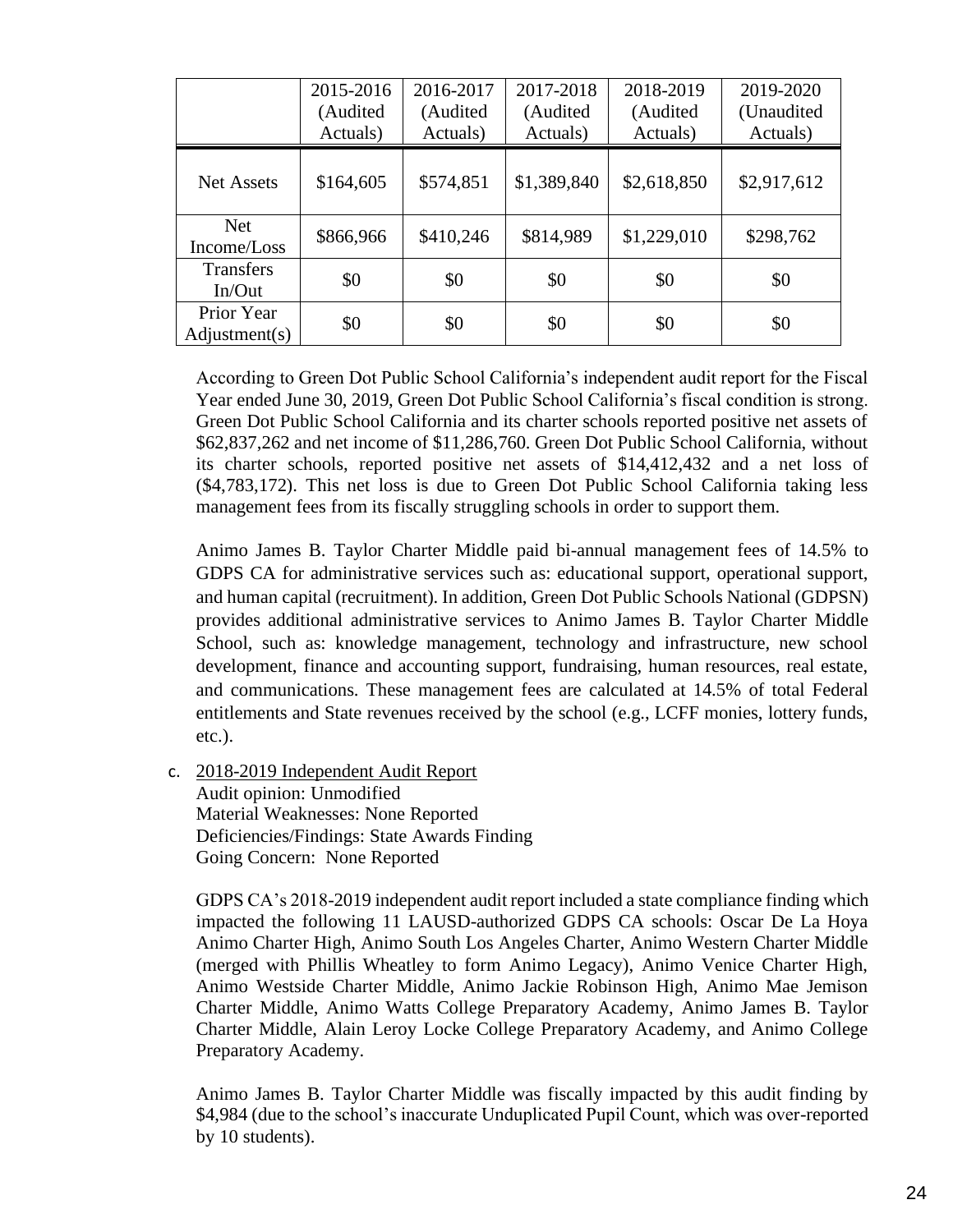| | 2015-2016 (Audited Actuals) | 2016-2017 (Audited Actuals) | 2017-2018 (Audited Actuals) | 2018-2019 (Audited Actuals) | 2019-2020 (Unaudited Actuals) |
|---|---|---|---|---|---|
| Net Assets | $164,605 | $574,851 | $1,389,840 | $2,618,850 | $2,917,612 |
| Net Income/Loss | $866,966 | $410,246 | $814,989 | $1,229,010 | $298,762 |
| Transfers In/Out | $0 | $0 | $0 | $0 | $0 |
| Prior Year Adjustment(s) | $0 | $0 | $0 | $0 | $0 |

According to Green Dot Public School California's independent audit report for the Fiscal Year ended June 30, 2019, Green Dot Public School California's fiscal condition is strong. Green Dot Public School California and its charter schools reported positive net assets of $62,837,262 and net income of $11,286,760. Green Dot Public School California, without its charter schools, reported positive net assets of $14,412,432 and a net loss of ($4,783,172). This net loss is due to Green Dot Public School California taking less management fees from its fiscally struggling schools in order to support them.

Animo James B. Taylor Charter Middle paid bi-annual management fees of 14.5% to GDPS CA for administrative services such as: educational support, operational support, and human capital (recruitment). In addition, Green Dot Public Schools National (GDPSN) provides additional administrative services to Animo James B. Taylor Charter Middle School, such as: knowledge management, technology and infrastructure, new school development, finance and accounting support, fundraising, human resources, real estate, and communications. These management fees are calculated at 14.5% of total Federal entitlements and State revenues received by the school (e.g., LCFF monies, lottery funds, etc.).

c. 2018-2019 Independent Audit Report
Audit opinion: Unmodified
Material Weaknesses: None Reported
Deficiencies/Findings: State Awards Finding
Going Concern: None Reported

GDPS CA's 2018-2019 independent audit report included a state compliance finding which impacted the following 11 LAUSD-authorized GDPS CA schools: Oscar De La Hoya Animo Charter High, Animo South Los Angeles Charter, Animo Western Charter Middle (merged with Phillis Wheatley to form Animo Legacy), Animo Venice Charter High, Animo Westside Charter Middle, Animo Jackie Robinson High, Animo Mae Jemison Charter Middle, Animo Watts College Preparatory Academy, Animo James B. Taylor Charter Middle, Alain Leroy Locke College Preparatory Academy, and Animo College Preparatory Academy.

Animo James B. Taylor Charter Middle was fiscally impacted by this audit finding by $4,984 (due to the school's inaccurate Unduplicated Pupil Count, which was over-reported by 10 students).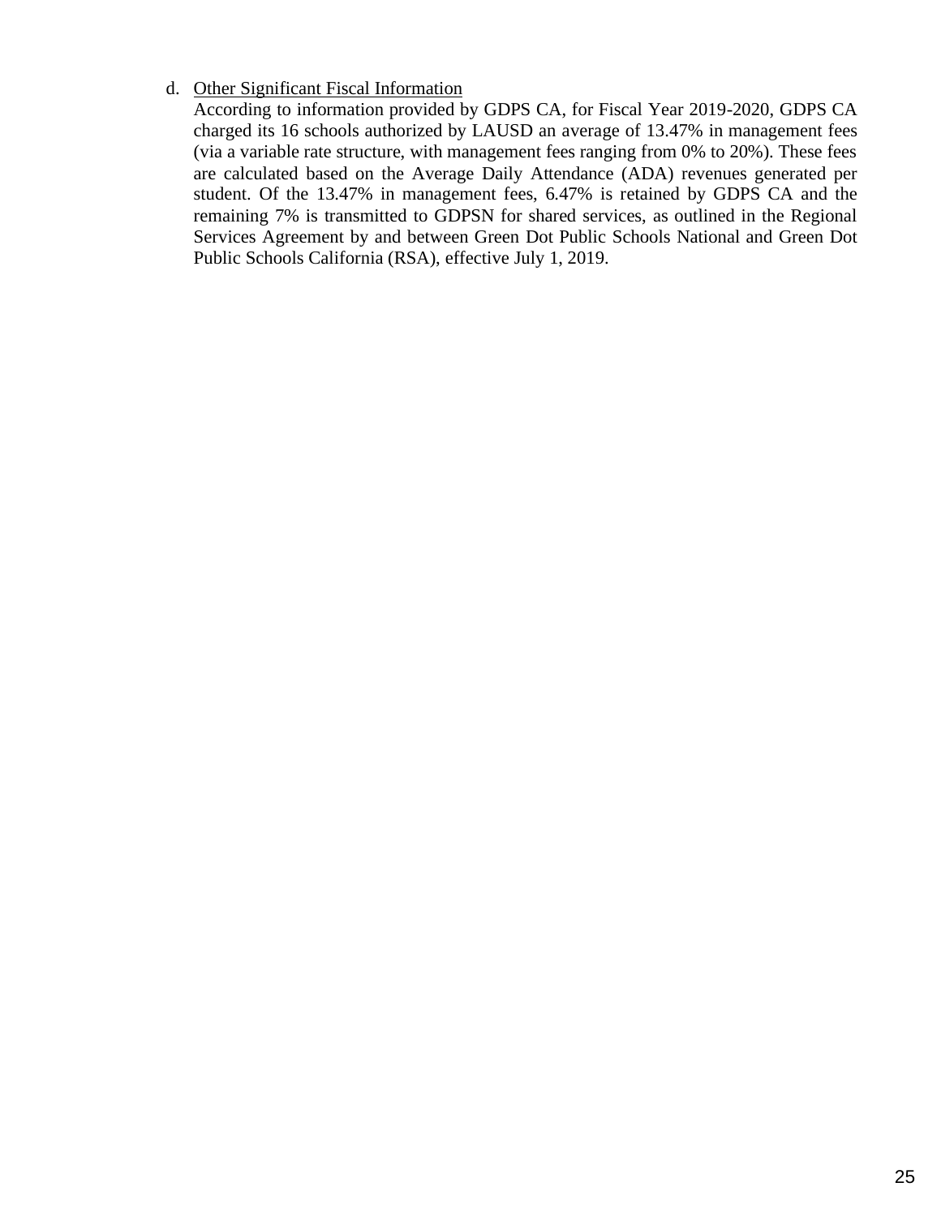d. <u>Other Significant Fiscal Information</u>

According to information provided by GDPS CA, for Fiscal Year 2019-2020, GDPS CA charged its 16 schools authorized by LAUSD an average of 13.47% in management fees (via a variable rate structure, with management fees ranging from 0% to 20%). These fees are calculated based on the Average Daily Attendance (ADA) revenues generated per student. Of the 13.47% in management fees, 6.47% is retained by GDPS CA and the remaining 7% is transmitted to GDPSN for shared services, as outlined in the Regional Services Agreement by and between Green Dot Public Schools National and Green Dot Public Schools California (RSA), effective July 1, 2019.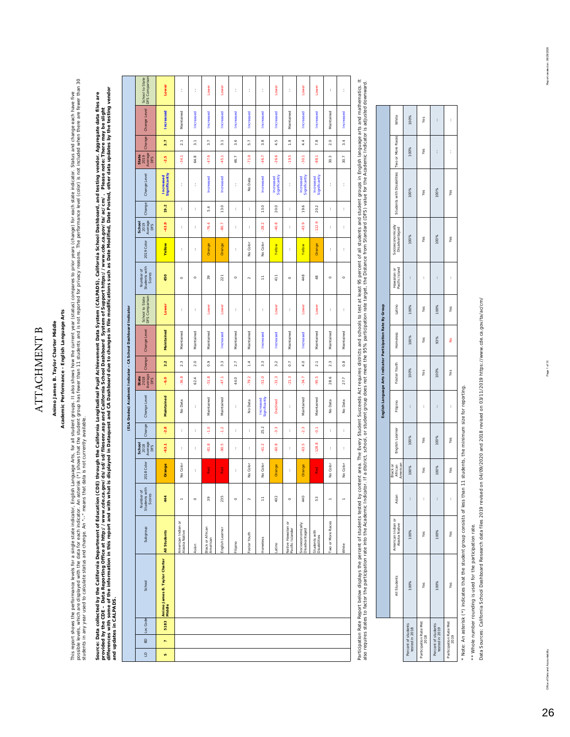# ATTACHMENT B

**Animo James B. Taylor Charter Middle**

**Academic Performance - English Language Arts**

This report shows the performance levels for a single state indicator, English Language Arts, for all student groups. It also shows how the current year (status) compares to prior years (change) for each state indicator. Status and change each have five possible levels, which are displayed with the data for each indicator. An asterisk (*) shows that the student group has fewer than 11 students and is not reported for privacy reasons. The performance level (color) is not included when there are fewer than 30 students in any year used to calculate status and change. An "--" means that data is not currently available.

**Source: Data collected by the California Department of Education (CDE) through the California Longitudinal Pupil Achievement Data System (CALPADS), California School Dashboard, and testing vendor. Aggregate data files are provided by the CDE - Data Reporting Office at http://www.cde.ca.gov/ds/sd/sd/filesenr.asp and California School Dashboard System of Support https://www.cde.ca.gov/ta/ac/cm/. Please note: There may be slight differences with some of the information in this report and with what is displayed in Dataquest and CA Dashboard due to changes in file modifications such as Date Modified, Date Posted, other data updates by the testing vendor and updates in CALPADS.**

**(ELA Grades) Academic Indicator - CA School Dashboard Indicator**

| LD | BD | Loc Code | School | Subgroup | Number of Students with Scores (2018) | 2018 Color | School 2018 Average DFS | Change | Change Level | State 2018 Average DFS | Change | Change Level | School to State DFS Comparison | Number of Students with Scores (2019) | 2019 Color | School 2019 Average DFS | Change | Change Level | State 2019 Average DFS | Change | Change Level | School to State DFS Comparison |
|---|---|---|---|---|---|---|---|---|---|---|---|---|---|---|---|---|---|---|---|---|---|---|
| S | 7 | 5183 | Animo James B. Taylor Charter Middle | **All Students** | 444 | Orange | -43.1 | -2.8 | Maintained | -6.0 | 2.2 | Maintained | Lower | 450 | Yellow | -43.9 | 19.2 | Increased Significantly | -2.5 | 3.7 | Increased | Lower |
| | | | | American Indian or Alaska Native | 1 | No Color | * | * | No Data | -36.8 | 2.3 | Maintained | * | 0 | * | * | * | * | -34.1 | 2.1 | Maintained | * |
| | | | | Asian | 0 | * | * | * | * | 62.4 | 2.0 | Maintained | * | 0 | * | * | * | * | 64.8 | 3.1 | Increased | * |
| | | | | Black or African American | 39 | Red | -81.8 | -1.0 | Maintained | -51.8 | 0.9 | Maintained | Lower | 39 | Orange | -76.4 | 5.4 | Increased | -47.6 | 3.7 | Increased | Lower |
| | | | | English Learner | 235 | Red | -90.5 | -1.2 | Maintained | -47.1 | 3.3 | Increased | Lower | 221 | Orange | -80.7 | 13.0 | Increased | -45.1 | 3.1 | Increased | Lower |
| | | | | Filipino | 0 | * | * | * | * | 44.0 | 2.7 | Maintained | * | 0 | * | * | * | * | 46.7 | 3.6 | Increased | * |
| | | | | Foster Youth | 2 | No Color | * | * | No Data | -79.2 | 1.4 | Maintained | * | 2 | No Color | * | * | No Data | -71.9 | 5.7 | Increased | * |
| | | | | Homeless | 11 | No Color | -41.2 | 25.2 | Increased Significantly | -51.0 | 3.3 | Increased | * | 11 | No Color | -28.2 | 13.0 | Increased | -46.7 | 3.8 | Increased | * |
| | | | | Latino | 402 | Orange | -60.8 | -3.3 | Declined | -31.3 | 3.2 | Increased | Lower | 411 | Yellow | -40.8 | 20.0 | Increased Significantly | -26.6 | 4.5 | Increased | Lower |
| | | | | Native Hawaiian or Pacific Islander | 0 | * | * | * | * | -21.3 | 0.7 | Maintained | * | 0 | * | * | * | * | -19.5 | 1.8 | Maintained | * |
| | | | | Socioeconomically Disadvantaged | 440 | Orange | -63.5 | -2.3 | Maintained | -34.7 | 4.0 | Increased | Lower | 448 | Yellow | -43.9 | 19.6 | Increased Significantly | -30.1 | 4.4 | Increased | Lower |
| | | | | Students with Disabilities | 53 | Red | -128.8 | -0.1 | Maintained | -95.5 | 2.1 | Maintained | Lower | 48 | Orange | -112.9 | 20.2 | Increased Significantly | -88.1 | 7.8 | Increased | Lower |
| | | | | Two or More Races | 1 | No Color | * | * | No Data | 28.6 | 2.3 | Maintained | * | 0 | * | * | * | * | 30.3 | 2.0 | Maintained | * |
| | | | | White | 1 | No Color | * | * | No Data | 27.7 | 0.8 | Maintained | * | 0 | * | * | * | * | 30.7 | 3.4 | Increased | * |

Participation Rate Report below displays the percent of students tested by content area. The Every Student Succeeds Act requires districts and schools to test at least 95 percent of all students and student groups in English language arts and mathematics. It also requires states to factor the participation rate into the Academic Indicator. If a district, school, or student group does not meet the 95% participation rate target, the Distance from Standard (DFS) value for the Academic Indicator is adjusted downward.

**English Language Arts Indicator Participation Rate By Group**

| | All Students | American Indian or Alaska Native | Asian | Black or African American | English Learner | Filipino | Foster Youth | Homeless | Latino | Hawaiian or Pacific Island | Socioeconomically Disadvantaged | Students with Disabilities | Two or More Races | White |
|---|---|---|---|---|---|---|---|---|---|---|---|---|---|---|
| Percent of students tested in 2018 | 100% | 100% | * | 100% | 100% | * | 100% | 100% | 100% | * | 100% | 100% | 100% | 100% |
| Participation Rate Met 2018 | Yes | Yes | * | Yes | Yes | * | Yes | Yes | Yes | * | Yes | Yes | Yes | Yes |
| Percent of students tested in 2019 | 100% | 100% | * | 100% | 100% | * | 100% | 93% | 100% | * | 100% | 100% | * | * |
| Participation Rate Met 2019 | Yes | Yes | * | Yes | Yes | * | Yes | No | Yes | * | Yes | Yes | * | * |

* Note: An asterisk (*) indicates that the student group consists of less than 11 students, the minimum size for reporting.

** Whole number rounding is used for the participation rate.

Data Sources: California School Dashboard Research data files 2019 revised on 04/09/2020 and 2018 revised on 03/11/2019 https://www.cde.ca.gov/ta/ac/cm/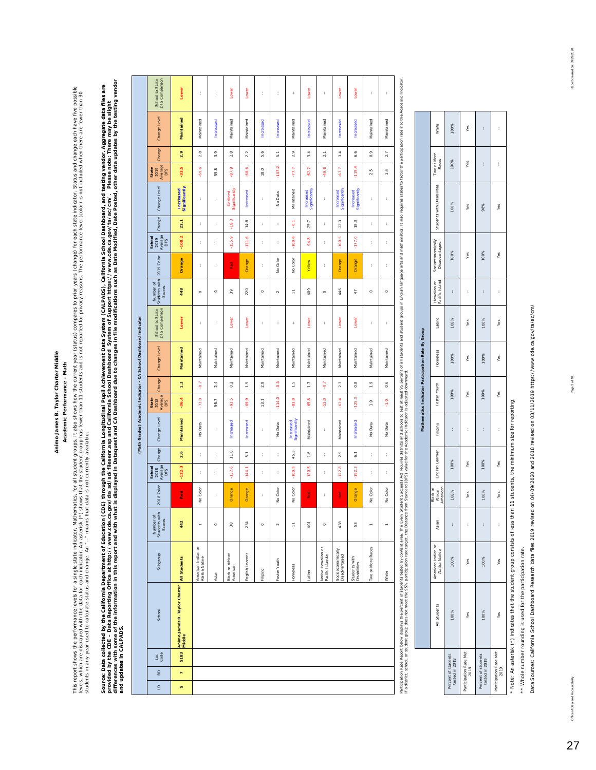# Animo James B. Taylor Charter Middle

## Academic Performance - Math

This report shows the performance levels for a single state indicator, Mathematics, for all student groups. It also shows how the current year (status) compares to prior years (change) for each state indicator. Status and change each have five possible levels, which are displayed with the data for each indicator. An asterisk (*) shows that the student group has fewer than 11 students and is not reported for privacy reasons. The performance level (color) is not included when there are fewer than 30 students in any year used to calculate status and change. An "--" means that data is not currently available.

**Source: Data collected by the California Department of Education (CDE) through the California Longitudinal Pupil Achievement Data System (CALPADS), California School Dashboard, and testing vendor. Aggregate data files are provided by the CDE - Data Reporting Office at http://www.cde.ca.gov/ds/sd/sd/filesenr.asp and California School Dashboard System of Support https://www.cde.ca.gov/ta/ac/cm/. Please note: There may be slight differences with some of the information in this report and with what is displayed in Dataquest and CA Dashboard due to changes in file modifications such as Date Modified, Date Posted, other data updates by the testing vendor and updates in CALPADS.**

(Math Grades) Academic Indicator - CA School Dashboard Indicator

| LD | BD | Loc Code | School | Subgroup | Number of Students with Scores | 2018 Color | School 2018 Average DFS | Change | Change Level | State 2018 Average DFS | Change | Change Level | School to State DFS Comparison | Number of Students with Scores | 2019 Color | School 2019 Average DFS | Change | Change Level | State 2019 Average DFS | Change | Change Level | School to State DFS Comparison |
|---|---|---|---|---|---|---|---|---|---|---|---|---|---|---|---|---|---|---|---|---|---|---|
| 5 | 7 | 5183 | Animo James B. Taylor Charter Middle | All Students | 442 | Red | -122.3 | 2.6 | Maintained | -36.4 | 1.3 | Maintained | Lower | 448 | Orange | -100.2 | 22.1 | Increased Significantly | -33.5 | 2.9 | Maintained | Lower |
| | | | | American Indian or Alaska Native | 1 | No Color | -- | -- | No Data | -73.0 | -0.7 | Maintained | -- | 0 | -- | -- | -- | -- | -69.6 | 2.8 | Maintained | -- |
| | | | | Asian | 0 | -- | -- | -- | -- | 56.7 | 2.4 | Maintained | -- | 0 | -- | -- | -- | -- | 59.8 | 3.9 | Increased | -- |
| | | | | Black or African American | 38 | Orange | -137.6 | 11.8 | Increased | -91.5 | 0.2 | Maintained | Lower | 39 | Red | -155.9 | -18.3 | Declined Significantly | -87.9 | 2.8 | Maintained | Lower |
| | | | | English Learner | 234 | Orange | -144.1 | 5.1 | Increased | -69.9 | 1.5 | Maintained | Lower | 220 | Orange | -131.6 | 14.8 | Increased | -68.6 | 2.2 | Maintained | Lower |
| | | | | Filipino | 0 | -- | -- | -- | -- | 13.1 | 2.8 | Maintained | -- | 0 | -- | -- | -- | -- | 18.0 | 5.6 | Increased | -- |
| | | | | Foster Youth | 2 | No Color | -- | -- | No Data | -114.0 | -0.5 | Maintained | -- | 2 | No Color | -- | -- | No Data | -107.2 | 5.1 | Increased | -- |
| | | | | Homeless | 11 | No Color | -100.5 | 45.3 | Increased Significantly | -81.0 | 1.5 | Maintained | -- | 11 | No Color | -100.6 | -0.1 | Maintained | -77.7 | 2.9 | Maintained | -- |
| | | | | Latino | 401 | Red | -120.5 | 1.6 | Maintained | -65.8 | 1.7 | Maintained | Lower | 409 | Yellow | -94.8 | 25.7 | Increased Significantly | -62.2 | 3.4 | Increased | Lower |
| | | | | Native Hawaiian or Pacific Islander | 0 | -- | -- | -- | -- | -52.0 | -0.7 | Maintained | -- | 0 | -- | -- | -- | -- | -49.8 | 2.1 | Maintained | -- |
| | | | | Socioeconomically Disadvantaged | 438 | Red | -122.8 | 2.9 | Maintained | -67.4 | 2.3 | Maintained | Lower | 446 | Orange | -100.5 | 22.3 | Increased Significantly | -63.7 | 3.4 | Increased | Lower |
| | | | | Students with Disabilities | 53 | Orange | -192.3 | 6.1 | Increased | -125.3 | 0.8 | Maintained | Lower | 47 | Orange | -177.0 | 18.3 | Increased Significantly | -119.4 | 6.6 | Increased | Lower |
| | | | | Two or More Races | 1 | No Color | -- | -- | No Data | 1.9 | 1.9 | Maintained | -- | 0 | -- | -- | -- | -- | 2.5 | 0.9 | Maintained | -- |
| | | | | White | 1 | No Color | -- | -- | No Data | -1.0 | 0.6 | Maintained | -- | 0 | -- | -- | -- | -- | 1.4 | 2.7 | Maintained | -- |

Participation Rate Report below displays the percent of students tested by content area. The Every Student Succeeds Act requires districts and schools to test at least 95 percent of all students and student groups in English language arts and mathematics. It also requires states to factor the participation rate into the Academic Indicator. If a district, school, or student group does not meet the 95% participation rate target, the Distance from Standard (DFS) value for the Academic Indicator is adjusted downward.

Mathematics Indicator Participation Rate By Group

| | All Students | American Indian or Alaska Native | Asian | Black or African American | English Learner | Filipino | Foster Youth | Homeless | Latino | Hawaiian or Pacific Island | Socioeconomically Disadvantaged | Students with Disabilities | Two or More Races | White |
|---|---|---|---|---|---|---|---|---|---|---|---|---|---|---|
| Percent of students tested in 2018 | 100% | 100% | -- | 100% | 100% | -- | 100% | 100% | 100% | -- | 100% | 100% | 100% | 100% |
| Participation Rate Met 2018 | Yes | Yes | -- | Yes | Yes | -- | Yes | Yes | Yes | -- | Yes | Yes | Yes | Yes |
| Percent of students tested in 2019 | 100% | 100% | -- | 100% | 100% | -- | 100% | 100% | 100% | -- | 100% | 98% | -- | -- |
| Participation Rate Met 2019 | Yes | Yes | -- | Yes | Yes | -- | Yes | Yes | Yes | -- | Yes | Yes | -- | -- |

\* Note: An asterisk (*) indicates that the student group consists of less than 11 students, the minimum size for reporting.

\*\* Whole number rounding is used for the participation rate.

Data Sources: California School Dashboard Research data files 2019 revised on 04/09/2020 and 2018 revised on 03/11/2019 https://www.cde.ca.gov/ta/ac/cm/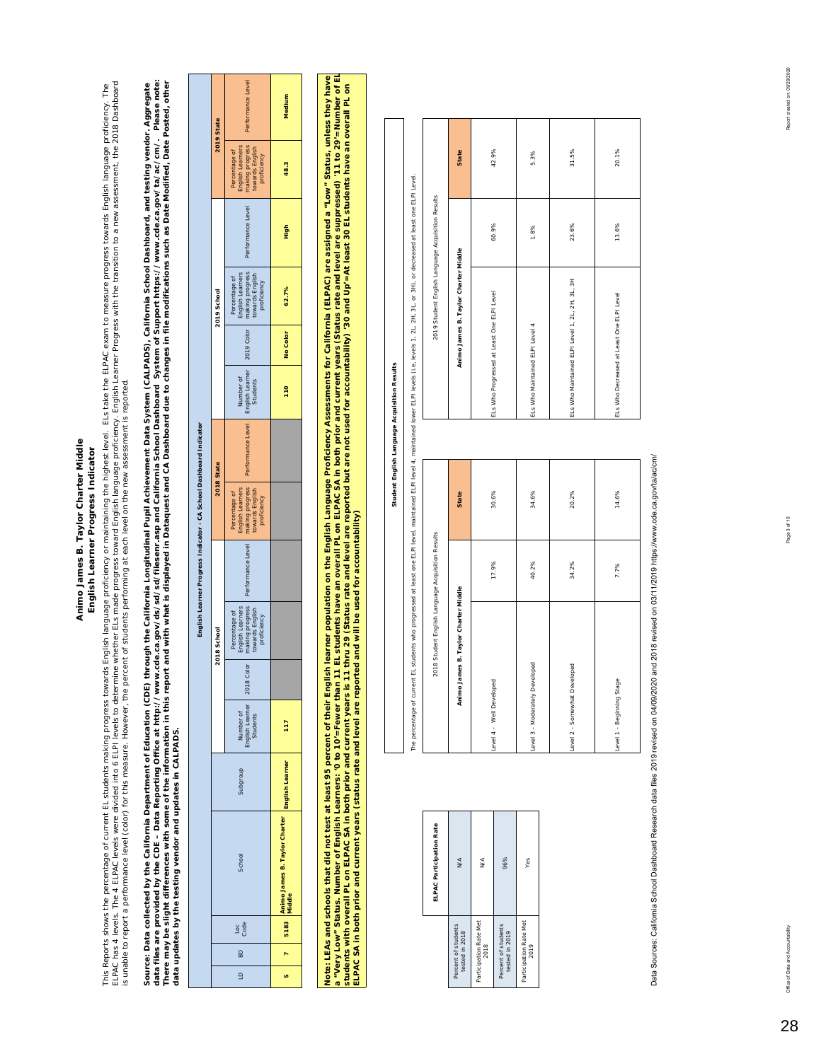# Animo James B. Taylor Charter Middle

## English Learner Progress Indicator

This Reports shows the percentage of current EL students making progress towards English language proficiency or maintaining the highest level. ELs take the ELPAC exam to measure progress towards English language proficiency. The ELPAC has 4 levels. The 4 ELPAC levels were divided into 6 ELPI levels to determine whether ELs made progress toward English language proficiency. English Learner Progress with the transition to a new assessment, the 2018 Dashboard is unable to report a performance level (color) for this measure. However, the percent of students performing at each level on the new assessment is reported.

**Source: Data collected by the California Department of Education (CDE) through the California Longitudinal Pupil Achievement Data System (CALPADS), California School Dashboard, and testing vendor. Aggregate data files are provided by the CDE - Data Reporting Office at http://www.cde.ca.gov/ds/sd/sd/filesenr.asp and California School Dashboard System of Support https://www.cde.ca.gov/ta/ac/cm/. Please note: There may be slight differences with some of the information in this report and with what is displayed in Dataquest and CA Dashboard due to changes in file modifications such as Date Modified, Date Posted, other data updates by the testing vendor and updates in CALPADS.**

**English Learner Progress Indicator - CA School Dashboard Indicator**

| LD | BD | Loc Code | School | Subgroup | 2018 School | | | | 2018 State | | 2019 School | | | | 2019 State | |
|---|---|---|---|---|---|---|---|---|---|---|---|---|---|---|---|---|
| | | | | | Number of English Learner Students | 2018 Color | Percentage of English Learners making progress towards English proficiency | Performance Level | Percentage of English Learners making progress towards English proficiency | Performance Level | Number of English Learner Students | 2019 Color | Percentage of English Learners making progress towards English proficiency | Performance Level | Percentage of English Learners making progress towards English proficiency | Performance Level |
| S | 7 | 5183 | Animo James B. Taylor Charter Middle | English Learner | 117 | | | | | | 110 | No Color | 62.7% | High | 48.3 | Medium |

**Note: LEAs and schools that did not test at least 95 percent of their English learner population on the English Language Proficiency Assessments for California (ELPAC) are assigned a "Low" Status, unless they have a "Very Low" Status. Number of English Learners: '0 to 10'=Fewer than 11 EL students have an overall PL on ELPAC SA in both prior and current years (Status rate and level are suppressed) '11 to 29'=Number of EL students with overall PL on ELPAC SA in both prior and current years is 11 thru 29 (Status rate and level are reported but are not used for accountability) '30 and Up'=At least 30 EL students have an overall PL on ELPAC SA in both prior and current years (status rate and level are reported and will be used for accountability)**

| | ELPAC Participation Rate |
|---|---|
| Percent of students tested in 2018 | N/A |
| Participation Rate Met 2018 | N/A |
| Percent of students tested in 2019 | 96% |
| Participation Rate Met 2019 | Yes |

**Student English Language Acquisition Results**

The percentage of current EL students who progressed at least one ELPI level, maintained ELPI level 4, maintained lower ELPI levels (i.e, levels 1, 2L, 2H, 3L, or 3H), or decreased at least one ELPI Level.

| 2018 Student English Language Acquisition Results | Animo James B. Taylor Charter Middle | State |
|---|---|---|
| Level 4 - Well Developed | 17.9% | 30.6% |
| Level 3 - Moderately Developed | 40.2% | 34.6% |
| Level 2 - Somewhat Developed | 34.2% | 20.2% |
| Level 1 - Beginning Stage | 7.7% | 14.6% |

| 2019 Student English Language Acquisition Results | Animo James B. Taylor Charter Middle | State |
|---|---|---|
| ELs Who Progressed at Least One ELPI Level | 60.9% | 42.9% |
| ELs Who Maintained ELPI Level 4 | 1.8% | 5.3% |
| ELs Who Maintained ELPI Level 1, 2L, 2H, 3L, 3H | 23.6% | 31.5% |
| ELs Who Decreased at Least One ELPI Level | 13.6% | 20.1% |

Data Sources: California School Dashboard Research data files 2019 revised on 04/09/2020 and 2018 revised on 03/11/2019 https://www.cde.ca.gov/ta/ac/cm/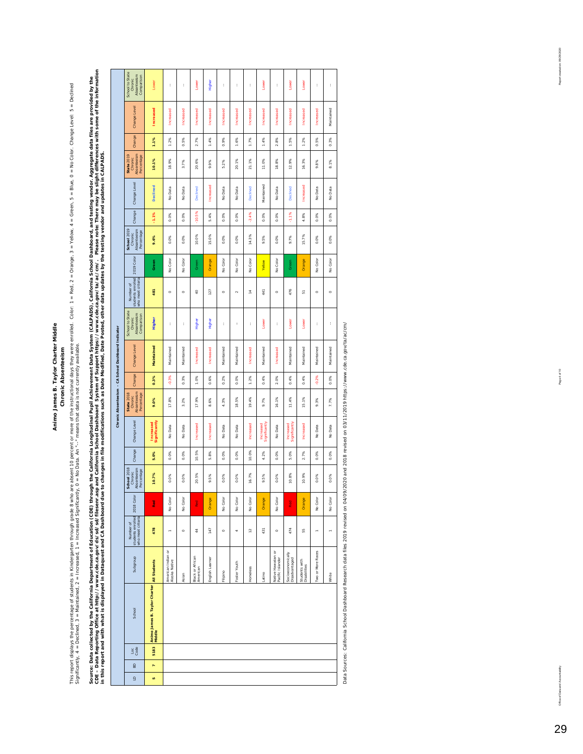# Animo James B. Taylor Charter Middle

## Chronic Absenteeism

This report displays the percentage of students in Kindergarten through grade 8 who are absent 10 percent or more of the instructional days they were enrolled. Color: 1 = Red, 2 = Orange, 3 = Yellow, 4 = Green, 5 = Blue, 0 = No Color. Change Level: 5 = Declined Significantly, 4 = Declined, 3 = Maintained, 2 = Increased, 1 = Increased Significantly, 0 = No Data. An "--" means that data is not currently available.

**Source: Data collected by the California Department of Education (CDE) through the California Longitudinal Pupil Achievement Data System (CALPADS), California School Dashboard, and testing vendor. Aggregate data files are provided by the CDE - Data Reporting Office at http://www.cde.ca.gov/ds/sd/sd/filesenr.asp and California School Dashboard System of Support https://www.cde.ca.gov/ta/ac/cm/. Please note: There may be slight differences with some of the information in this report and with what is displayed in Dataquest and CA Dashboard due to changes in file modifications such as Date Modified, Date Posted, other data updates by the testing vendor and updates in CALPADS.**

Chronic Absenteeism - CA School Dashboard Indicator

| LD | BD | Loc Code | School | Subgroup | Number of students enrolled who meet criteria (2018) | 2018 Color | School 2018 Chronic Absenteeism Percentage | Change | Change Level | State 2018 Chronic Absenteeism Percentage | Change | Change Level | School to State Chronic Absenteeism Comparison | Number of students enrolled who meet criteria (2019) | 2019 Color | School 2019 Chronic Absenteeism Percentage | Change | Change Level | State 2019 Chronic Absenteeism Percentage | Change | Change Level | School to State Chronic Absenteeism Comparison |
|---|---|---|---|---|---|---|---|---|---|---|---|---|---|---|---|---|---|---|---|---|---|---|
| **5** | **7** | **5183** | **Animo James B. Taylor Charter Middle** | **All Students** | **478** | **Red** | **10.7%** | **5.0%** | **Increased Significantly** | **9.0%** | **0.3%** | **Maintained** | **Higher** | **481** | **Green** | **9.6%** | **-1.1%** | **Declined** | **10.1%** | **1.1%** | **Increased** | **Lower** |
| | | | | American Indian or Alaska Native | 1 | No Color | 0.0% | 0.0% | No Data | 17.8% | -0.3% | Maintained | -- | 0 | No Color | 0.0% | 0.0% | No Data | 18.9% | 1.2% | Increased | -- |
| | | | | Asian | 0 | No Color | 0.0% | 0.0% | No Data | 3.2% | 0.3% | Maintained | -- | 0 | No Color | 0.0% | 0.0% | No Data | 3.7% | 0.5% | Increased | -- |
| | | | | Black or African American | 44 | Red | 20.5% | 10.5% | Increased | 17.9% | 1.0% | Increased | Higher | 40 | Green | 10.0% | -10.5% | Declined | 20.6% | 2.7% | Increased | Lower |
| | | | | English Learner | 147 | Orange | 9.5% | 5.8% | Increased | 8.6% | 0.6% | Increased | Higher | 127 | Orange | 15.0% | 5.4% | Increased | 9.9% | 1.4% | Increased | Higher |
| | | | | Filipino | 0 | No Color | 0.0% | 0.0% | No Data | 4.3% | 0.2% | Maintained | -- | 0 | No Color | 0.0% | 0.0% | No Data | 5.2% | 0.9% | Increased | -- |
| | | | | Foster Youth | 4 | No Color | 0.0% | 0.0% | No Data | 18.5% | 0.0% | Maintained | -- | 2 | No Color | 0.0% | 0.0% | No Data | 20.1% | 1.6% | Increased | -- |
| | | | | Homeless | 12 | No Color | 16.7% | 10.0% | Increased | 19.4% | 1.2% | Increased | -- | 14 | No Color | 14.3% | -2.4% | Declined | 21.1% | 1.7% | Increased | -- |
| | | | | Latino | 431 | Orange | 9.5% | 4.2% | Increased Significantly | 9.7% | 0.4% | Maintained | Lower | 441 | Yellow | 9.5% | 0.0% | Maintained | 11.0% | 1.4% | Increased | Lower |
| | | | | Native Hawaiian or Pacific Islander | 0 | No Color | 0.0% | 0.0% | No Data | 16.1% | 2.0% | Increased | -- | 0 | No Color | 0.0% | 0.0% | No Data | 18.8% | 2.8% | Increased | -- |
| | | | | Socioeconomically Disadvantaged | 474 | Red | 10.8% | 5.0% | Increased Significantly | 11.4% | 0.4% | Maintained | Lower | 476 | Green | 9.7% | -1.1% | Declined | 12.9% | 1.5% | Increased | Lower |
| | | | | Students with Disabilities | 55 | Orange | 10.9% | 2.7% | Increased | 15.1% | 0.4% | Maintained | Lower | 51 | Orange | 15.7% | 4.8% | Increased | 16.3% | 1.2% | Increased | Lower |
| | | | | Two or More Races | 1 | No Color | 0.0% | 0.0% | No Data | 9.3% | -0.2% | Maintained | -- | 0 | No Color | 0.0% | 0.0% | No Data | 9.8% | 0.5% | Increased | -- |
| | | | | White | 1 | No Color | 0.0% | 0.0% | No Data | 7.7% | 0.0% | Maintained | -- | 0 | No Color | 0.0% | 0.0% | No Data | 8.1% | 0.3% | Maintained | -- |

Data Sources: California School Dashboard Research data files 2019 revised on 04/09/2020 and 2018 revised on 03/11/2019 https://www.cde.ca.gov/ta/ac/cm/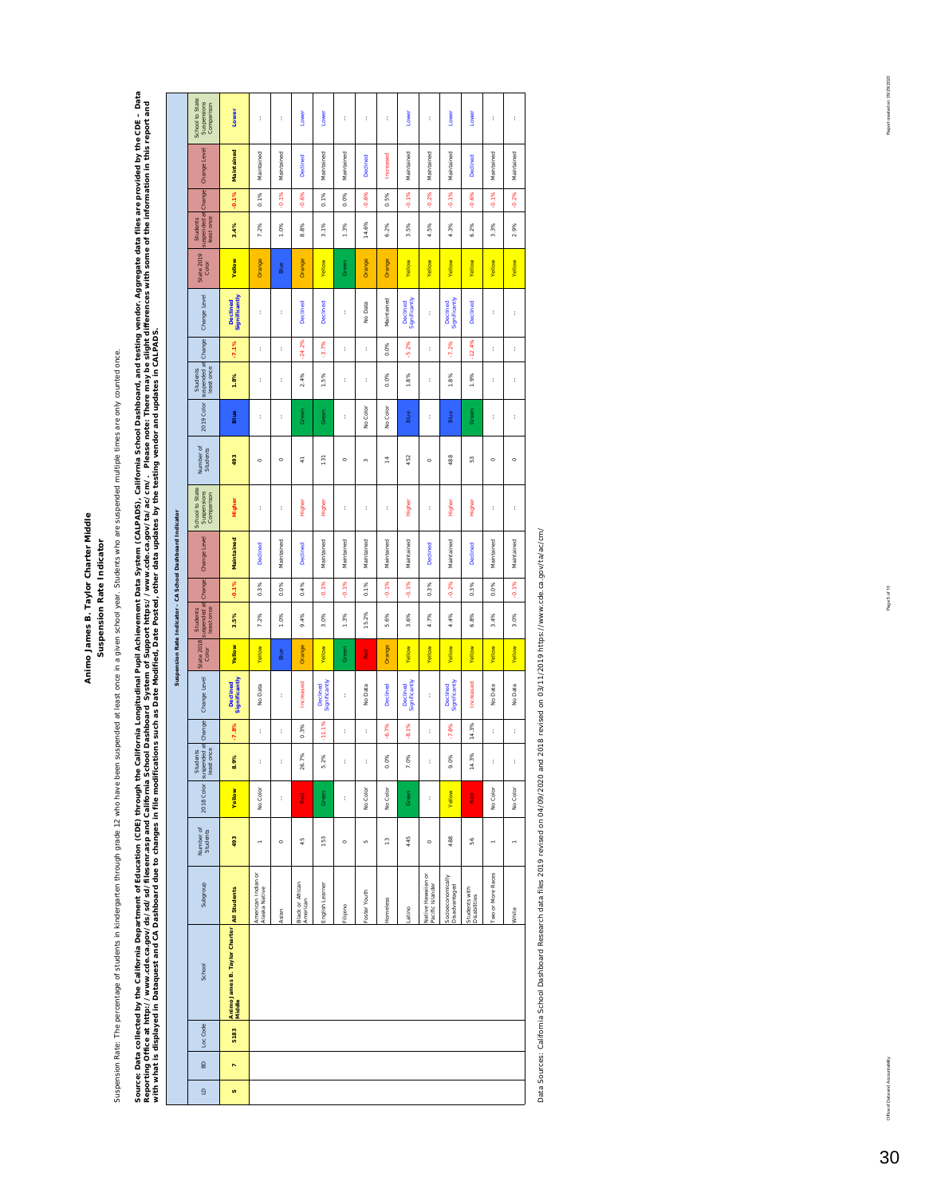# Animo James B. Taylor Charter Middle

## Suspension Rate Indicator

Suspension Rate: The percentage of students in kindergarten through grade 12 who have been suspended at least once in a given school year. Students who are suspended multiple times are only counted once.

**Source: Data collected by the California Department of Education (CDE) through the California Longitudinal Pupil Achievement Data System (CALPADS), California School Dashboard, and testing vendor. Aggregate data files are provided by the CDE – Data Reporting Office at http://www.cde.ca.gov/ds/sd/sd/filesenr.asp and California School Dashboard System of Support https://www.cde.ca.gov/ta/ac/cm/. Please note: There may be slight differences with some of the information in this report and with what is displayed in Dataquest and CA Dashboard due to changes in file modifications such as Date Modified, Date Posted, other data updates by the testing vendor and updates in CALPADS.**

Suspension Rate Indicator - CA School Dashboard Indicator

| LD | BD | Loc Code | School | Subgroup | Number of Students | 2018 Color | Students suspended at least once | Change | Change Level | State 2018 Color | Students suspended at least once | Change | Change Level | School to State Suspensions Comparison | Number of Students | 2019 Color | Students suspended at least once | Change | Change Level | State 2019 Color | Students suspended at least once | Change | Change Level | School to State Suspensions Comparison |
|---|---|---|---|---|---|---|---|---|---|---|---|---|---|---|---|---|---|---|---|---|---|---|---|---|
| **S** | **7** | **5183** | **Animo James B. Taylor Charter Middle** | **All Students** | **493** | **Yellow** | **8.9%** | **-7.8%** | **Declined Significantly** | **Yellow** | **3.5%** | **-0.1%** | **Maintained** | **Higher** | **493** | **Blue** | **1.8%** | **-7.1%** | **Declined Significantly** | **Yellow** | **3.4%** | **-0.1%** | **Maintained** | **Lower** |
| | | | | American Indian or Alaska Native | 1 | No Color | -- | -- | No Data | Yellow | 7.2% | 0.3% | Declined | -- | 0 | -- | -- | -- | -- | Orange | 7.2% | 0.1% | Maintained | -- |
| | | | | Asian | 0 | -- | -- | -- | -- | Blue | 1.0% | 0.0% | Maintained | -- | 0 | -- | -- | -- | -- | Blue | 1.0% | -0.1% | Maintained | -- |
| | | | | Black or African American | 45 | Red | 26.7% | 0.3% | Increased | Orange | 9.4% | 0.4% | Declined | Higher | 41 | Green | 2.4% | -24.2% | Declined | Orange | 8.8% | -0.6% | Declined | Lower |
| | | | | English Learner | 153 | Green | 5.2% | -11.1% | Declined Significantly | Yellow | 3.0% | -0.1% | Maintained | Higher | 131 | Green | 1.5% | -3.7% | Declined | Yellow | 3.1% | 0.1% | Maintained | Lower |
| | | | | Filipino | 0 | -- | -- | -- | -- | Green | 1.3% | -0.1% | Maintained | -- | 0 | -- | -- | -- | -- | Green | 1.3% | 0.0% | Maintained | -- |
| | | | | Foster Youth | 5 | No Color | -- | -- | No Data | Red | 15.2% | 0.1% | Maintained | -- | 3 | No Color | -- | -- | No Data | Orange | 14.6% | -0.6% | Declined | -- |
| | | | | Homeless | 13 | No Color | 0.0% | -6.7% | Declined | Orange | 5.6% | -0.1% | Maintained | -- | 14 | No Color | 0.0% | 0.0% | Maintained | Orange | 6.2% | 0.5% | Increased | -- |
| | | | | Latino | 445 | Green | 7.0% | -8.1% | Declined Significantly | Yellow | 3.6% | -0.1% | Maintained | Higher | 452 | Blue | 1.8% | -5.2% | Declined Significantly | Yellow | 3.5% | -0.1% | Maintained | Lower |
| | | | | Native Hawaiian or Pacific Islander | 0 | -- | -- | -- | -- | Yellow | 4.7% | 0.3% | Declined | -- | 0 | -- | -- | -- | -- | Yellow | 4.5% | -0.2% | Maintained | -- |
| | | | | Socioeconomically Disadvantaged | 488 | Yellow | 9.0% | -7.8% | Declined Significantly | Yellow | 4.4% | -0.2% | Maintained | Higher | 488 | Blue | 1.8% | -7.2% | Declined Significantly | Yellow | 4.3% | -0.1% | Maintained | Lower |
| | | | | Students with Disabilities | 56 | Red | 14.3% | 14.3% | Increased | Yellow | 6.8% | 0.3% | Declined | Higher | 53 | Green | 1.9% | -12.4% | Declined | Yellow | 6.2% | -0.6% | Declined | Lower |
| | | | | Two or More Races | 1 | No Color | -- | -- | No Data | Yellow | 3.4% | 0.0% | Maintained | -- | 0 | -- | -- | -- | -- | Yellow | 3.3% | -0.1% | Maintained | -- |
| | | | | White | 1 | No Color | -- | -- | No Data | Yellow | 3.0% | -0.1% | Maintained | -- | 0 | -- | -- | -- | -- | Yellow | 2.9% | -0.2% | Maintained | -- |

Data Sources: California School Dashboard Research data files 2019 revised on 04/09/2020 and 2018 revised on 03/11/2019 https://www.cde.ca.gov/ta/ac/cm/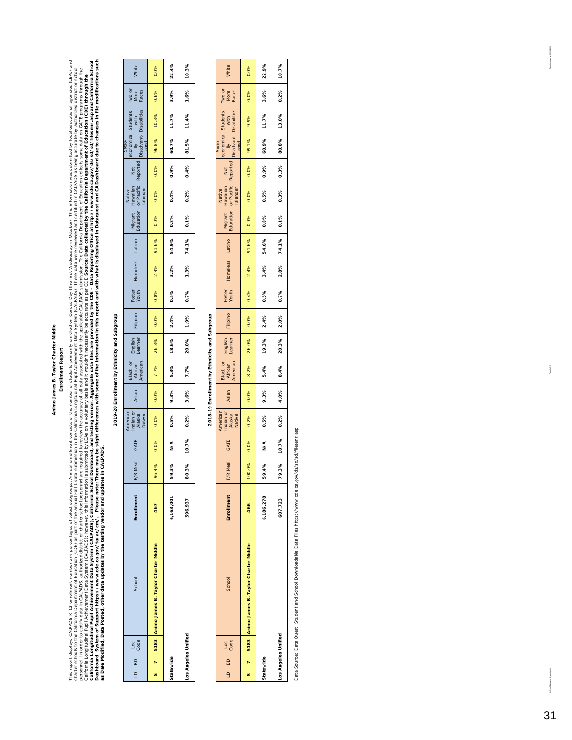# Animo James B. Taylor Charter Middle

## Enrollment Report

This report displays CALPADS K-12 enrollment number and percentages of select subgroups. Annual enrollment consists of the number of students primarily enrolled on Census Day (the first Wednesday in October). This information was submitted by local educational agencies (LEAs) and charter schools to the California Department of Education (CDE) as part of the annual Fall 1 data submission in the California Longitudinal Pupil Achievement Data System (CALPADS). These data were reviewed and certified in CALPADS as being accurate by authorized district or school personnel. In order to certify data in CALPADS, authorized district or charter school personnel are required to review the accuracy of all data associated with the applicable CALPADS submission. The California Department of Education collects some data on GATE programs through the California Longitudinal Pupil Achievement Data System (CALPADS); however, this information is submitted by LEAs on a voluntary basis and it wouldn't necessarily be accurate as per CDE. **Source: Data collected by the California Department of Education (CDE) through the California Longitudinal Pupil Achievement Data System (CALPADS), California School Dashboard, and testing vendor. Aggregate data files are provided by the CDE - Data Reporting Office at http://www.cde.ca.gov/ds/sd/sd/filesenr.asp and California School Dashboard System of Support https://www.cde.ca.gov/ta/ac/cm/. Please note: There may be slight differences with some of the information in this report and with what is displayed in Dataquest and CA Dashboard due to changes in file modifications such as Date Modified, Date Posted, other data updates by the testing vendor and updates in CALPADS.**

### 2019-20 Enrollment by Ethnicity and Subgroup

| LD | BD | Loc Code | School | Enrollment | F/R Meal | GATE | American Indian or Alaska Native | Asian | Black or African American | English Learner | Filipino | Foster Youth | Homeless | Latino | Migrant Education | Native Hawaiian or Pacific Islander | Not Reported | Socio-economically Disadvantaged | Students with Disabilities | Two or More Races | White |
|---|---|---|---|---|---|---|---|---|---|---|---|---|---|---|---|---|---|---|---|---|---|
| S | 7 | 5183 | Animo James B. Taylor Charter Middle | 467 | 96.4% | 0.0% | 0.0% | 0.0% | 7.7% | 26.3% | 0.0% | 0.0% | 2.4% | 91.6% | 0.0% | 0.0% | 0.0% | 96.8% | 10.3% | 0.6% | 0.0% |
| Statewide | | | | 6,163,001 | 59.3% | N/A | 0.5% | 9.3% | 5.3% | 18.6% | 2.4% | 0.5% | 3.2% | 54.9% | 0.8% | 0.4% | 0.9% | 60.7% | 11.7% | 3.9% | 22.4% |
| Los Angeles Unified | | | | 596,937 | 80.3% | 10.7% | 0.2% | 3.6% | 7.7% | 20.0% | 1.9% | 0.7% | 1.3% | 74.1% | 0.1% | 0.2% | 0.4% | 81.5% | 11.4% | 1.6% | 10.3% |

### 2018-19 Enrollment by Ethnicity and Subgroup

| LD | BD | Loc Code | School | Enrollment | F/R Meal | GATE | American Indian or Alaska Native | Asian | Black or African American | English Learner | Filipino | Foster Youth | Homeless | Latino | Migrant Education | Native Hawaiian or Pacific Islander | Not Reported | Socio-economically Disadvantaged | Students with Disabilities | Two or More Races | White |
|---|---|---|---|---|---|---|---|---|---|---|---|---|---|---|---|---|---|---|---|---|---|
| S | 7 | 5183 | Animo James B. Taylor Charter Middle | 466 | 100.0% | 0.0% | 0.2% | 0.0% | 8.2% | 26.0% | 0.0% | 0.4% | 2.4% | 91.6% | 0.0% | 0.0% | 0.0% | 99.1% | 9.9% | 0.0% | 0.0% |
| Statewide | | | | 6,186,278 | 59.4% | N/A | 0.5% | 9.3% | 5.4% | 19.3% | 2.4% | 0.5% | 3.4% | 54.6% | 0.8% | 0.5% | 0.9% | 60.9% | 11.7% | 3.6% | 22.9% |
| Los Angeles Unified | | | | 607,723 | 79.3% | 10.7% | 0.2% | 4.0% | 8.4% | 20.3% | 2.0% | 0.7% | 2.8% | 74.1% | 0.1% | 0.3% | 0.3% | 80.8% | 13.0% | 0.2% | 10.7% |

Data Source: Data Quest, Student and School Downloadable Data Files https://www.cde.ca.gov/ds/sd/sd/filesenr.asp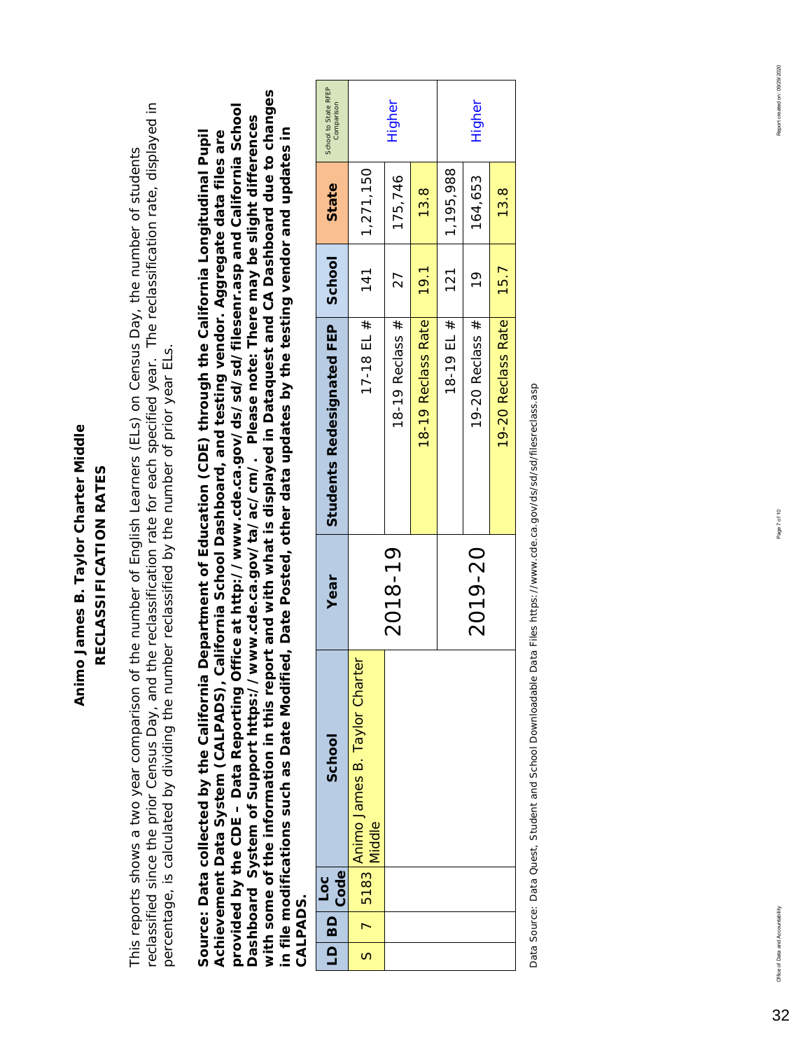# Animo James B. Taylor Charter Middle

## RECLASSIFICATION RATES

This reports shows a two year comparison of the number of English Learners (ELs) on Census Day, the number of students reclassified since the prior Census Day, and the reclassification rate for each specified year. The reclassification rate, displayed in percentage, is calculated by dividing the number reclassified by the number of prior year ELs.

**Source: Data collected by the California Department of Education (CDE) through the California Longitudinal Pupil Achievement Data System (CALPADS), California School Dashboard, and testing vendor. Aggregate data files are provided by the CDE – Data Reporting Office at http://www.cde.ca.gov/ds/sd/sd/filesenr.asp and California School Dashboard System of Support https://www.cde.ca.gov/ta/ac/cm/. Please note: There may be slight differences with some of the information in this report and with what is displayed in Dataquest and CA Dashboard due to changes in file modifications such as Date Modified, Date Posted, other data updates by the testing vendor and updates in CALPADS.**

| LD | BD | Loc Code | School | Year | Students Redesignated FEP | School | State | School to State RFEP Comparison |
|---|---|---|---|---|---|---|---|---|
| S | 7 | 5183 | Animo James B. Taylor Charter Middle | 2018-19 | 17-18 EL # | 141 | 1,271,150 | Higher |
| | | | | | 18-19 Reclass # | 27 | 175,746 | |
| | | | | | 18-19 Reclass Rate | 19.1 | 13.8 | |
| | | | | 2019-20 | 18-19 EL # | 121 | 1,195,988 | Higher |
| | | | | | 19-20 Reclass # | 19 | 164,653 | |
| | | | | | 19-20 Reclass Rate | 15.7 | 13.8 | |

Data Source: Data Quest, Student and School Downloadable Data Files https://www.cde.ca.gov/ds/sd/sd/filesreclass.asp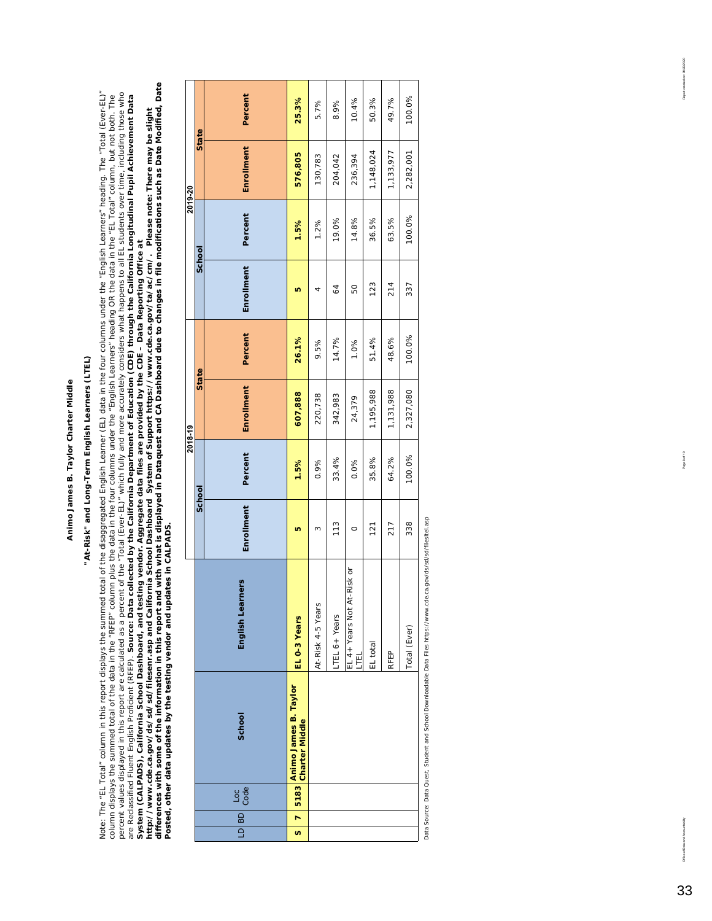# Animo James B. Taylor Charter Middle

## "At-Risk" and Long-Term English Learners (LTEL)

Note: The "EL Total" column in this report displays the summed total of the disaggregated English Learner (EL) data in the four columns under the "English Learners" heading. The "Total (Ever-EL)" column displays the summed total of the data in the "RFEP" column plus the data in the four columns under the "English Learners" heading OR the data in the "EL Total" column, but not both. The percent values displayed in this report are calculated as a percent of the "Total (Ever-EL)" which fully and more accurately considers what happens to all EL students over time, including those who are Reclassified Fluent English Proficient (RFEP). **Source: Data collected by the California Department of Education (CDE) through the California Longitudinal Pupil Achievement Data System (CALPADS), California School Dashboard, and testing vendor. Aggregate data files are provided by the CDE - Data Reporting Office at http://www.cde.ca.gov/ds/sd/sd/filesenr.asp and California School Dashboard System of Support https://www.cde.ca.gov/ta/ac/cm/. Please note: There may be slight differences with some of the information in this report and with what is displayed in Dataquest and CA Dashboard due to changes in file modifications such as Date Posted, other data updates by the testing vendor and updates in CALPADS.**

| LD | BD | Loc Code | School | English Learners | 2018-19 | | | | 2019-20 | | | |
|---|---|---|---|---|---|---|---|---|---|---|---|---|
| | | | | | School | | State | | School | | State | |
| | | | | | Enrollment | Percent | Enrollment | Percent | Enrollment | Percent | Enrollment | Percent |
| **S** | **7** | **5183** | **Animo James B. Taylor Charter Middle** | **EL 0-3 Years** | **5** | **1.5%** | **607,888** | **26.1%** | **5** | **1.5%** | **576,805** | **25.3%** |
| | | | | At-Risk 4-5 Years | 3 | 0.9% | 220,738 | 9.5% | 4 | 1.2% | 130,783 | 5.7% |
| | | | | LTEL 6+ Years | 113 | 33.4% | 342,983 | 14.7% | 64 | 19.0% | 204,042 | 8.9% |
| | | | | EL 4+ Years Not At-Risk or LTEL | 0 | 0.0% | 24,379 | 1.0% | 50 | 14.8% | 236,394 | 10.4% |
| | | | | EL total | 121 | 35.8% | 1,195,988 | 51.4% | 123 | 36.5% | 1,148,024 | 50.3% |
| | | | | RFEP | 217 | 64.2% | 1,131,988 | 48.6% | 214 | 63.5% | 1,133,977 | 49.7% |
| | | | | Total (Ever) | 338 | 100.0% | 2,327,080 | 100.0% | 337 | 100.0% | 2,282,001 | 100.0% |

Data Source: Data Quest, Student and School Downloadable Data Files https://www.cde.ca.gov/ds/sd/sd/filesltel.asp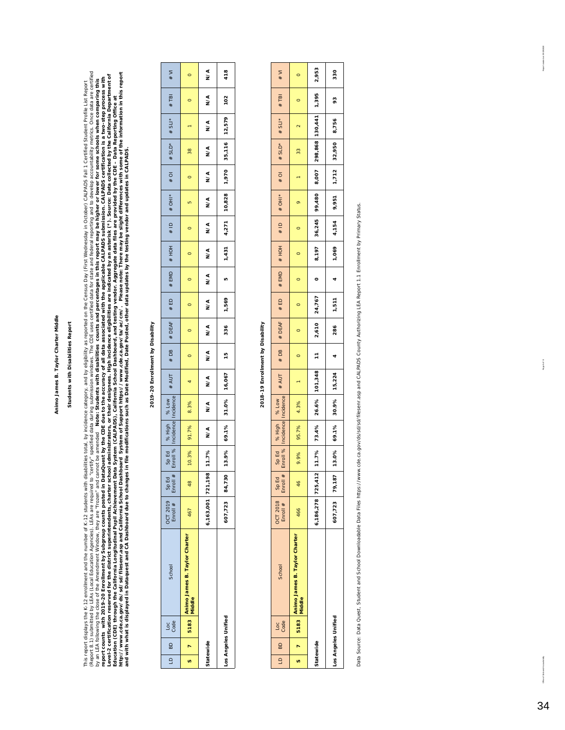# Animo James B. Taylor Charter Middle

## Students with Disabilities Report

This report displays the K-12 enrollment and the number of K-12 students with disabilities total, by incidence category, and by eligibility as reported on the Census Day (First Wednesday in October) CALPADS Fall 1 Certified Student Profile List Report (Report 8.1) submitted by LEAs (Local Education Agencies). LEAs are required to "certify" specified data during submission windows. The CDE uses certified data for state and federal reporting and to develop accountability metrics. Once data are certified by an LEA following the close of the Amendment Window, they are "frozen" and cannot be amended. **Note: Students with disabilities counts and percentages in this report may be higher or lower for some schools when comparing this report counts with 2019-20 Enrollment by Subgroup counts posted in DataQuest by the CDE due to the accuracy of all data associated with the applicable CALPADS submission. CALPADS certification is a two-step process with Level-2 certification reserved for the district superintendents, charter school administrators, or their designees. High incidence eligibilities are indicated by an asterisk (\*). Source: Data collected by the California Department of Education (CDE) through the California Longitudinal Pupil Achievement Data System (CALPADS), California School Dashboard, and testing vendor. Aggregate data files are provided by the CDE - Data Reporting Office at http://www.cde.ca.gov/ds/sd/sd/filesenr.asp and California School Dashboard System of Support https://www.cde.ca.gov/ta/ac/cm/. Please note: There may be slight differences with some of the information in this report and with what is displayed in Dataquest and CA Dashboard due to changes in file modifications such as Date Modified, Date Posted, other data updates by the testing vendor and updates in CALPADS.**

### 2019-20 Enrollment by Disability

| LD | BD | Loc Code | School | OCT 2019 Enroll # | Sp Ed Enroll # | Sp Ed Enroll % | % High Incidence | % Low Incidence | # AUT | # DB | # DEAF | # ED | # EMD | # HOH | # ID | # OHI* | # OI | # SLD* | # SLI* | # TBI | # VI |
|---|---|---|---|---|---|---|---|---|---|---|---|---|---|---|---|---|---|---|---|---|---|
| S | 7 | 5183 | Animo James B. Taylor Charter Middle | 467 | 48 | 10.3% | 91.7% | 8.3% | 4 | 0 | 0 | 0 | 0 | 0 | 0 | 5 | 0 | 38 | 1 | 0 | 0 |
| Statewide | | | | 6,163,001 | 721,198 | 11.7% | N/A | N/A | N/A | N/A | N/A | N/A | N/A | N/A | N/A | N/A | N/A | N/A | N/A | N/A | N/A |
| Los Angeles Unified | | | | 607,723 | 84,730 | 13.9% | 69.1% | 31.0% | 16,067 | 15 | 336 | 1,569 | 5 | 1,431 | 4,271 | 10,828 | 1,970 | 35,116 | 12,579 | 102 | 418 |

### 2018-19 Enrollment by Disability

| LD | BD | Loc Code | School | OCT 2018 Enroll # | Sp Ed Enroll # | Sp Ed Enroll % | % High Incidence | % Low Incidence | # AUT | # DB | # DEAF | # ED | # EMD | # HOH | # ID | # OHI* | # OI | # SLD* | # SLI* | # TBI | # VI |
|---|---|---|---|---|---|---|---|---|---|---|---|---|---|---|---|---|---|---|---|---|---|
| S | 7 | 5183 | Animo James B. Taylor Charter Middle | 466 | 46 | 9.9% | 95.7% | 4.3% | 1 | 0 | 0 | 0 | 0 | 0 | 0 | 9 | 1 | 33 | 2 | 0 | 0 |
| Statewide | | | | 6,186,278 | 725,412 | 11.7% | 73.4% | 26.6% | 101,348 | 11 | 2,610 | 24,767 | 0 | 8,197 | 36,245 | 99,480 | 8,007 | 298,868 | 130,441 | 1,395 | 2,953 |
| Los Angeles Unified | | | | 607,723 | 79,187 | 13.0% | 69.1% | 30.9% | 15,224 | 4 | 286 | 1,511 | 4 | 1,069 | 4,154 | 9,951 | 1,712 | 32,950 | 8,756 | 93 | 330 |

Data Source: Data Quest, Student and School Downloadable Data Files https://www.cde.ca.gov/ds/sd/sd/filesenr.asp and CALPADS County Authorizing LEA Report 1.1 Enrollment by Primary Status.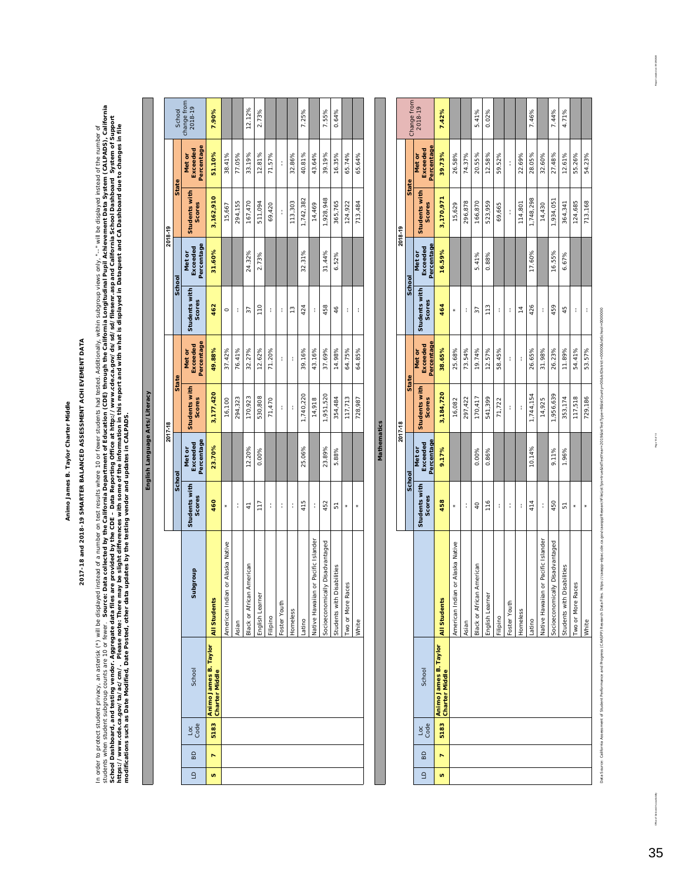# Animo James B. Taylor Charter Middle

## 2017-18 and 2018-19 SMARTER BALANCED ASSESSMENT ACHIEVEMENT DATA

In order to protect student privacy, an asterisk (*) will be displayed instead of a number on test results where 10 or fewer students had tested. Additionally, within subgroup views only, "--" will be displayed instead of the number of students when student subgroup counts are 10 or fewer. **Source: Data collected by the California Department of Education (CDE) through the California Longitudinal Pupil Achievement Data System (CALPADS), California School Dashboard, and testing vendor. Aggregate data files are provided by the CDE - Data Reporting Office at http://www.cde.ca.gov/ds/sd/sd/filesenr.asp and California School Dashboard System of Support https://www.cde.ca.gov/ta/ac/cm/. Please note: There may be slight differences with some of the information in this report and with what is displayed in Dataquest and CA Dashboard due to changes in file modifications such as Date Modified, Date Posted, other data updates by the testing vendor and updates in CALPADS.**

### English Language Arts/Literacy

| LD | BD | Loc Code | School | Subgroup | 2017-18 School Students with Scores | 2017-18 School Met or Exceeded Percentage | 2017-18 State Students with Scores | 2017-18 State Met or Exceeded Percentage | 2018-19 School Students with Scores | 2018-19 School Met or Exceeded Percentage | 2018-19 State Students with Scores | 2018-19 State Met or Exceeded Percentage | School change from 2018-19 |
|---|---|---|---|---|---|---|---|---|---|---|---|---|---|
| **S** | **7** | **5183** | **Animo James B. Taylor Charter Middle** | **All Students** | **460** | **23.70%** | **3,177,420** | **49.88%** | **462** | **31.60%** | **3,162,910** | **51.10%** | **7.90%** |
| | | | | American Indian or Alaska Native | * | | 16,100 | 37.42% | 0 | | 15,667 | 38.41% | |
| | | | | Asian | -- | | 294,323 | 76.41% | -- | | 294,155 | 77.05% | |
| | | | | Black or African American | 41 | 12.20% | 170,923 | 32.27% | 37 | 24.32% | 167,470 | 33.19% | 12.12% |
| | | | | English Learner | 117 | 0.00% | 530,808 | 12.62% | 110 | 2.73% | 511,094 | 12.81% | 2.73% |
| | | | | Filipino | -- | | 71,470 | 71.20% | -- | | 69,420 | 71.57% | |
| | | | | Foster Youth | -- | | -- | -- | -- | | -- | -- | |
| | | | | Homeless | -- | | -- | -- | 13 | | 113,303 | 32.86% | |
| | | | | Latino | 415 | 25.06% | 1,740,220 | 39.16% | 424 | 32.31% | 1,742,382 | 40.81% | 7.25% |
| | | | | Native Hawaiian or Pacific Islander | -- | | 14,918 | 43.16% | -- | | 14,469 | 43.64% | |
| | | | | Socioeconomically Disadvantaged | 452 | 23.89% | 1,951,520 | 37.69% | 458 | 31.44% | 1,928,948 | 39.19% | 7.55% |
| | | | | Students with Disabilities | 51 | 5.88% | 354,484 | 14.98% | 46 | 6.52% | 365,765 | 16.35% | 0.64% |
| | | | | Two or More Races | * | | 117,713 | 64.75% | -- | | 124,922 | 65.74% | |
| | | | | White | * | | 728,987 | 64.85% | -- | | 713,484 | 65.64% | |

### Mathematics

| LD | BD | Loc Code | School | Subgroup | 2017-18 School Students with Scores | 2017-18 School Met or Exceeded Percentage | 2017-18 State Students with Scores | 2017-18 State Met or Exceeded Percentage | 2018-19 School Students with Scores | 2018-19 School Met or Exceeded Percentage | 2018-19 State Students with Scores | 2018-19 State Met or Exceeded Percentage | Change from 2018-19 |
|---|---|---|---|---|---|---|---|---|---|---|---|---|---|
| **S** | **7** | **5183** | **Animo James B. Taylor Charter Middle** | **All Students** | **458** | **9.17%** | **3,184,720** | **38.65%** | **464** | **16.59%** | **3,170,971** | **39.73%** | **7.42%** |
| | | | | American Indian or Alaska Native | * | | 16,082 | 25.68% | * | | 15,629 | 26.58% | |
| | | | | Asian | -- | | 297,422 | 73.54% | -- | | 296,878 | 74.37% | |
| | | | | Black or African American | 40 | 0.00% | 170,417 | 19.74% | 37 | 5.41% | 166,870 | 20.55% | 5.41% |
| | | | | English Learner | 116 | 0.86% | 541,399 | 12.57% | 113 | 0.88% | 523,959 | 12.58% | 0.02% |
| | | | | Filipino | -- | | 71,722 | 58.45% | -- | | 69,665 | 59.52% | |
| | | | | Foster Youth | -- | | -- | -- | -- | | -- | -- | |
| | | | | Homeless | -- | | -- | -- | 14 | | 114,801 | 22.69% | |
| | | | | Latino | 414 | 10.14% | 1,744,154 | 26.65% | 426 | 17.60% | 1,748,298 | 28.05% | 7.46% |
| | | | | Native Hawaiian or Pacific Islander | -- | | 14,925 | 31.98% | -- | | 14,430 | 32.60% | |
| | | | | Socioeconomically Disadvantaged | 450 | 9.11% | 1,956,639 | 26.23% | 459 | 16.55% | 1,934,051 | 27.48% | 7.44% |
| | | | | Students with Disabilities | 51 | 1.96% | 353,174 | 11.89% | 45 | 6.67% | 364,341 | 12.61% | 4.71% |
| | | | | Two or More Races | * | | 117,518 | 54.41% | -- | | 124,685 | 55.26% | |
| | | | | White | * | | 729,186 | 53.57% | -- | | 713,168 | 54.23% | |

Data Source: California Assessment of Student Performance and Progress (CAASPP) Research Data Files. https://caaspp-elpac.cde.ca.gov/caaspp/ResearchFileList?ps=true&lstTestYear=2019&lstTestType=B&lstCounty=00&lstDistrict=00000&lstSchool=0000000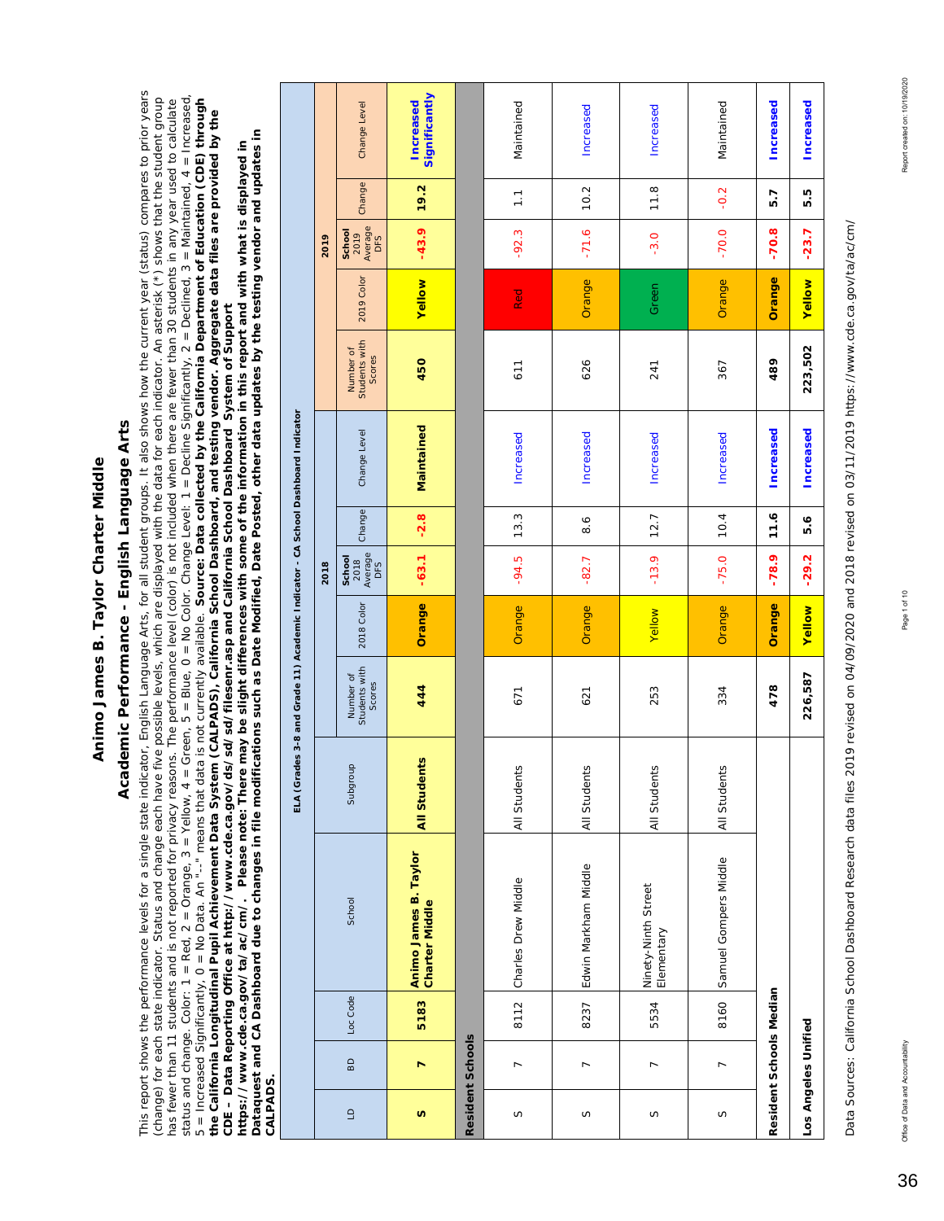# Animo James B. Taylor Charter Middle

## Academic Performance - English Language Arts

This report shows the performance levels for a single state indicator, English Language Arts, for all student groups. It also shows how the current year (status) compares to prior years (change) for each state indicator. Status and change each have five possible levels, which are displayed with the data for each indicator. An asterisk (*) shows that the student group has fewer than 11 students and is not reported for privacy reasons. The performance level (color) is not included when there are fewer than 30 students in any year used to calculate status and change. Color: 1 = Red, 2 = Orange, 3 = Yellow, 4 = Green, 5 = Blue, 0 = No Data. An "--" means that data is not currently available. Change Level: 1 = Decline Significantly, 2 = Declined, 3 = Maintained, 4 = Increased, 5 = Increased Significantly, 0 = No Color. **Source: Data collected by the California Department of Education (CDE) through the California Longitudinal Pupil Achievement Data System (CALPADS), California School Dashboard, and testing vendor. Aggregate data files are provided by the CDE – Data Reporting Office at http://www.cde.ca.gov/ds/sd/sd/filesenr.asp and California School Dashboard System of Support https://www.cde.ca.gov/ta/ac/cm/. Please note: There may be slight differences with some of the information in this report and with what is displayed in Dataquest and CA Dashboard due to changes in file modifications such as Date Modified, Date Posted, other data updates by the testing vendor and updates in CALPADS.**

| | | | | | ELA (Grades 3-8 and Grade 11) Academic Indicator - CA School Dashboard Indicator | | | | | | | | | |
|---|---|---|---|---|---|---|---|---|---|---|---|---|---|---|
| | | | | | 2018 | | | | | 2019 | | | | |
| LD | BD | Loc Code | School | Subgroup | Number of Students with Scores | 2018 Color | School 2018 Average DFS | Change | Change Level | Number of Students with Scores | 2019 Color | School 2019 Average DFS | Change | Change Level |
| **5** | **7** | **5183** | **Animo James B. Taylor Charter Middle** | **All Students** | **444** | **Orange** | **-63.1** | **-2.8** | **Maintained** | **450** | **Yellow** | **-43.9** | **19.2** | **Increased Significantly** |
| **Resident Schools** | | | | | | | | | | | | | | |
| 5 | 7 | 8112 | Charles Drew Middle | All Students | 671 | Orange | -94.5 | 13.3 | Increased | 611 | Red | -92.3 | 1.1 | Maintained |
| 5 | 7 | 8237 | Edwin Markham Middle | All Students | 621 | Orange | -82.7 | 8.6 | Increased | 626 | Orange | -71.6 | 10.2 | Increased |
| 5 | 7 | 5534 | Ninety-Ninth Street Elementary | All Students | 253 | Yellow | -13.9 | 12.7 | Increased | 241 | Green | -3.0 | 11.8 | Increased |
| 5 | 7 | 8160 | Samuel Gompers Middle | All Students | 334 | Orange | -75.0 | 10.4 | Increased | 367 | Orange | -70.0 | -0.2 | Maintained |
| **Resident Schools Median** | | | | | **478** | **Orange** | **-78.9** | **11.6** | **Increased** | **489** | **Orange** | **-70.8** | **5.7** | **Increased** |
| **Los Angeles Unified** | | | | | **226,587** | **Yellow** | **-29.2** | **5.6** | **Increased** | **223,502** | **Yellow** | **-23.7** | **5.5** | **Increased** |

Data Sources: California School Dashboard Research data files 2019 revised on 04/09/2020 and 2018 revised on 03/11/2019 https://www.cde.ca.gov/ta/ac/cm/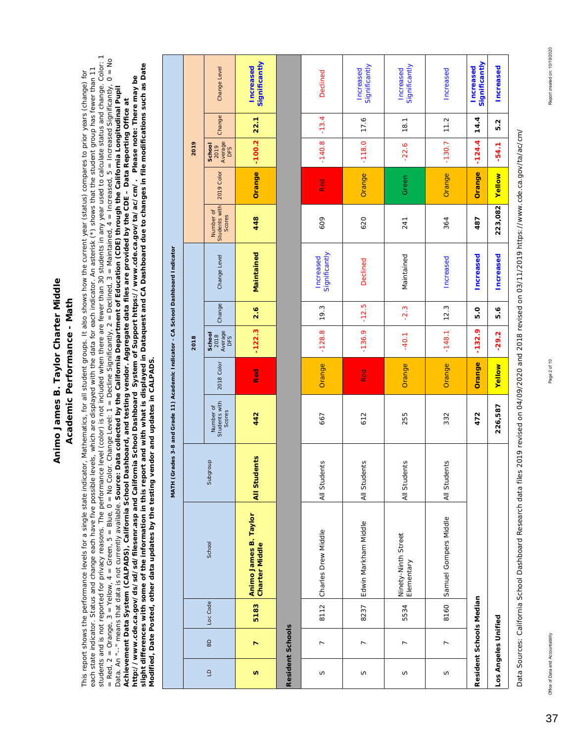# Animo James B. Taylor Charter Middle

## Academic Performance - Math

This report shows the performance levels for a single state indicator, Mathematics, for all student groups. It also shows how the current year (status) compares to prior years (change) for each state indicator. Status and change each have five possible levels, which are displayed with the data for each indicator. An asterisk (*) shows that the student group has fewer than 11 students and is not reported for privacy reasons. The performance level (color) is not included when there are fewer than 30 students in any year used to calculate status and change. Color: 1 = Red, 2 = Orange, 3 = Yellow, 4 = Green, 5 = Blue, 0 = No Color. Change Level: 1 = Decline Significantly, 2 = Declined, 3 = Maintained, 4 = Increased, 5 = Increased Significantly, 0 = No Data. An "--" means that data is not currently available. **Source: Data collected by the California Department of Education (CDE) through the California Longitudinal Pupil Achievement Data System (CALPADS), California School Dashboard, and testing vendor. Aggregate data files are provided by the CDE - Data Reporting Office at http://www.cde.ca.gov/ds/sd/sd/filesenr.asp and California School Dashboard System of Support https://www.cde.ca.gov/ta/ac/cm/ . Please note: There may be slight differences with some of the information in this report and with what is displayed in Dataquest and CA Dashboard due to changes in file modifications such as Date Modified, Date Posted, other data updates by the testing vendor and updates in CALPADS.**

| | | | | | MATH (Grades 3-8 and Grade 11) Academic Indicator - CA School Dashboard Indicator | | | | | | | | | |
|---|---|---|---|---|---|---|---|---|---|---|---|---|---|---|
| | | | | | 2018 | | | | | 2019 | | | | |
| LD | BD | Loc Code | School | Subgroup | Number of Students with Scores | 2018 Color | School 2018 Average DFS | Change | Change Level | Number of Students with Scores | 2019 Color | School 2019 Average DFS | Change | Change Level |
| **5** | **7** | **5183** | **Animo James B. Taylor Charter Middle** | **All Students** | **442** | **Red** | **-122.3** | **2.6** | **Maintained** | **448** | **Orange** | **-100.2** | **22.1** | **Increased Significantly** |
| **Resident Schools** | | | | | | | | | | | | | | |
| 5 | 7 | 8112 | Charles Drew Middle | All Students | 667 | Orange | -128.8 | 19.3 | Increased Significantly | 609 | Red | -140.8 | -13.4 | Declined |
| 5 | 7 | 8237 | Edwin Markham Middle | All Students | 612 | Red | -136.9 | -12.5 | Declined | 620 | Orange | -118.0 | 17.6 | Increased Significantly |
| 5 | 7 | 5534 | Ninety-Ninth Street Elementary | All Students | 255 | Orange | -40.1 | -2.3 | Maintained | 241 | Green | -22.6 | 18.1 | Increased Significantly |
| 5 | 7 | 8160 | Samuel Gompers Middle | All Students | 332 | Orange | -148.1 | 12.3 | Increased | 364 | Orange | -130.7 | 11.2 | Increased |
| **Resident Schools Median** | | | | | **472** | **Orange** | **-132.9** | **5.0** | **Increased** | **487** | **Orange** | **-124.4** | **14.4** | **Increased Significantly** |
| **Los Angeles Unified** | | | | | **226,587** | **Yellow** | **-29.2** | **5.6** | **Increased** | **223,082** | **Yellow** | **-54.1** | **5.2** | **Increased** |

Data Sources: California School Dashboard Research data files 2019 revised on 04/09/2020 and 2018 revised on 03/11/2019 https://www.cde.ca.gov/ta/ac/cm/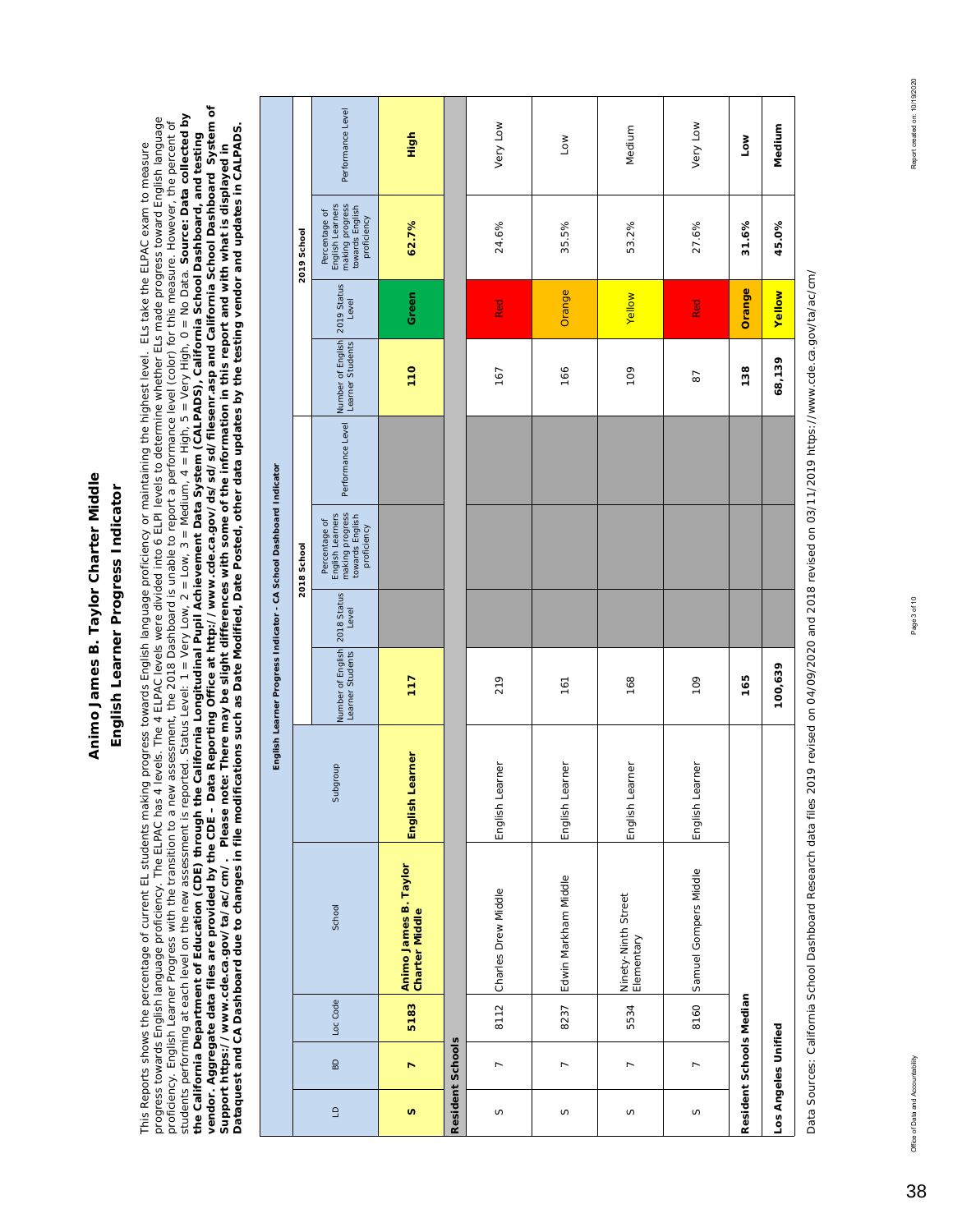# Animo James B. Taylor Charter Middle

## English Learner Progress Indicator

This Reports shows the percentage of current EL students making progress towards English language proficiency or maintaining the highest level. ELs take the ELPAC exam to measure progress towards English language proficiency. The ELPAC has 4 levels. The 4 ELPAC levels were divided into 6 ELPI levels to determine whether ELs made progress toward English language proficiency. English Learner Progress with the transition to a new assessment, the 2018 Dashboard is unable to report a performance level (color) for this measure. However, the percent of students performing at each level on the new assessment is reported. Status Level: 1 = Very Low, 2 = Low, 3 = Medium, 4 = High, 5 = Very High, 0 = No Data. **Source: Data collected by the California Department of Education (CDE) through the California Longitudinal Pupil Achievement Data System (CALPADS), California School Dashboard, and testing vendor. Aggregate data files are provided by the CDE – Data Reporting Office at http://www.cde.ca.gov/ds/sd/sd/filesenr.asp and California School Dashboard System of Support https://www.cde.ca.gov/ta/ac/cm/ . Please note: There may be slight differences with some of the information in this report and with what is displayed in Dataquest and CA Dashboard due to changes in file modifications such as Date Modified, Date Posted, other data updates by the testing vendor and updates in CALPADS.**

| LD | BD | Loc Code | School | Subgroup | 2018 School: Number of English Learner Students | 2018 School: 2018 Status Level | 2018 School: Percentage of English Learners making progress towards English proficiency | 2018 School: Performance Level | 2019 School: Number of English Learner Students | 2019 School: 2019 Status Level | 2019 School: Percentage of English Learners making progress towards English proficiency | 2019 School: Performance Level |
|---|---|---|---|---|---|---|---|---|---|---|---|---|
| **S** | **7** | **5183** | **Animo James B. Taylor Charter Middle** | **English Learner** | **117** | | | | **110** | **Green** | **62.7%** | **High** |
| **Resident Schools** | | | | | | | | | | | | |
| S | 7 | 8112 | Charles Drew Middle | English Learner | 219 | | | | 167 | Red | 24.6% | Very Low |
| S | 7 | 8237 | Edwin Markham Middle | English Learner | 161 | | | | 166 | Orange | 35.5% | Low |
| S | 7 | 5534 | Ninety-Ninth Street Elementary | English Learner | 168 | | | | 109 | Yellow | 53.2% | Medium |
| S | 7 | 8160 | Samuel Gompers Middle | English Learner | 109 | | | | 87 | Red | 27.6% | Very Low |
| **Resident Schools Median** | | | | | **165** | | | | **138** | **Orange** | **31.6%** | **Low** |
| **Los Angeles Unified** | | | | | **100,639** | | | | **68,139** | **Yellow** | **45.0%** | **Medium** |

Data Sources: California School Dashboard Research data files 2019 revised on 04/09/2020 and 2018 revised on 03/11/2019 https://www.cde.ca.gov/ta/ac/cm/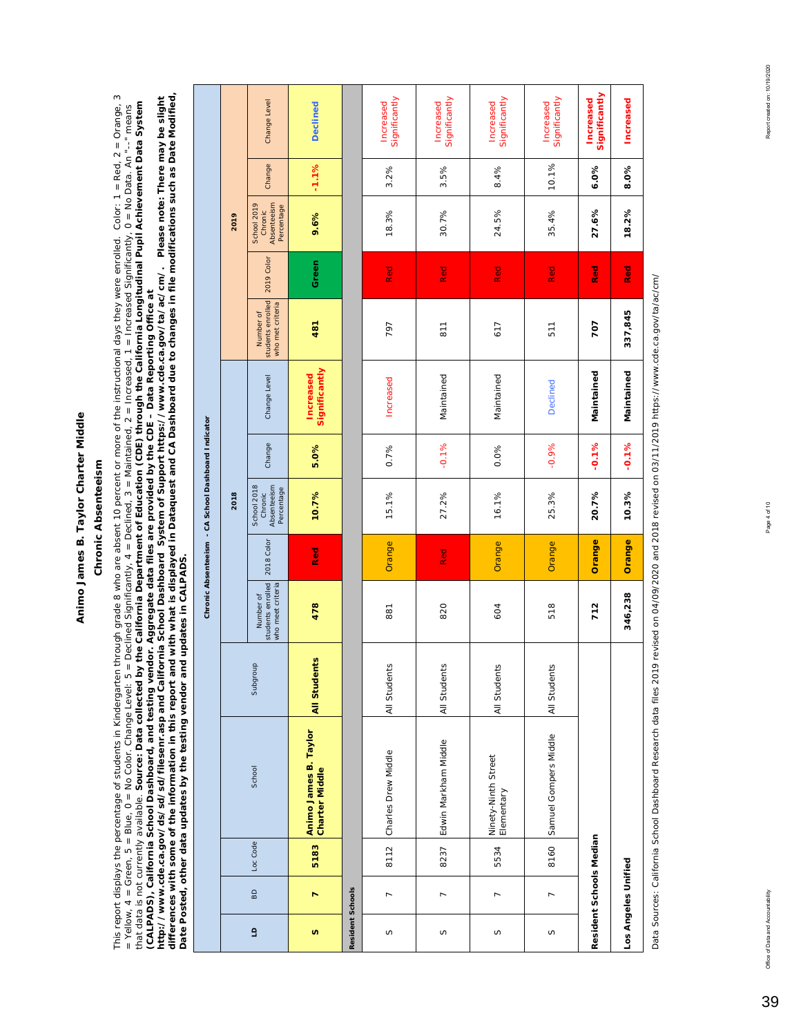# Animo James B. Taylor Charter Middle

## Chronic Absenteeism

This report displays the percentage of students in Kindergarten through grade 8 who are absent 10 percent or more of the instructional days they were enrolled. Color: 1 = Red, 2 = Orange, 3 = Yellow, 4 = Green, 5 = Blue, 0 = No Color. Change Level: 5 = Declined Significantly, 4 = Declined, 3 = Maintained, 2 = Increased, 1 = Increased Significantly, 0 = No Data. An "--" means that data is not currently available. **Source: Data collected by the California Department of Education (CDE) through the California Longitudinal Pupil Achievement Data System (CALPADS), California School Dashboard, and testing vendor. Aggregate data files are provided by the CDE - Data Reporting Office at http://www.cde.ca.gov/ds/sd/sd/filesenr.asp and California School Dashboard System of Support https://www.cde.ca.gov/ta/ac/cm/ . Please note: There may be slight differences with some of the information in this report and with what is displayed in Dataquest and CA Dashboard due to changes in file modifications such as Date Modified, Date Posted, other data updates by the testing vendor and updates in CALPADS.**

| | | | | | Chronic Absenteeism - CA School Dashboard Indicator | | | | | | | | | |
|---|---|---|---|---|---|---|---|---|---|---|---|---|---|---|
| | | | | | 2018 | | | | | 2019 | | | | |
| LD | BD | Loc Code | School | Subgroup | Number of students enrolled who meet criteria | 2018 Color | School 2018 Chronic Absenteeism Percentage | Change | Change Level | Number of students enrolled who met criteria | 2019 Color | School 2019 Chronic Absenteeism Percentage | Change | Change Level |
| **S** | **7** | **5183** | **Animo James B. Taylor Charter Middle** | **All Students** | **478** | **Red** | **10.7%** | **5.0%** | **Increased Significantly** | **481** | **Green** | **9.6%** | **-1.1%** | **Declined** |
| **Resident Schools** | | | | | | | | | | | | | | |
| S | 7 | 8112 | Charles Drew Middle | All Students | 881 | Orange | 15.1% | 0.7% | Increased | 797 | Red | 18.3% | 3.2% | Increased Significantly |
| S | 7 | 8237 | Edwin Markham Middle | All Students | 820 | Red | 27.2% | -0.1% | Maintained | 811 | Red | 30.7% | 3.5% | Increased Significantly |
| S | 7 | 5534 | Ninety-Ninth Street Elementary | All Students | 604 | Orange | 16.1% | 0.0% | Maintained | 617 | Red | 24.5% | 8.4% | Increased Significantly |
| S | 7 | 8160 | Samuel Gompers Middle | All Students | 518 | Orange | 25.3% | -0.9% | Declined | 511 | Red | 35.4% | 10.1% | Increased Significantly |
| **Resident Schools Median** | | | | | **712** | **Orange** | **20.7%** | **-0.1%** | **Maintained** | **707** | **Red** | **27.6%** | **6.0%** | **Increased Significantly** |
| **Los Angeles Unified** | | | | | **346,238** | **Orange** | **10.3%** | **-0.1%** | **Maintained** | **337,845** | **Red** | **18.2%** | **8.0%** | **Increased** |

Data Sources: California School Dashboard Research data files 2019 revised on 04/09/2020 and 2018 revised on 03/11/2019 https://www.cde.ca.gov/ta/ac/cm/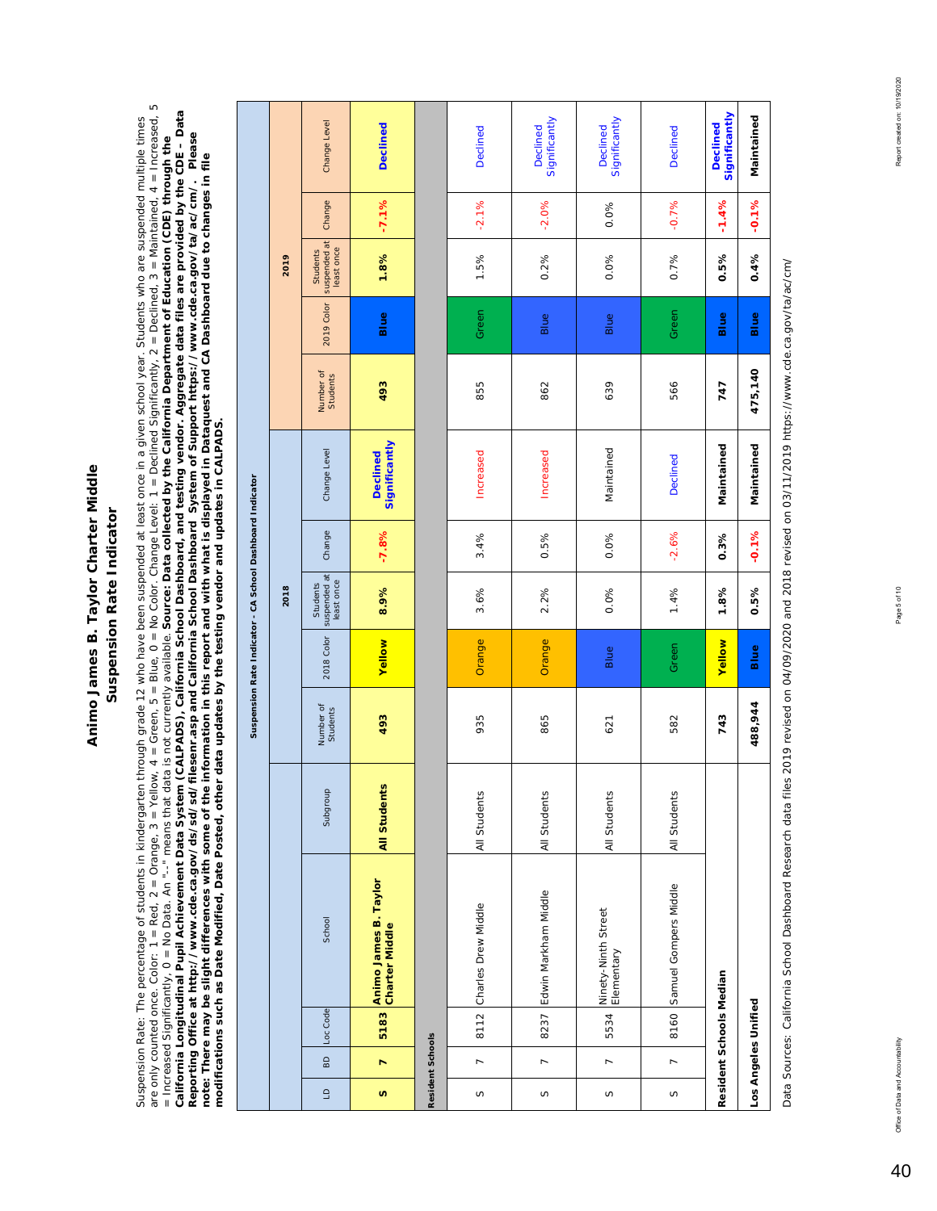# Animo James B. Taylor Charter Middle

## Suspension Rate Indicator

Suspension Rate: The percentage of students in kindergarten through grade 12 who have been suspended at least once in a given school year. Students who are suspended multiple times are only counted once. Color: 1 = Red, 2 = Orange, 3 = Yellow, 4 = Green, 5 = Blue, 0 = No Color. Change Level: 1 = Declined Significantly, 2 = Declined, 3 = Maintained, 4 = Increased, 5 = Increased Significantly, 0 = No Data. An "-" means that data is not currently available. **Source: Data collected by the California Department of Education (CDE) through the California Longitudinal Pupil Achievement Data System (CALPADS), California School Dashboard, and testing vendor. Aggregate data files are provided by the CDE - Data Reporting Office at http://www.cde.ca.gov/ds/sd/sd/filesenr.asp and California School Dashboard System of Support https://www.cde.ca.gov/ta/ac/cm/. Please note: There may be slight differences with some of the information in this report and with what is displayed in Dataquest and CA Dashboard due to changes in file modifications such as Date Modified, Date Posted, other data updates by the testing vendor and updates in CALPADS.**

| | | | | | Suspension Rate Indicator - CA School Dashboard Indicator | | | | | | | | | |
|---|---|---|---|---|---|---|---|---|---|---|---|---|---|---|
| | | | | | 2018 | | | | | 2019 | | | | |
| LD | BD | Loc Code | School | Subgroup | Number of Students | 2018 Color | Students suspended at least once | Change | Change Level | Number of Students | 2019 Color | Students suspended at least once | Change | Change Level |
| **S** | **7** | **5183** | **Animo James B. Taylor Charter Middle** | **All Students** | **493** | **Yellow** | **8.9%** | **-7.8%** | **Declined Significantly** | **493** | **Blue** | **1.8%** | **-7.1%** | **Declined** |
| **Resident Schools** | | | | | | | | | | | | | | |
| S | 7 | 8112 | Charles Drew Middle | All Students | 935 | Orange | 3.6% | 3.4% | Increased | 855 | Green | 1.5% | -2.1% | Declined |
| S | 7 | 8237 | Edwin Markham Middle | All Students | 865 | Orange | 2.2% | 0.5% | Increased | 862 | Blue | 0.2% | -2.0% | Declined Significantly |
| S | 7 | 5534 | Ninety-Ninth Street Elementary | All Students | 621 | Blue | 0.0% | 0.0% | Maintained | 639 | Blue | 0.0% | 0.0% | Declined Significantly |
| S | 7 | 8160 | Samuel Gompers Middle | All Students | 582 | Green | 1.4% | -2.6% | Declined | 566 | Green | 0.7% | -0.7% | Declined |
| **Resident Schools Median** | | | | | **743** | **Yellow** | **1.8%** | **0.3%** | **Maintained** | **747** | **Blue** | **0.5%** | **-1.4%** | **Declined Significantly** |
| **Los Angeles Unified** | | | | | **488,944** | **Blue** | **0.5%** | **-0.1%** | **Maintained** | **475,140** | **Blue** | **0.4%** | **-0.1%** | **Maintained** |

Data Sources: California School Dashboard Research data files 2019 revised on 04/09/2020 and 2018 revised on 03/11/2019 https://www.cde.ca.gov/ta/ac/cm/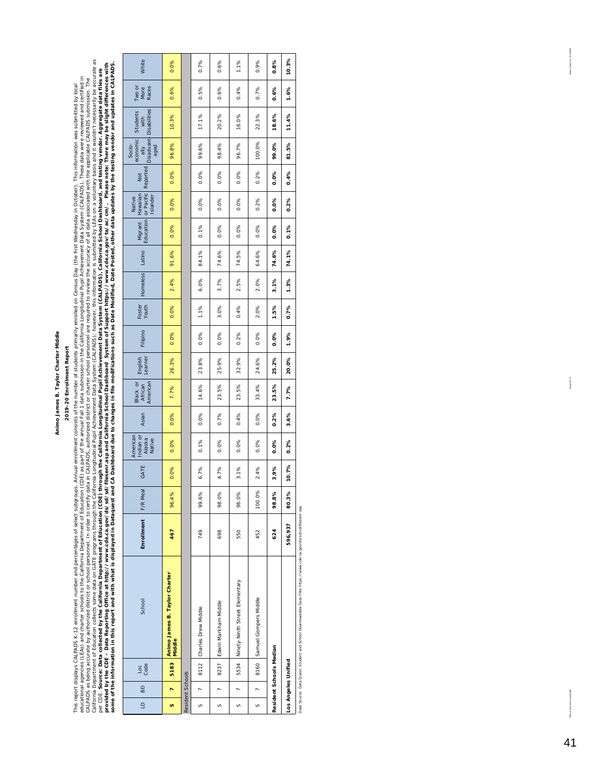# Animo James B. Taylor Charter Middle

## 2019-20 Enrollment Report

This report displays CALPADS K-12 enrollment number and percentages of select subgroups. Annual enrollment consists of the number of students primarily enrolled on Census Day (the first Wednesday in October). This information was submitted by local educational agencies (LEAs) and charter schools to the California Department of Education (CDE) as part of the annual Fall 1 data submission in the California Longitudinal Pupil Achievement Data System (CALPADS). These data were reviewed and certified in CALPADS as being accurate by authorized district or school personnel. In order to certify data in CALPADS, authorized district or charter school personnel are required to review the accuracy of all data associated with the applicable CALPADS submission. The California Department of Education collects some data on GATE programs through the California Longitudinal Pupil Achievement Data System (CALPADS); however, this information is submitted by LEAs on a voluntary basis and it wouldn't necessarily be accurate as per CDE. **Source: Data collected by the California Department of Education (CDE) through the California Longitudinal Pupil Achievement Data System (CALPADS), California School Dashboard, and testing vendor. Aggregate data files are provided by the CDE - Data Reporting Office at http://www.cde.ca.gov/ds/sd/sd/filesenr.asp and California School Dashboard System of Support https://www.cde.ca.gov/ta/ac/cm/. Please note: There may be slight differences with some of the information in this report and with what is displayed in Dataquest and CA Dashboard due to changes in file modifications such as Date Modified, Date Posted, other data updates by the testing vendor and updates in CALPADS.**

| LD | BD | Loc Code | School | Enrollment | F/R Meal | GATE | American Indian or Alaska Native | Asian | Black or African American | English Learner | Filipino | Foster Youth | Homeless | Latino | Migrant Education | Native Hawaiian or Pacific Islander | Not Reported | Socio-economically Disadvantaged | Students with Disabilities | Two or More Races | White |
|---|---|---|---|---|---|---|---|---|---|---|---|---|---|---|---|---|---|---|---|---|---|
| **S** | **7** | **5183** | **Animo James B. Taylor Charter Middle** | **467** | 96.4% | 0.0% | 0.0% | 0.0% | 7.7% | 26.3% | 0.0% | 0.0% | 2.4% | 91.6% | 0.0% | 0.0% | 0.0% | 96.8% | 10.3% | 0.6% | 0.0% |
| Resident Schools | | | | | | | | | | | | | | | | | | | | | |
| S | 7 | 8112 | Charles Drew Middle | 749 | 99.6% | 6.7% | 0.1% | 0.0% | 14.6% | 23.8% | 0.0% | 1.1% | 6.0% | 84.1% | 0.1% | 0.0% | 0.0% | 99.6% | 17.1% | 0.5% | 0.7% |
| S | 7 | 8237 | Edwin Markham Middle | 698 | 98.0% | 4.7% | 0.0% | 0.7% | 23.5% | 25.9% | 0.0% | 3.0% | 3.7% | 74.6% | 0.0% | 0.0% | 0.0% | 98.4% | 20.2% | 0.6% | 0.6% |
| S | 7 | 5534 | Ninety-Ninth Street Elementary | 550 | 96.0% | 3.1% | 0.0% | 0.4% | 23.5% | 32.9% | 0.2% | 0.4% | 2.5% | 74.5% | 0.0% | 0.0% | 0.0% | 96.7% | 16.0% | 0.4% | 1.1% |
| S | 7 | 8160 | Samuel Gompers Middle | 452 | 100.0% | 2.4% | 0.0% | 0.0% | 33.4% | 24.6% | 0.0% | 2.0% | 2.0% | 64.6% | 0.0% | 0.2% | 0.2% | 100.0% | 22.3% | 0.7% | 0.9% |
| **Resident Schools Median** | | | | **624** | **98.8%** | **3.9%** | **0.0%** | **0.2%** | **23.5%** | **25.2%** | **0.0%** | **1.5%** | **3.1%** | **74.6%** | **0.0%** | **0.0%** | **0.0%** | **99.0%** | **18.6%** | **0.6%** | **0.8%** |
| **Los Angeles Unified** | | | | **596,937** | **80.3%** | **10.7%** | **0.2%** | **3.6%** | **7.7%** | **20.0%** | **1.9%** | **0.7%** | **1.3%** | **74.1%** | **0.1%** | **0.2%** | **0.4%** | **81.5%** | **11.4%** | **1.6%** | **10.3%** |

Data Source: Data Quest: Student and School Downloadable Data Files https://www.cde.ca.gov/ds/sd/sd/filesenr.asp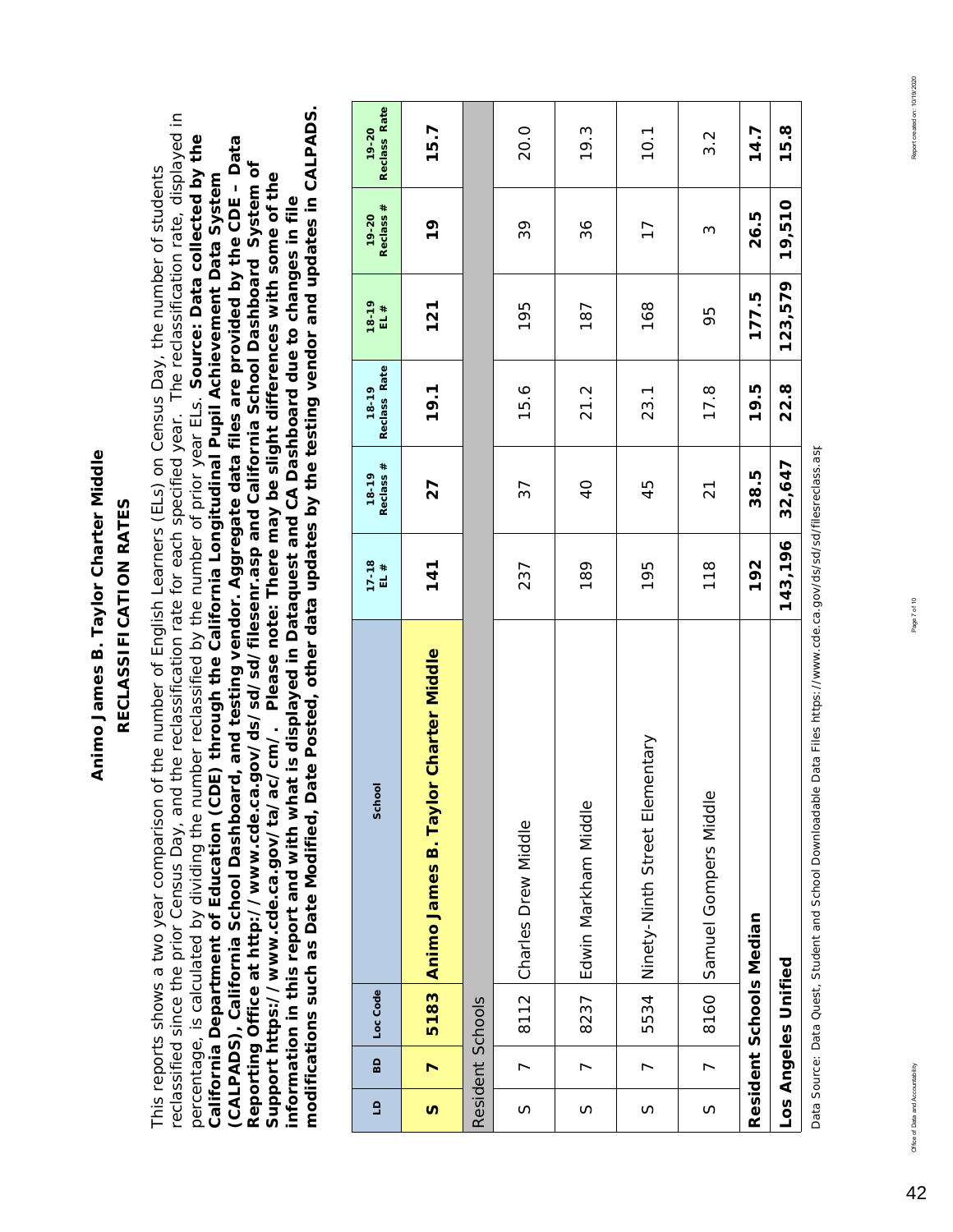# Animo James B. Taylor Charter Middle

## RECLASSIFICATION RATES

This reports shows a two year comparison of the number of English Learners (ELs) on Census Day, the number of students reclassified since the prior Census Day, and the reclassification rate for each specified year. The reclassification rate, displayed in percentage, is calculated by dividing the number reclassified by the number of prior year ELs. **Source: Data collected by the California Department of Education (CDE) through the California Longitudinal Pupil Achievement Data System (CALPADS), California School Dashboard, and testing vendor. Aggregate data files are provided by the CDE – Data Reporting Office at http://www.cde.ca.gov/ds/sd/sd/filesenr.asp and California School Dashboard System of Support https://www.cde.ca.gov/ta/ac/cm/. Please note: There may be slight differences with some of the information in this report and with what is displayed in Dataquest and CA Dashboard due to changes in file modifications such as Date Modified, Date Posted, other data updates by the testing vendor and updates in CALPADS.**

| LD | BD | Loc Code | School | 17-18 EL # | 18-19 Reclass # | 18-19 Reclass Rate | 18-19 EL # | 19-20 Reclass # | 19-20 Reclass Rate |
|---|---|---|---|---|---|---|---|---|---|
| **S** | **7** | **5183** | **Animo James B. Taylor Charter Middle** | **141** | **27** | **19.1** | **121** | **19** | **15.7** |
| Resident Schools | | | | | | | | | |
| S | 7 | 8112 | Charles Drew Middle | 237 | 37 | 15.6 | 195 | 39 | 20.0 |
| S | 7 | 8237 | Edwin Markham Middle | 189 | 40 | 21.2 | 187 | 36 | 19.3 |
| S | 7 | 5534 | Ninety-Ninth Street Elementary | 195 | 45 | 23.1 | 168 | 17 | 10.1 |
| S | 7 | 8160 | Samuel Gompers Middle | 118 | 21 | 17.8 | 95 | 3 | 3.2 |
| **Resident Schools Median** | | | | **192** | **38.5** | **19.5** | **177.5** | **26.5** | **14.7** |
| **Los Angeles Unified** | | | | **143,196** | **32,647** | **22.8** | **123,579** | **19,510** | **15.8** |

Data Source: Data Quest, Student and School Downloadable Data Files https://www.cde.ca.gov/ds/sd/sd/filesreclass.asp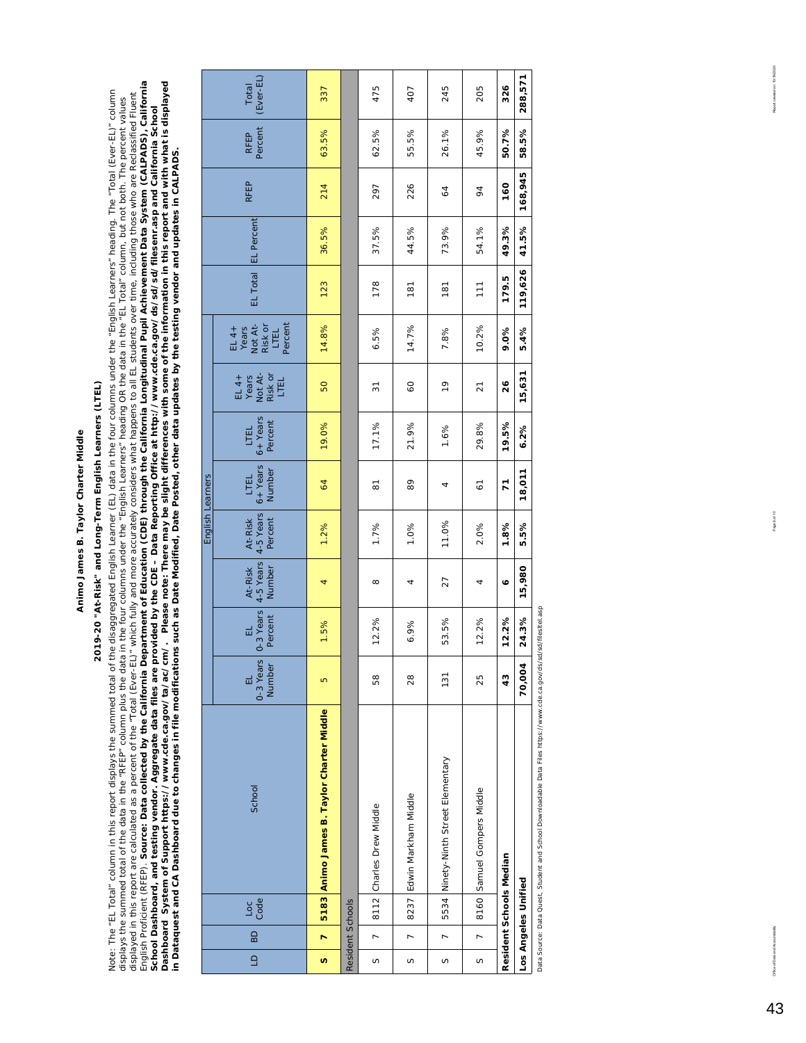# Animo James B. Taylor Charter Middle

## 2019-20 "At-Risk" and Long-Term English Learners (LTEL)

Note: The "EL Total" column in this report displays the summed total of the disaggregated English Learner (EL) data in the four columns under the "English Learners" heading. The "Total (Ever-EL)" column displays the summed total of the data in the "RFEP" column plus the data in the four columns under the "English Learners" heading OR the data in the "EL Total" column, but not both. The percent values displayed in this report are calculated as a percent of the "Total (Ever-EL)" which fully and more accurately considers what happens to all EL students over time, including those who are Reclassified Fluent English Proficient (RFEP). **Source: Data collected by the California Department of Education (CDE) through the California Longitudinal Pupil Achievement Data System (CALPADS), California School Dashboard, and testing vendor. Aggregate data files are provided by the CDE - Data Reporting Office at http://www.cde.ca.gov/ds/sd/sd/filesenr.asp and California School Dashboard System of Support https://www.cde.ca.gov/ta/ac/cm/. Please note: There may be slight differences with some of the information in this report and with what is displayed in Dataquest and CA Dashboard due to changes in file modifications such as Date Modified, Date Posted, other data updates by the testing vendor and updates in CALPADS.**

| LD | BD | Loc Code | School | English Learners | | | | | | | | | | | | |
|---|---|---|---|---|---|---|---|---|---|---|---|---|---|---|---|---|
| | | | | EL 0-3 Years Number | EL 0-3 Years Percent | At-Risk 4-5 Years Number | At-Risk 4-5 Years Percent | LTEL 6+ Years Number | LTEL 6+ Years Percent | EL 4+ Years Not At-Risk or LTEL | EL 4+ Years Not At-Risk or LTEL Percent | EL Total | EL Percent | RFEP | RFEP Percent | Total (Ever-EL) |
| **S** | **7** | **5183** | **Animo James B. Taylor Charter Middle** | 5 | 1.5% | 4 | 1.2% | 64 | 19.0% | 50 | 14.8% | 123 | 36.5% | 214 | 63.5% | 337 |
| Resident Schools | | | | | | | | | | | | | | | | |
| S | 7 | 8112 | Charles Drew Middle | 58 | 12.2% | 8 | 1.7% | 81 | 17.1% | 31 | 6.5% | 178 | 37.5% | 297 | 62.5% | 475 |
| S | 7 | 8237 | Edwin Markham Middle | 28 | 6.9% | 4 | 1.0% | 89 | 21.9% | 60 | 14.7% | 181 | 44.5% | 226 | 55.5% | 407 |
| S | 7 | 5534 | Ninety-Ninth Street Elementary | 131 | 53.5% | 27 | 11.0% | 4 | 1.6% | 19 | 7.8% | 181 | 73.9% | 64 | 26.1% | 245 |
| S | 7 | 8160 | Samuel Gompers Middle | 25 | 12.2% | 4 | 2.0% | 61 | 29.8% | 21 | 10.2% | 111 | 54.1% | 94 | 45.9% | 205 |
| **Resident Schools Median** | | | | **43** | **12.2%** | **6** | **1.8%** | **71** | **19.5%** | **26** | **9.0%** | **179.5** | **49.3%** | **160** | **50.7%** | **326** |
| **Los Angeles Unified** | | | | **70,004** | **24.3%** | **15,980** | **5.5%** | **18,011** | **6.2%** | **15,631** | **5.4%** | **119,626** | **41.5%** | **168,945** | **58.5%** | **288,571** |

Data Source: Data Quest, Student and School Downloadable Data Files https://www.cde.ca.gov/ds/sd/sd/filesltel.asp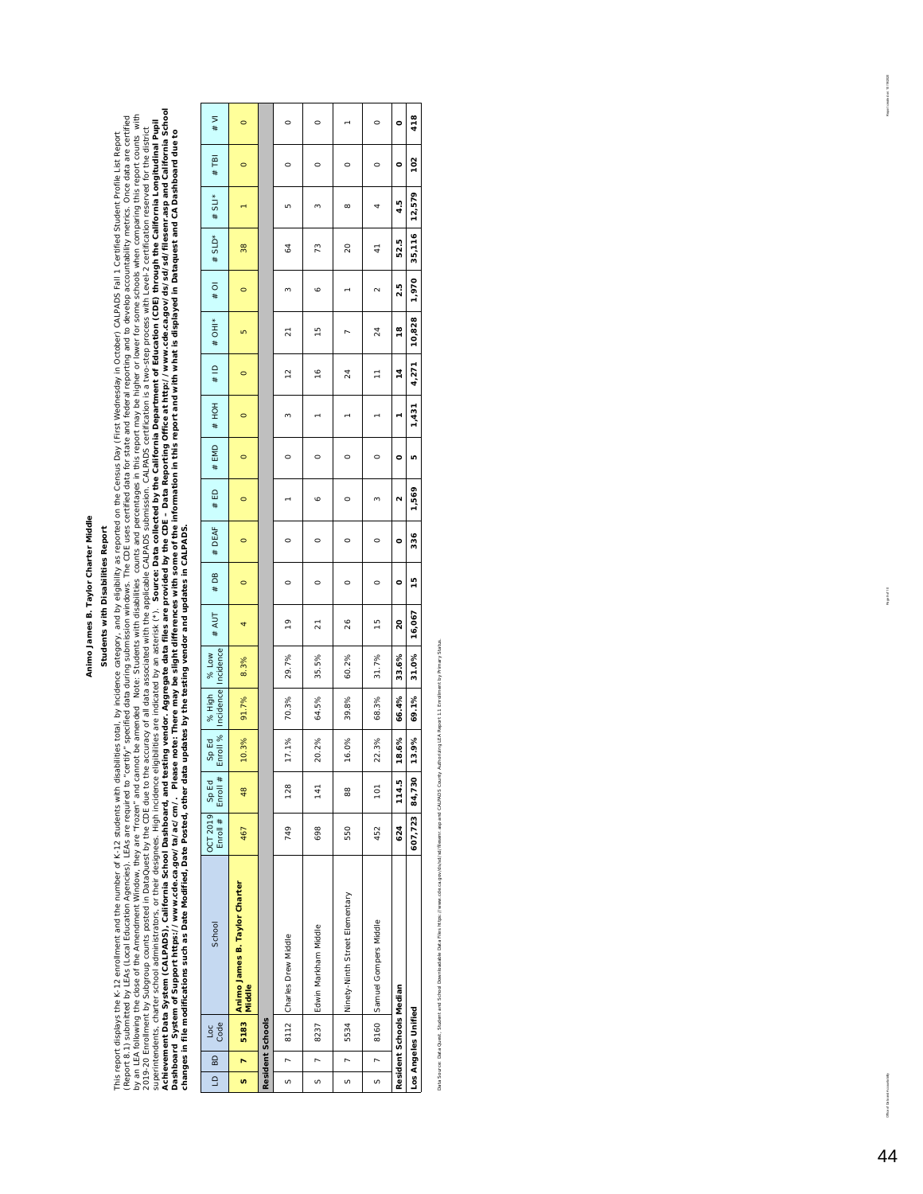# Animo James B. Taylor Charter Middle

## Students with Disabilities Report

This report displays the K-12 enrollment and the number of K-12 students with disabilities total, by incidence category, and by eligibility as reported on the Census Day (First Wednesday in October) CALPADS Fall 1 Certified Student Profile List Report (Report 8.1) submitted by LEAs (Local Education Agencies). LEAs are required to "certify" specified data during submission windows. The CDE uses certified data for state and federal reporting and to develop accountability metrics. Once data are certified by an LEA following the close of the Amendment Window, they are "frozen" and cannot be amended. Note: Students with disabilities counts and percentages in this report may be higher or lower for some schools when comparing this report counts with 2019-20 Enrollment by Subgroup counts posted in DataQuest by the CDE due to the accuracy of all data associated with the applicable CALPADS submission. CALPADS certification is a two-step process with Level-2 certification reserved for the district superintendents, charter school administrators, or their designees. High incidence eligibilities are indicated by an asterisk (*). **Source: Data collected by the California Department of Education (CDE) through the California Longitudinal Pupil Achievement Data System (CALPADS), California School Dashboard, and testing vendor. Aggregate data files are provided by the CDE - Data Reporting Office at http://www.cde.ca.gov/ds/sd/sd/filesenr.asp and California School Dashboard System of Support https://www.cde.ca.gov/ta/ac/cm/. Please note: There may be slight differences with some of the information in this report and with what is displayed in Dataquest and CA Dashboard due to changes in file modifications such as Date Modified, Date Posted, other data updates by the testing vendor and updates in CALPADS.**

| LD | BD | Loc Code | School | OCT 2019 Enroll # | Sp Ed Enroll # | Sp Ed Enroll % | % High Incidence | % Low Incidence | # AUT | # DB | # DEAF | # ED | # EMD | # HOH | # ID | # OHI* | # OI | # SLD* | # SLI* | # TBI | # VI |
|---|---|---|---|---|---|---|---|---|---|---|---|---|---|---|---|---|---|---|---|---|---|
| **S** | **7** | **5183** | **Animo James B. Taylor Charter Middle** | 467 | 48 | 10.3% | 91.7% | 8.3% | 4 | 0 | 0 | 0 | 0 | 0 | 0 | 5 | 0 | 38 | 1 | 0 | 0 |
| **Resident Schools** | | | | | | | | | | | | | | | | | | | | | |
| S | 7 | 8112 | Charles Drew Middle | 749 | 128 | 17.1% | 70.3% | 29.7% | 19 | 0 | 0 | 1 | 0 | 3 | 12 | 21 | 3 | 64 | 5 | 0 | 0 |
| S | 7 | 8237 | Edwin Markham Middle | 698 | 141 | 20.2% | 64.5% | 35.5% | 21 | 0 | 0 | 6 | 0 | 1 | 16 | 15 | 6 | 73 | 3 | 0 | 0 |
| S | 7 | 5534 | Ninety-Ninth Street Elementary | 550 | 88 | 16.0% | 39.8% | 60.2% | 26 | 0 | 0 | 0 | 0 | 1 | 24 | 7 | 1 | 20 | 8 | 0 | 1 |
| S | 7 | 8160 | Samuel Gompers Middle | 452 | 101 | 22.3% | 68.3% | 31.7% | 15 | 0 | 0 | 3 | 0 | 1 | 11 | 24 | 2 | 41 | 4 | 0 | 0 |
| **Resident Schools Median** | | | | **624** | **114.5** | **18.6%** | **66.4%** | **33.6%** | **20** | **0** | **0** | **2** | **0** | **1** | **14** | **18** | **2.5** | **52.5** | **4.5** | **0** | **0** |
| **Los Angeles Unified** | | | | **607,723** | **84,730** | **13.9%** | **69.1%** | **31.0%** | **16,067** | **15** | **336** | **1,569** | **5** | **1,431** | **4,271** | **10,828** | **1,970** | **35,116** | **12,579** | **102** | **418** |

Data Source: Data Quest , Student and School Downloadable Data Files https://www.cde.ca.gov/ds/sd/sd/filesenr.asp and CALPADS County Authorizing LEA Report 1.1 Enrollment by Primary Status.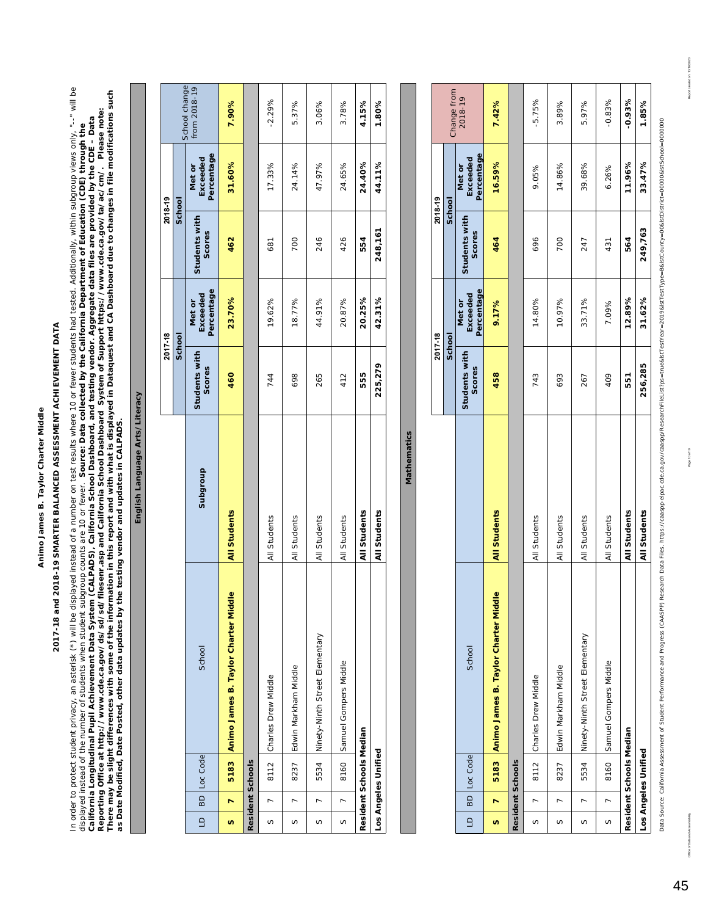# Animo James B. Taylor Charter Middle

## 2017-18 and 2018-19 SMARTER BALANCED ASSESSMENT ACHIEVEMENT DATA

In order to protect student privacy, an asterisk (*) will be displayed instead of a number on test results where 10 or fewer students had tested. Additionally, within subgroup views only, "-" will be displayed instead of the number of students when student subgroup counts are 10 or fewer. **Source: Data collected by the California Department of Education (CDE) through the California Longitudinal Pupil Achievement Data System (CALPADS), California School Dashboard, and testing vendor. Aggregate data files are provided by the CDE - Data Reporting Office at http://www.cde.ca.gov/ds/sd/sd/filesenr.asp and California School Dashboard System of Support https://www.cde.ca.gov/ta/ac/cm/. Please note: There may be slight differences with some of the information in this report and with what is displayed in Dataquest and CA Dashboard due to changes in file modifications such as Date Modified, Date Posted, other data updates by the testing vendor and updates in CALPADS.**

### English Language Arts/Literacy

| LD | BD | Loc Code | School | Subgroup | 2017-18 School Students with Scores | 2017-18 School Met or Exceeded Percentage | 2018-19 School Students with Scores | 2018-19 School Met or Exceeded Percentage | School change from 2018-19 |
|---|---|---|---|---|---|---|---|---|---|
| **S** | **7** | **5183** | **Animo James B. Taylor Charter Middle** | **All Students** | **460** | **23.70%** | **462** | **31.60%** | **7.90%** |
| **Resident Schools** | | | | | | | | | |
| S | 7 | 8112 | Charles Drew Middle | All Students | 744 | 19.62% | 681 | 17.33% | -2.29% |
| S | 7 | 8237 | Edwin Markham Middle | All Students | 698 | 18.77% | 700 | 24.14% | 5.37% |
| S | 7 | 5534 | Ninety-Ninth Street Elementary | All Students | 265 | 44.91% | 246 | 47.97% | 3.06% |
| S | 7 | 8160 | Samuel Gompers Middle | All Students | 412 | 20.87% | 426 | 24.65% | 3.78% |
| **Resident Schools Median** | | | | **All Students** | **555** | **20.25%** | **554** | **24.40%** | **4.15%** |
| **Los Angeles Unified** | | | | **All Students** | **225,279** | **42.31%** | **248,161** | **44.11%** | **1.80%** |

### Mathematics

| LD | BD | Loc Code | School | | 2017-18 School Students with Scores | 2017-18 School Met or Exceeded Percentage | 2018-19 School Students with Scores | 2018-19 School Met or Exceeded Percentage | Change from 2018-19 |
|---|---|---|---|---|---|---|---|---|---|
| **S** | **7** | **5183** | **Animo James B. Taylor Charter Middle** | **All Students** | **458** | **9.17%** | **464** | **16.59%** | **7.42%** |
| **Resident Schools** | | | | | | | | | |
| S | 7 | 8112 | Charles Drew Middle | All Students | 743 | 14.80% | 696 | 9.05% | -5.75% |
| S | 7 | 8237 | Edwin Markham Middle | All Students | 693 | 10.97% | 700 | 14.86% | 3.89% |
| S | 7 | 5534 | Ninety-Ninth Street Elementary | All Students | 267 | 33.71% | 247 | 39.68% | 5.97% |
| S | 7 | 8160 | Samuel Gompers Middle | All Students | 409 | 7.09% | 431 | 6.26% | -0.83% |
| **Resident Schools Median** | | | | **All Students** | **551** | **12.89%** | **564** | **11.96%** | **-0.93%** |
| **Los Angeles Unified** | | | | **All Students** | **256,285** | **31.62%** | **249,763** | **33.47%** | **1.85%** |

Data Source: California Assessment of Student Performance and Progress (CAASPP) Research Data Files. https://caaspp-elpac.cde.ca.gov/caaspp/ResearchFileList?ps=true&lstTestYear=2019&lstTestType=B&lstCounty=00&lstDistrict=00000&lstSchool=0000000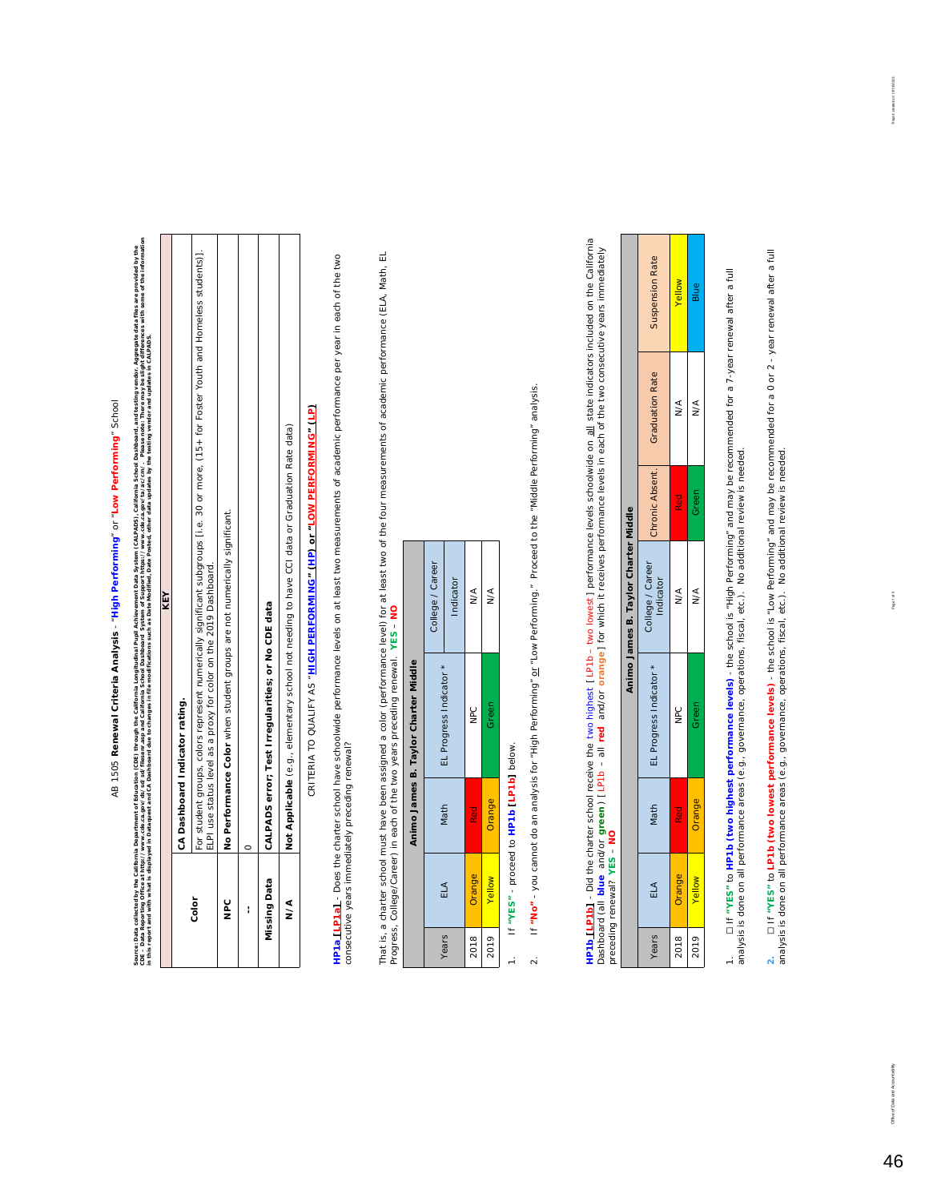# AB 1505 Renewal Criteria Analysis - "High Performing" or "Low Performing" School

**Sources: Data collected by the California Department of Education (CDE) through the California Longitudinal Pupil Achievement Data System (CALPADS), California School Dashboard, and testing vendor. Aggregate data files are provided by the CDE - Data Reporting Office at https://www.cde.ca.gov/ds/sd/sd/filesenr.asp and California School Dashboard System of Support https://www.cde.ca.gov/ta/ac/cm/. Please note: There may be slight differences with some of the information in this report and with what is displayed in Dataquest and CA Dashboard due to changes in file modifications such as Date Modified, Date Posted, other data updates by the testing vendor and updates in CALPADS.**

| KEY | |
|---|---|
| Color | **CA Dashboard Indicator rating.** For student groups, colors represent numerically significant subgroups [i.e. 30 or more, (15+ for Foster Youth and Homeless students)]. ELPI use status level as a proxy for color on the 2019 Dashboard. |
| NPC | **No Performance Color** when student groups are not numerically significant. |
| -- | 0 |
| Missing Data | **CALPADS error; Test Irregularities; or No CDE data** |
| N/A | **Not Applicable** (e.g., elementary school not needing to have CCI data or Graduation Rate data) |

CRITERIA TO QUALIFY AS "**HIGH PERFORMING" (HP)** or **"LOW PERFORMING" (LP)**

**HP1a [LP1a]** - Does the charter school have schoolwide performance levels on at least two measurements of academic performance per year in each of the two consecutive years immediately preceding renewal?

That is, a charter school must have been assigned a color (performance level) for at least two of the four measurements of academic performance (ELA, Math, EL Progress, College/Career) in each of the two years preceding renewal. **YES - NO**

| Animo James B. Taylor Charter Middle | | | | |
|---|---|---|---|---|
| Years | ELA | Math | EL Progress Indicator * | College / Career Indicator |
| 2018 | Orange | Red | NPC | N/A |
| 2019 | Yellow | Orange | Green | N/A |

1. If **"YES"** - proceed to **HP1b [LP1b]** below.
2. If **"No"** - you cannot do an analysis for "High Performing" or "Low Performing." Proceed to the "Middle Performing" analysis.

**HP1b [LP1b]** - Did the charter school receive the two highest [LP1b - two lowest] performance levels schoolwide on all state indicators included on the California Dashboard (all **blue** and/or **green**) [LP1b - all **red** and/or **orange**] for which it receives performance levels in each of the two consecutive years immediately preceding renewal? **YES - NO**

| Animo James B. Taylor Charter Middle | | | | | | | |
|---|---|---|---|---|---|---|---|
| Years | ELA | Math | EL Progress Indicator * | College / Career Indicator | Chronic Absent. | Graduation Rate | Suspension Rate |
| 2018 | Orange | Red | NPC | N/A | Red | N/A | Yellow |
| 2019 | Yellow | Orange | Green | N/A | Green | N/A | Blue |

1. ☐ If **"YES"** to **HP1b (two highest performance levels)** - the school is "High Performing" and may be recommended for a 7-year renewal after a full analysis is done on all performance areas (e.g., governance, operations, fiscal, etc.). No additional review is needed.

2. ☐ If **"YES"** to **LP1b (two lowest performance levels)** - the school is "Low Performing" and may be recommended for a 0 or 2 - year renewal after a full analysis is done on all performance areas (e.g., governance, operations, fiscal, etc.). No additional review is needed.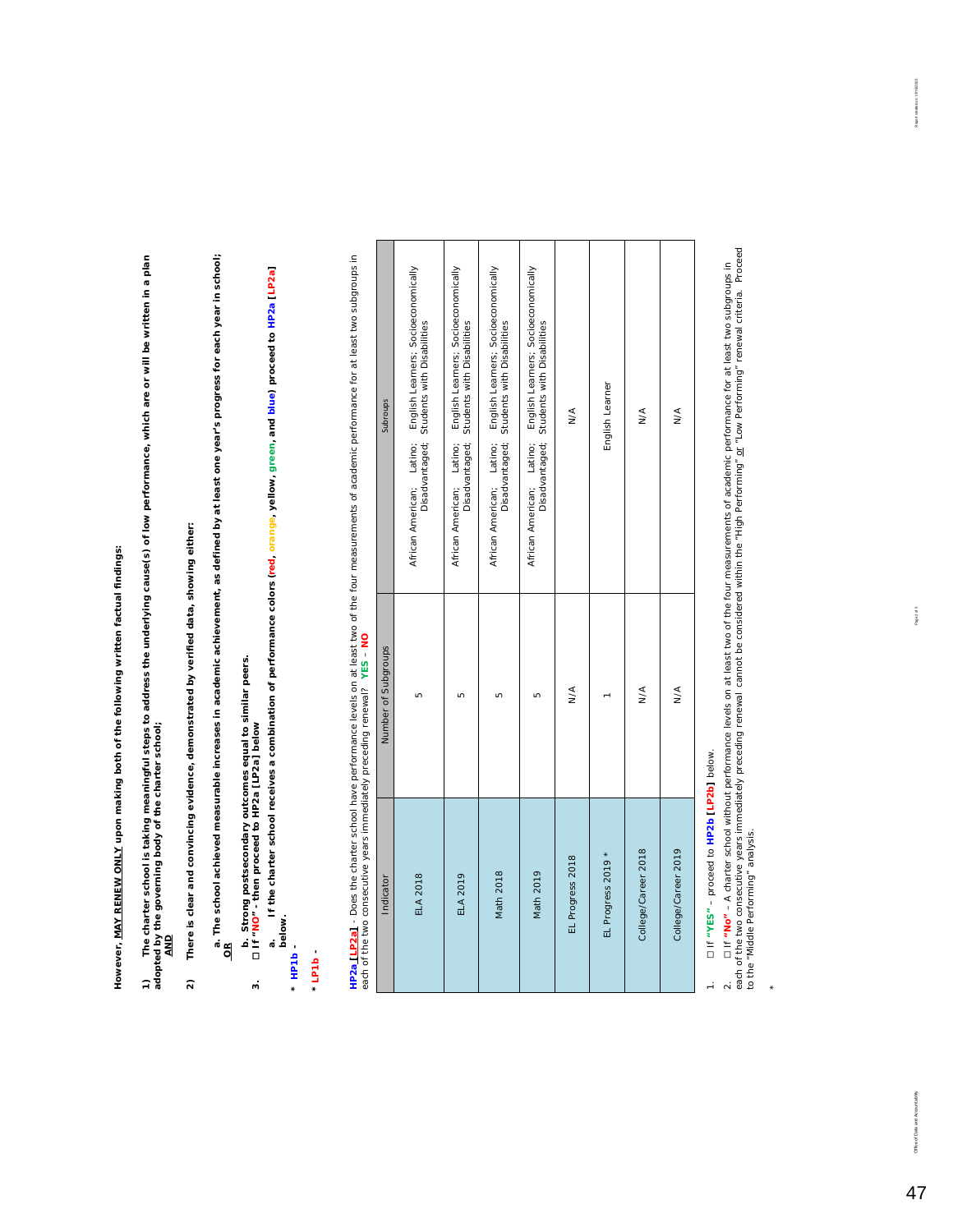However, **MAY RENEW ONLY** upon making both of the following written factual findings:

**1) The charter school is taking meaningful steps to address the underlying cause(s) of low performance, which are or will be written in a plan adopted by the governing body of the charter school;**
**AND**

**2) There is clear and convincing evidence, demonstrated by verified data, showing either:**

**a. The school achieved measurable increases in academic achievement, as defined by at least one year's progress for each year in school;**
**OR**

**b. Strong postsecondary outcomes equal to similar peers.**

**3. ☐ If "NO" - then proceed to HP2a [LP2a] below**

**a. If the charter school receives a combination of performance colors (red, orange, yellow, green, and blue) proceed to HP2a [LP2a] below.**

**\* HP1b -**

**\* LP1b -**

**HP2a [LP2a]** - Does the charter school have performance levels on at least two of the four measurements of academic performance for at least two subgroups in each of the two consecutive years immediately preceding renewal? **YES** - **NO**

| Indicator | Number of Subgroups | Subgroups |
| --- | --- | --- |
| ELA 2018 | 5 | African American; Latino; English Learners; Socioeconomically Disadvantaged; Students with Disabilities |
| ELA 2019 | 5 | African American; Latino; English Learners; Socioeconomically Disadvantaged; Students with Disabilities |
| Math 2018 | 5 | African American; Latino; English Learners; Socioeconomically Disadvantaged; Students with Disabilities |
| Math 2019 | 5 | African American; Latino; English Learners; Socioeconomically Disadvantaged; Students with Disabilities |
| EL Progress 2018 | N/A | N/A |
| EL Progress 2019 * | 1 | English Learner |
| College/Career 2018 | N/A | N/A |
| College/Career 2019 | N/A | N/A |

1. ☐ If **"YES"** – proceed to **HP2b [LP2b]** below.
2. ☐ If **"No"** – A charter school without performance levels on at least two of the four measurements of academic performance for at least two subgroups in each of the two consecutive years immediately preceding renewal cannot be considered within the "High Performing" or "Low Performing" renewal criteria. Proceed to the "Middle Performing" analysis.

\*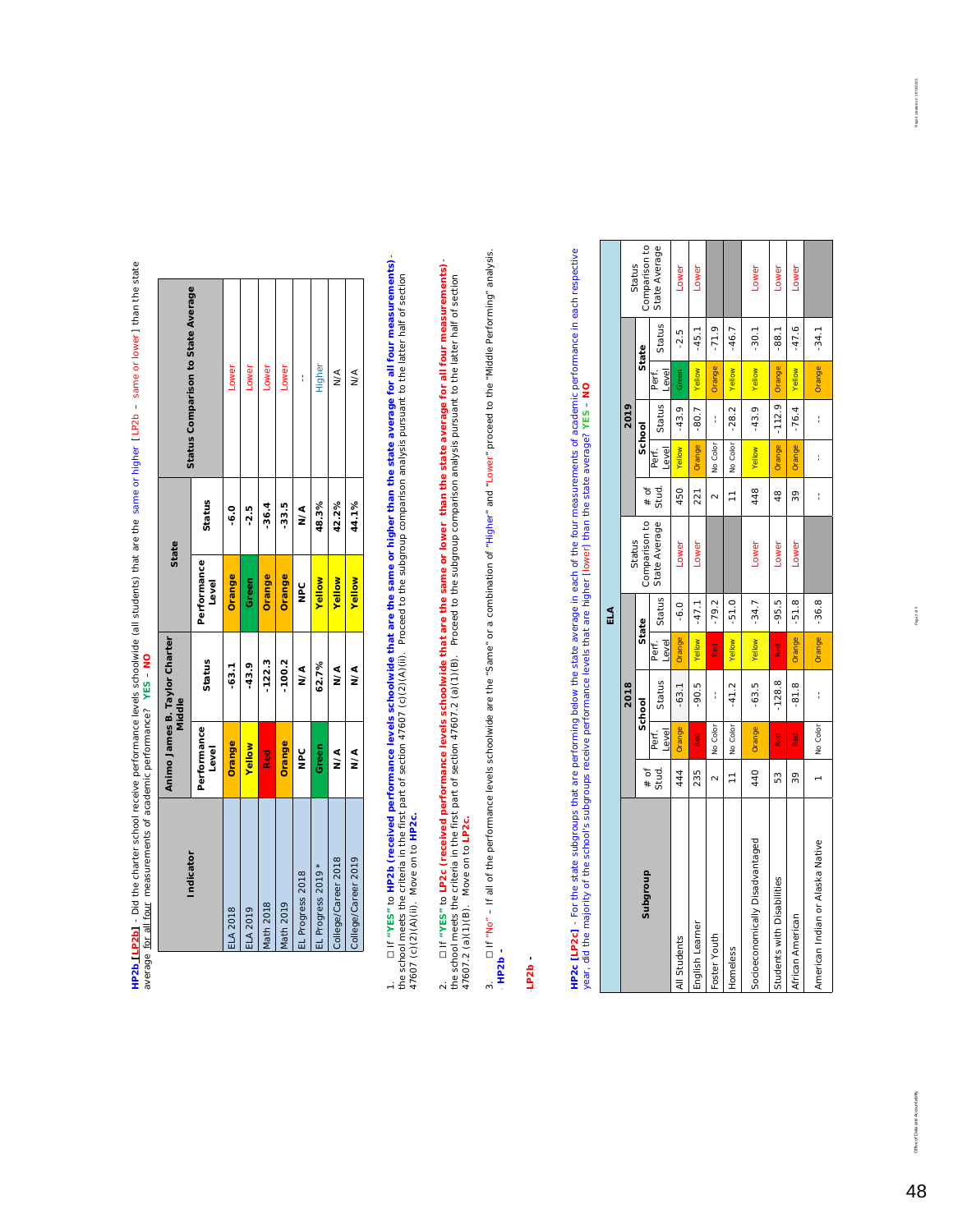**HP2b [LP2b]** - Did the charter school receive performance levels schoolwide (all students) that are the same or higher [ LP2b – same or lower ] than the state average for all four measurements of academic performance? **YES** – **NO**

| Indicator | Animo James B. Taylor Charter Middle | | State | | Status Comparison to State Average |
|---|---|---|---|---|---|
| | Performance Level | Status | Performance Level | Status | |
| ELA 2018 | Orange | -63.1 | Orange | -6.0 | Lower |
| ELA 2019 | Yellow | -43.9 | Green | -2.5 | Lower |
| Math 2018 | Red | -122.3 | Orange | -36.4 | Lower |
| Math 2019 | Orange | -100.2 | Orange | -33.5 | Lower |
| EL Progress 2018 | NPC | N/A | NPC | N/A | -- |
| EL Progress 2019 * | Green | 62.7% | Yellow | 48.3% | Higher |
| College/Career 2018 | N/A | N/A | Yellow | 42.2% | N/A |
| College/Career 2019 | N/A | N/A | Yellow | 44.1% | N/A |

1. ☐ If **"YES"** to **HP2b (received performance levels schoolwide that are the same or higher than the state average for all four measurements)** - the school meets the criteria in the first part of section 47607 (c)(2)(A)(ii). Proceed to the subgroup comparison analysis pursuant to the latter half of section 47607 (c)(2)(A)(ii). Move on to **HP2c.**

2. ☐ If **"YES"** to **LP2c (received performance levels schoolwide that are the same or lower than the state average for all four measurements)** - the school meets the criteria in the first part of section 47607.2 (a)(1)(B). Proceed to the subgroup comparison analysis pursuant to the latter half of section 47607.2 (a)(1)(B). Move on to **LP2c.**

3. ☐ If "No" – If all of the performance levels schoolwide are the "Same" or a combination of "Higher" and "Lower" proceed to the "Middle Performing" analysis.

**HP2b** -

**LP2b** -

**HP2c [LP2c]** - For the state subgroups that are performing below the state average in each of the four measurements of academic performance in each respective year, did the majority of the school's subgroups receive performance levels that are higher [lower] than the state average? **YES** - **NO**

| Subgroup | ELA | | | | | | | | | | | |
|---|---|---|---|---|---|---|---|---|---|---|---|---|
| | 2018 | | | | | | 2019 | | | | | |
| | # of Stud. | School | | State | | Status Comparison to State Average | # of Stud. | School | | State | | Status Comparison to State Average |
| | | Perf. Level | Status | Perf. Level | Status | | | Perf. Level | Status | Perf. Level | Status | |
| All Students | 444 | Orange | -63.1 | Orange | -6.0 | Lower | 450 | Yellow | -43.9 | Green | -2.5 | Lower |
| English Learner | 235 | Red | -90.5 | Yellow | -47.1 | Lower | 221 | Orange | -80.7 | Yellow | -45.1 | Lower |
| Foster Youth | 2 | No Color | -- | Red | -79.2 | | 2 | No Color | -- | Orange | -71.9 | |
| Homeless | 11 | No Color | -41.2 | Yellow | -51.0 | | 11 | No Color | -28.2 | Yellow | -46.7 | |
| Socioeconomically Disadvantaged | 440 | Orange | -63.5 | Yellow | -34.7 | Lower | 448 | Yellow | -43.9 | Yellow | -30.1 | Lower |
| Students with Disabilities | 53 | Red | -128.8 | Red | -95.5 | Lower | 48 | Orange | -112.9 | Orange | -88.1 | Lower |
| African American | 39 | Red | -81.8 | Orange | -51.8 | Lower | 39 | Orange | -76.4 | Yellow | -47.6 | Lower |
| American Indian or Alaska Native | 1 | No Color | -- | Orange | -36.8 | | -- | -- | -- | Orange | -34.1 | |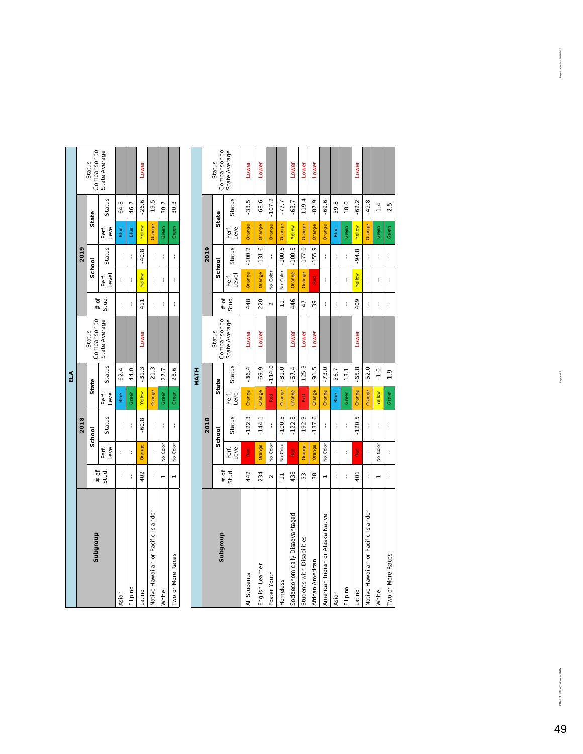## ELA

| Subgroup | 2018 | | | | | | 2019 | | | | | |
|---|---|---|---|---|---|---|---|---|---|---|---|---|
| | # of Stud. | School | | State | | Status Comparison to State Average | # of Stud. | School | | State | | Status Comparison to State Average |
| | | Perf. Level | Status | Perf. Level | Status | | | Perf. Level | Status | Perf. Level | Status | |
| Asian | -- | -- | -- | Blue | 62.4 | | -- | -- | -- | Blue | 64.8 | |
| Filipino | -- | -- | -- | Green | 44.0 | | -- | -- | -- | Blue | 46.7 | |
| Latino | 402 | Orange | -60.8 | Yellow | -31.3 | Lower | 411 | Yellow | -40.8 | Yellow | -26.6 | Lower |
| Native Hawaiian or Pacific Islander | -- | -- | -- | Orange | -21.3 | | -- | -- | -- | Orange | -19.5 | |
| White | 1 | No Color | -- | Green | 27.7 | | -- | -- | -- | Green | 30.7 | |
| Two or More Races | 1 | No Color | -- | Green | 28.6 | | -- | -- | -- | Green | 30.3 | |

## MATH

| Subgroup | 2018 | | | | | | 2019 | | | | | |
|---|---|---|---|---|---|---|---|---|---|---|---|---|
| | # of Stud. | School | | State | | Status Comparison to State Average | # of Stud. | School | | State | | Status Comparison to State Average |
| | | Perf. Level | Status | Perf. Level | Status | | | Perf. Level | Status | Perf. Level | Status | |
| All Students | 442 | Red | -122.3 | Orange | -36.4 | Lower | 448 | Orange | -100.2 | Orange | -33.5 | Lower |
| English Learner | 234 | Orange | -144.1 | Orange | -69.9 | Lower | 220 | Orange | -131.6 | Orange | -68.6 | Lower |
| Foster Youth | 2 | No Color | -- | Red | -114.0 | | 2 | No Color | -- | Orange | -107.2 | |
| Homeless | 11 | No Color | -100.5 | Orange | -81.0 | | 11 | No Color | -100.6 | Orange | -77.7 | |
| Socioeconomically Disadvantaged | 438 | Red | -122.8 | Orange | -67.4 | Lower | 446 | Orange | -100.5 | Yellow | -63.7 | Lower |
| Students with Disabilities | 53 | Orange | -192.3 | Red | -125.3 | Lower | 47 | Orange | -177.0 | Orange | -119.4 | Lower |
| African American | 38 | Orange | -137.6 | Orange | -91.5 | Lower | 39 | Red | -155.9 | Orange | -87.9 | Lower |
| American Indian or Alaska Native | 1 | No Color | -- | Orange | -73.0 | | -- | -- | -- | Orange | -69.6 | |
| Asian | -- | -- | -- | Blue | 56.7 | | -- | -- | -- | Blue | 59.8 | |
| Filipino | -- | -- | -- | Green | 13.1 | | -- | -- | -- | Green | 18.0 | |
| Latino | 401 | Red | -120.5 | Orange | -65.8 | Lower | 409 | Yellow | -94.8 | Yellow | -62.2 | Lower |
| Native Hawaiian or Pacific Islander | -- | -- | -- | Orange | -52.0 | | -- | -- | -- | Orange | -49.8 | |
| White | 1 | No Color | -- | Yellow | -1.0 | | -- | -- | -- | Green | 1.4 | |
| Two or More Races | -- | -- | -- | Green | 1.9 | | -- | -- | -- | Green | 2.5 | |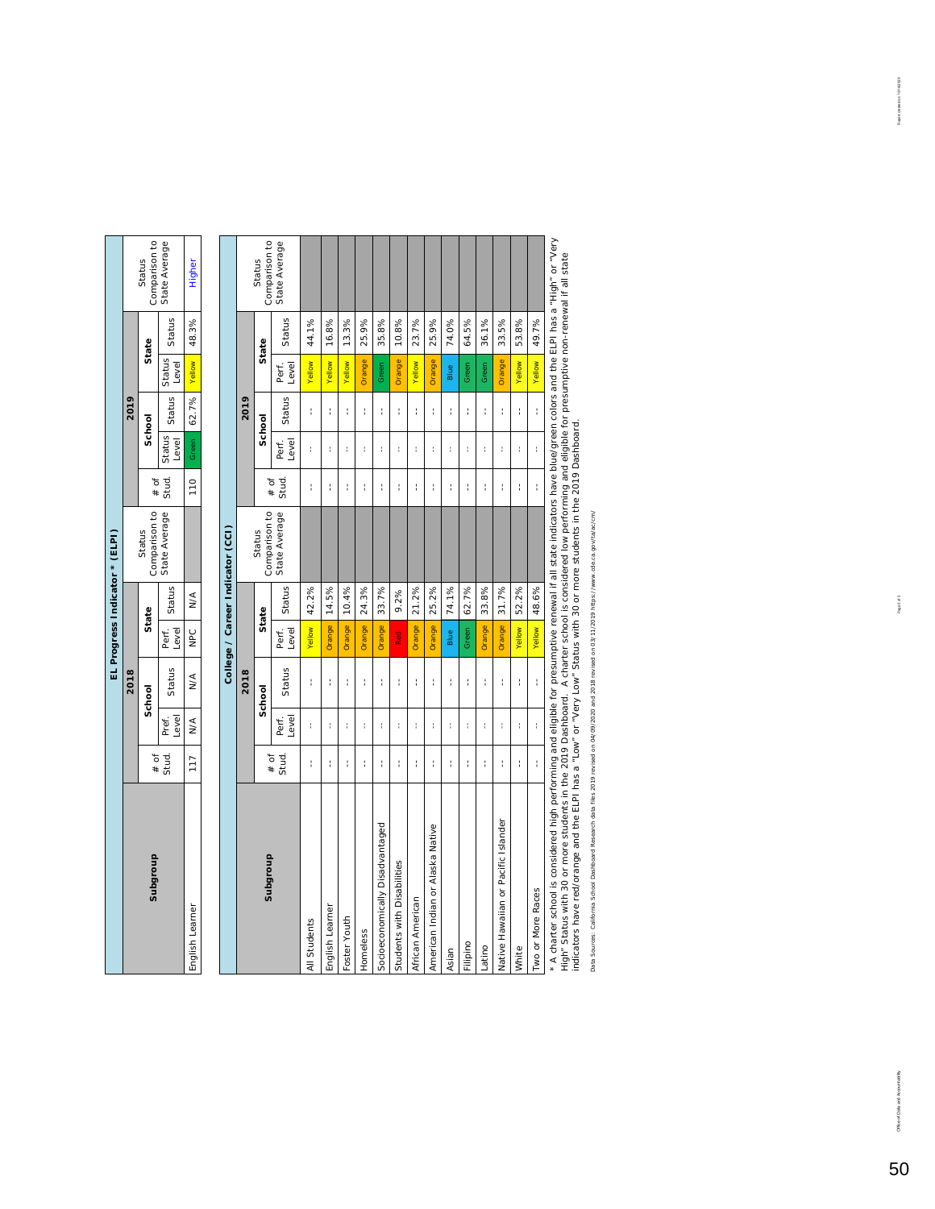## EL Progress Indicator * (ELPI)

| Subgroup | 2018 | | | | | | 2019 | | | | | |
|---|---|---|---|---|---|---|---|---|---|---|---|---|
| | # of Stud. | School | | State | | Status Comparison to State Average | # of Stud. | School | | State | | Status Comparison to State Average |
| | | Pref. Level | Status | Perf. Level | Status | | | Status Level | Status | Status Level | Status | |
| English Learner | 117 | N/A | N/A | NPC | N/A | | 110 | Green | 62.7% | Yellow | 48.3% | Higher |

## College / Career Indicator (CCI)

| Subgroup | 2018 | | | | | | 2019 | | | | | |
|---|---|---|---|---|---|---|---|---|---|---|---|---|
| | # of Stud. | School | | State | | Status Comparison to State Average | # of Stud. | School | | State | | Status Comparison to State Average |
| | | Perf. Level | Status | Perf. Level | Status | | | Perf. Level | Status | Perf. Level | Status | |
| All Students | -- | -- | -- | Yellow | 42.2% | | -- | -- | -- | Yellow | 44.1% | |
| English Learner | -- | -- | -- | Orange | 14.5% | | -- | -- | -- | Yellow | 16.8% | |
| Foster Youth | -- | -- | -- | Orange | 10.4% | | -- | -- | -- | Yellow | 13.3% | |
| Homeless | -- | -- | -- | Orange | 24.3% | | -- | -- | -- | Orange | 25.9% | |
| Socioeconomically Disadvantaged | -- | -- | -- | Orange | 33.7% | | -- | -- | -- | Green | 35.8% | |
| Students with Disabilities | -- | -- | -- | Red | 9.2% | | -- | -- | -- | Orange | 10.8% | |
| African American | -- | -- | -- | Orange | 21.2% | | -- | -- | -- | Yellow | 23.7% | |
| American Indian or Alaska Native | -- | -- | -- | Orange | 25.2% | | -- | -- | -- | Orange | 25.9% | |
| Asian | -- | -- | -- | Blue | 74.1% | | -- | -- | -- | Blue | 74.0% | |
| Filipino | -- | -- | -- | Green | 62.7% | | -- | -- | -- | Green | 64.5% | |
| Latino | -- | -- | -- | Orange | 33.8% | | -- | -- | -- | Green | 36.1% | |
| Native Hawaiian or Pacific Islander | -- | -- | -- | Orange | 31.7% | | -- | -- | -- | Orange | 33.5% | |
| White | -- | -- | -- | Yellow | 52.2% | | -- | -- | -- | Yellow | 53.8% | |
| Two or More Races | -- | -- | -- | Yellow | 48.6% | | -- | -- | -- | Yellow | 49.7% | |

* A charter school is considered high performing and eligible for presumptive renewal if all state indicators have blue/green colors and the ELPI has a "High" or "Very High" Status with 30 or more students in the 2019 Dashboard. A charter school is considered low performing and eligible for presumptive non-renewal if all state indicators have red/orange and the ELPI has a "Low" or "Very Low" Status with 30 or more students in the 2019 Dashboard.

Data Sources: California School Dashboard Research data files 2019 revised on 04/09/2020 and 2018 revised on 03/11/2019 https://www.cde.ca.gov/ta/ac/cm/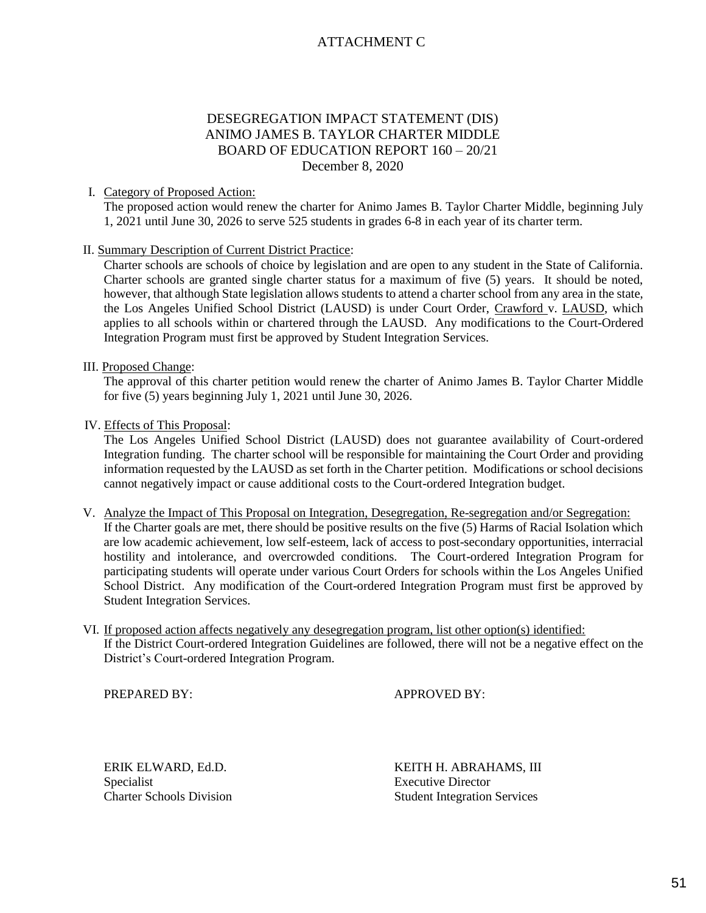ATTACHMENT C

# DESEGREGATION IMPACT STATEMENT (DIS)
# ANIMO JAMES B. TAYLOR CHARTER MIDDLE
# BOARD OF EDUCATION REPORT 160 – 20/21
December 8, 2020

I. Category of Proposed Action:

The proposed action would renew the charter for Animo James B. Taylor Charter Middle, beginning July 1, 2021 until June 30, 2026 to serve 525 students in grades 6-8 in each year of its charter term.

II. Summary Description of Current District Practice:

Charter schools are schools of choice by legislation and are open to any student in the State of California. Charter schools are granted single charter status for a maximum of five (5) years. It should be noted, however, that although State legislation allows students to attend a charter school from any area in the state, the Los Angeles Unified School District (LAUSD) is under Court Order, Crawford v. LAUSD, which applies to all schools within or chartered through the LAUSD. Any modifications to the Court-Ordered Integration Program must first be approved by Student Integration Services.

III. Proposed Change:

The approval of this charter petition would renew the charter of Animo James B. Taylor Charter Middle for five (5) years beginning July 1, 2021 until June 30, 2026.

IV. Effects of This Proposal:

The Los Angeles Unified School District (LAUSD) does not guarantee availability of Court-ordered Integration funding. The charter school will be responsible for maintaining the Court Order and providing information requested by the LAUSD as set forth in the Charter petition. Modifications or school decisions cannot negatively impact or cause additional costs to the Court-ordered Integration budget.

V. Analyze the Impact of This Proposal on Integration, Desegregation, Re-segregation and/or Segregation:

If the Charter goals are met, there should be positive results on the five (5) Harms of Racial Isolation which are low academic achievement, low self-esteem, lack of access to post-secondary opportunities, interracial hostility and intolerance, and overcrowded conditions. The Court-ordered Integration Program for participating students will operate under various Court Orders for schools within the Los Angeles Unified School District. Any modification of the Court-ordered Integration Program must first be approved by Student Integration Services.

VI. If proposed action affects negatively any desegregation program, list other option(s) identified:

If the District Court-ordered Integration Guidelines are followed, there will not be a negative effect on the District's Court-ordered Integration Program.

PREPARED BY:

ERIK ELWARD, Ed.D.
Specialist
Charter Schools Division

APPROVED BY:

KEITH H. ABRAHAMS, III
Executive Director
Student Integration Services